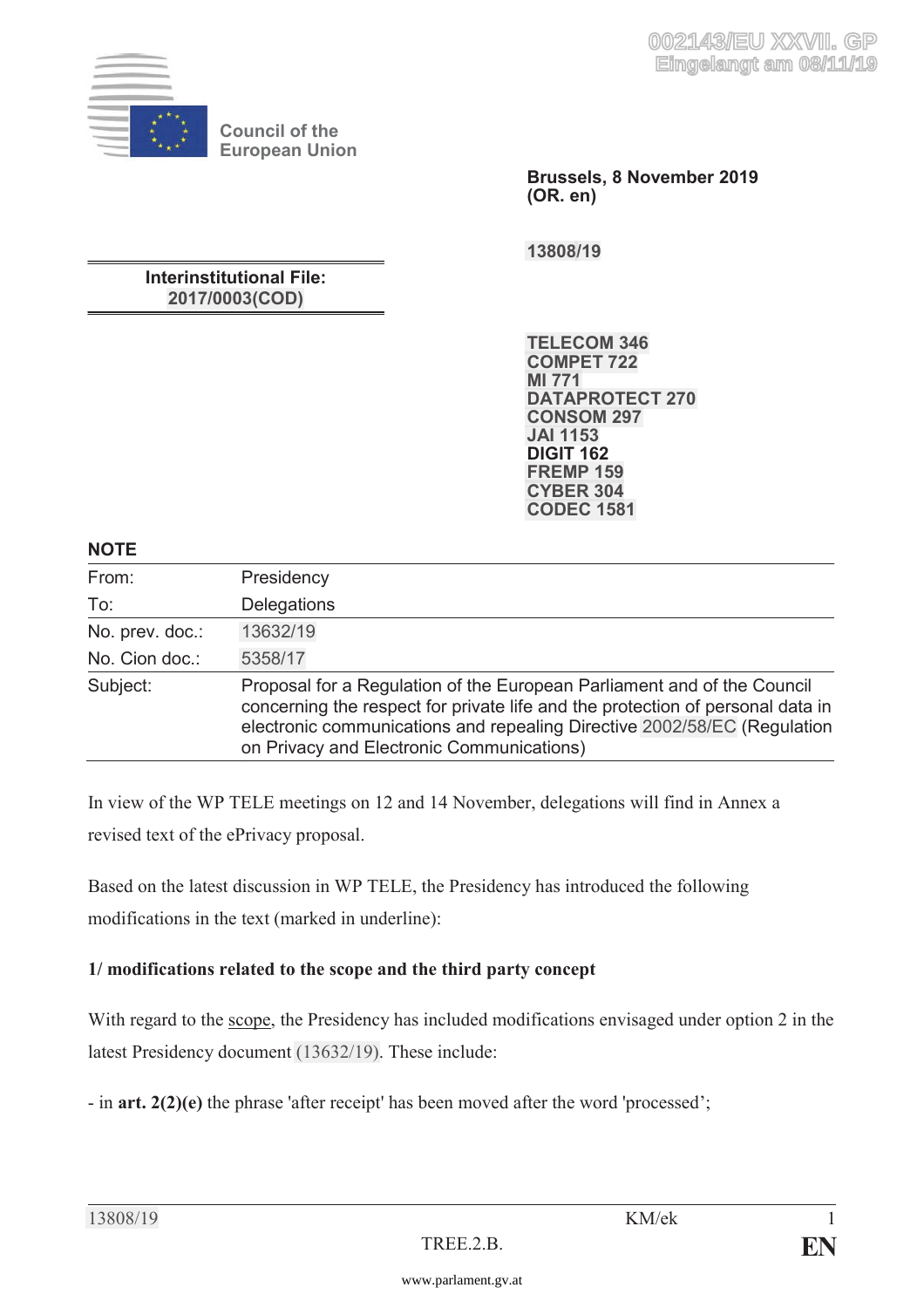Council of the European Union

**Brussels, 8 November 2019**
**(OR. en)**

**13808/19**

**Interinstitutional File:**
**2017/0003(COD)**

**TELECOM 346**
**COMPET 722**
**MI 771**
**DATAPROTECT 270**
**CONSOM 297**
**JAI 1153**
**DIGIT 162**
**FREMP 159**
**CYBER 304**
**CODEC 1581**

**NOTE**

| | |
|---|---|
| From: | Presidency |
| To: | Delegations |
| No. prev. doc.: | 13632/19 |
| No. Cion doc.: | 5358/17 |
| Subject: | Proposal for a Regulation of the European Parliament and of the Council concerning the respect for private life and the protection of personal data in electronic communications and repealing Directive 2002/58/EC (Regulation on Privacy and Electronic Communications) |

In view of the WP TELE meetings on 12 and 14 November, delegations will find in Annex a revised text of the ePrivacy proposal.

Based on the latest discussion in WP TELE, the Presidency has introduced the following modifications in the text (marked in underline):

**1/ modifications related to the scope and the third party concept**

With regard to the scope, the Presidency has included modifications envisaged under option 2 in the latest Presidency document (13632/19). These include:

- in **art. 2(2)(e)** the phrase 'after receipt' has been moved after the word 'processed';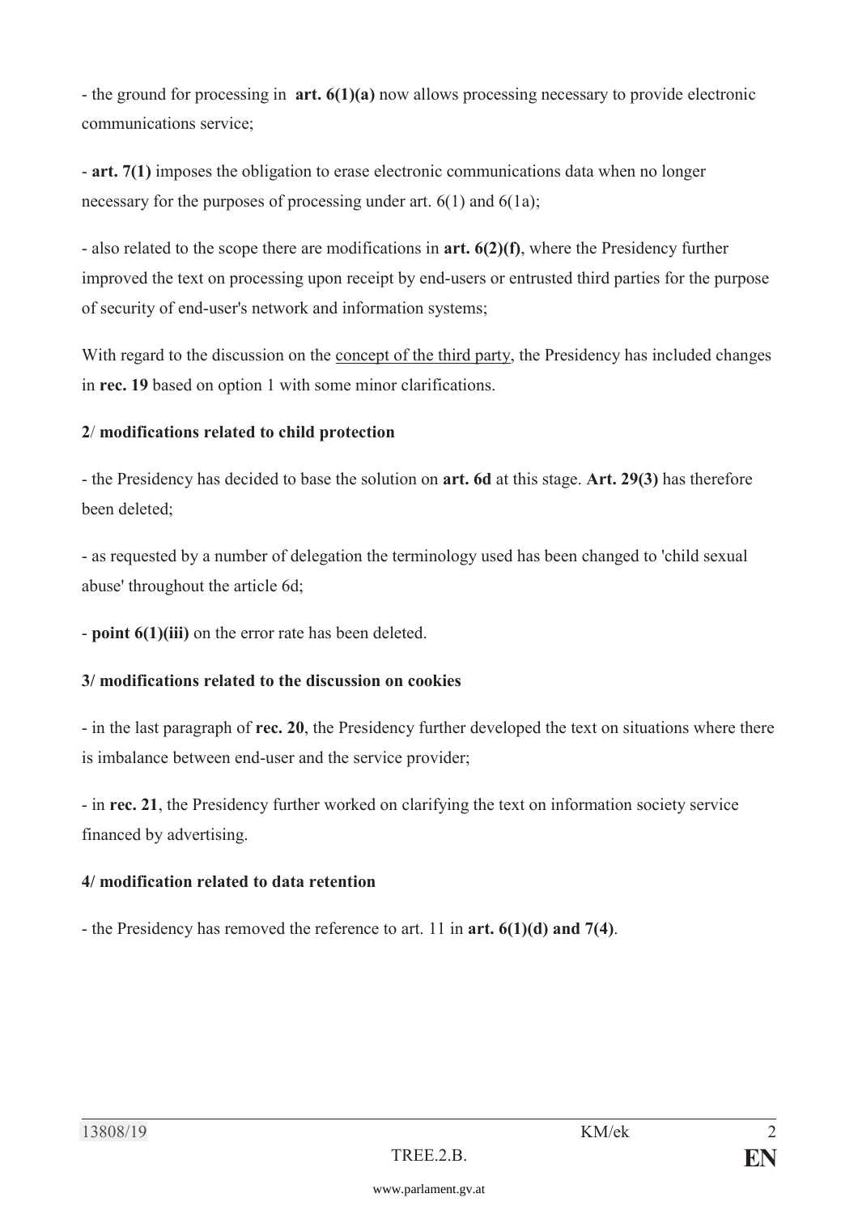- the ground for processing in **art. 6(1)(a)** now allows processing necessary to provide electronic communications service;

- **art. 7(1)** imposes the obligation to erase electronic communications data when no longer necessary for the purposes of processing under art. 6(1) and 6(1a);

- also related to the scope there are modifications in **art. 6(2)(f)**, where the Presidency further improved the text on processing upon receipt by end-users or entrusted third parties for the purpose of security of end-user's network and information systems;

With regard to the discussion on the concept of the third party, the Presidency has included changes in **rec. 19** based on option 1 with some minor clarifications.

**2/ modifications related to child protection**

- the Presidency has decided to base the solution on **art. 6d** at this stage. **Art. 29(3)** has therefore been deleted;

- as requested by a number of delegation the terminology used has been changed to 'child sexual abuse' throughout the article 6d;

- **point 6(1)(iii)** on the error rate has been deleted.

**3/ modifications related to the discussion on cookies**

- in the last paragraph of **rec. 20**, the Presidency further developed the text on situations where there is imbalance between end-user and the service provider;

- in **rec. 21**, the Presidency further worked on clarifying the text on information society service financed by advertising.

**4/ modification related to data retention**

- the Presidency has removed the reference to art. 11 in **art. 6(1)(d) and 7(4)**.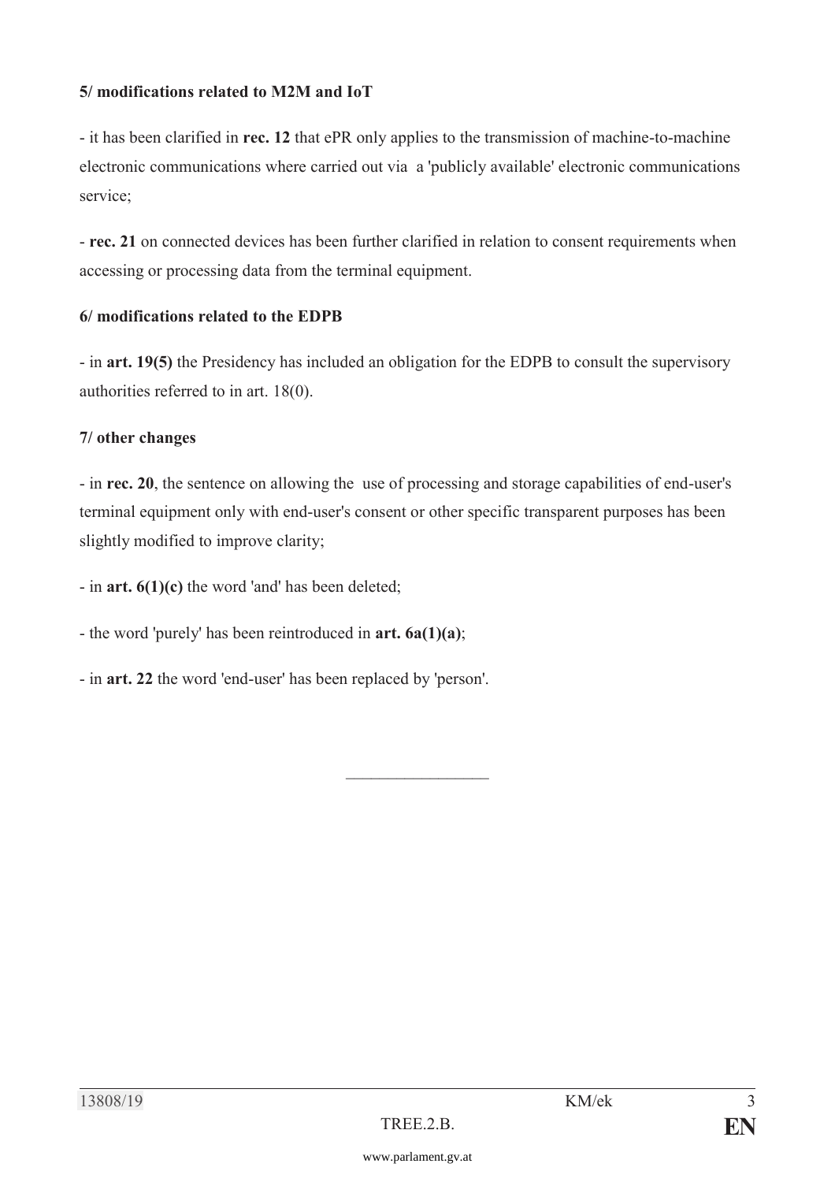**5/ modifications related to M2M and IoT**

- it has been clarified in **rec. 12** that ePR only applies to the transmission of machine-to-machine electronic communications where carried out via a 'publicly available' electronic communications service;

- **rec. 21** on connected devices has been further clarified in relation to consent requirements when accessing or processing data from the terminal equipment.

**6/ modifications related to the EDPB**

- in **art. 19(5)** the Presidency has included an obligation for the EDPB to consult the supervisory authorities referred to in art. 18(0).

**7/ other changes**

- in **rec. 20**, the sentence on allowing the use of processing and storage capabilities of end-user's terminal equipment only with end-user's consent or other specific transparent purposes has been slightly modified to improve clarity;

- in **art. 6(1)(c)** the word 'and' has been deleted;

- the word 'purely' has been reintroduced in **art. 6a(1)(a)**;

- in **art. 22** the word 'end-user' has been replaced by 'person'.

\_\_\_\_\_\_\_\_\_\_\_\_\_\_\_\_\_\_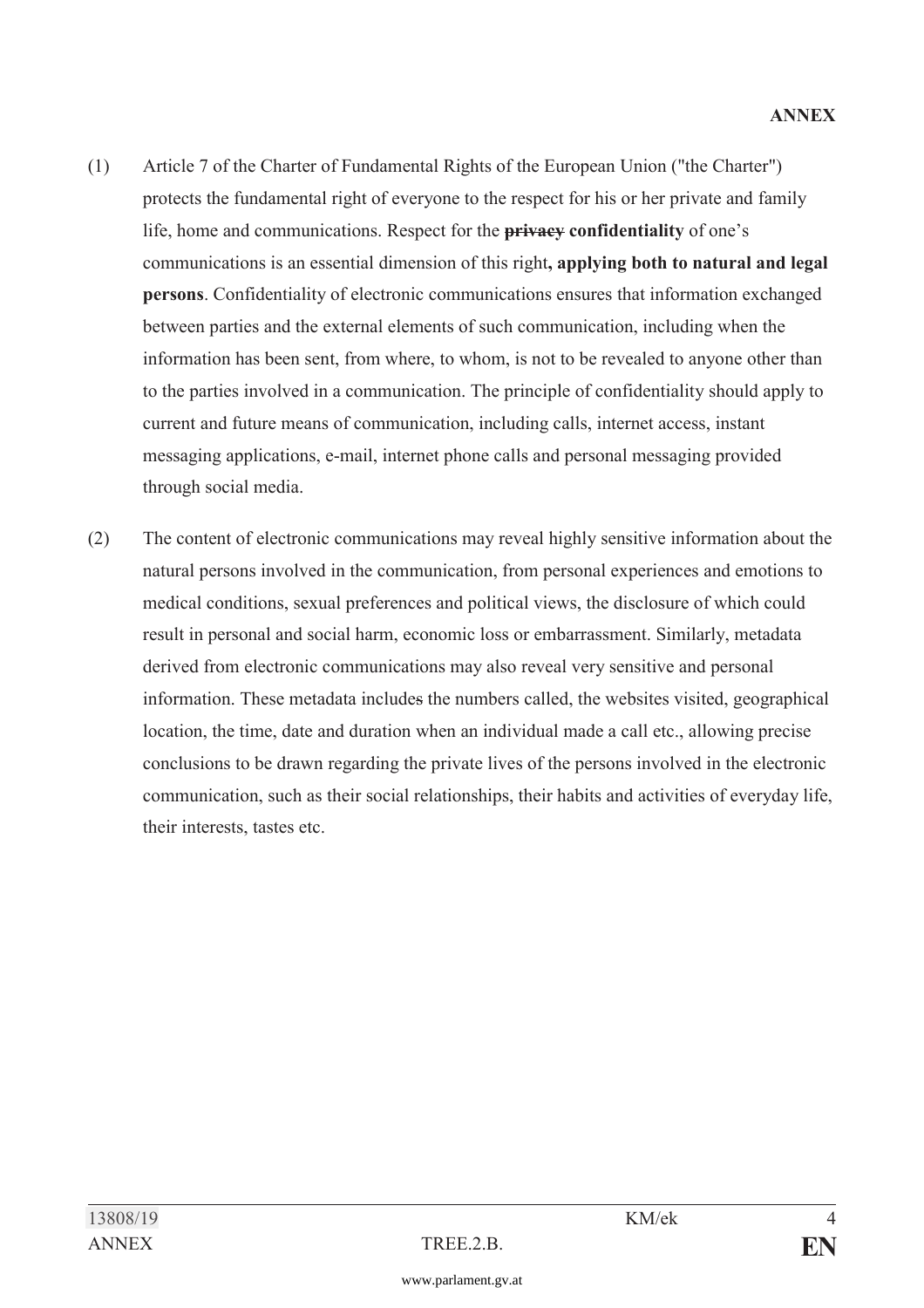**ANNEX**

(1) Article 7 of the Charter of Fundamental Rights of the European Union ("the Charter") protects the fundamental right of everyone to the respect for his or her private and family life, home and communications. Respect for the ~~**privacy**~~ **confidentiality** of one's communications is an essential dimension of this right**, applying both to natural and legal persons**. Confidentiality of electronic communications ensures that information exchanged between parties and the external elements of such communication, including when the information has been sent, from where, to whom, is not to be revealed to anyone other than to the parties involved in a communication. The principle of confidentiality should apply to current and future means of communication, including calls, internet access, instant messaging applications, e-mail, internet phone calls and personal messaging provided through social media.

(2) The content of electronic communications may reveal highly sensitive information about the natural persons involved in the communication, from personal experiences and emotions to medical conditions, sexual preferences and political views, the disclosure of which could result in personal and social harm, economic loss or embarrassment. Similarly, metadata derived from electronic communications may also reveal very sensitive and personal information. These metadata includes the numbers called, the websites visited, geographical location, the time, date and duration when an individual made a call etc., allowing precise conclusions to be drawn regarding the private lives of the persons involved in the electronic communication, such as their social relationships, their habits and activities of everyday life, their interests, tastes etc.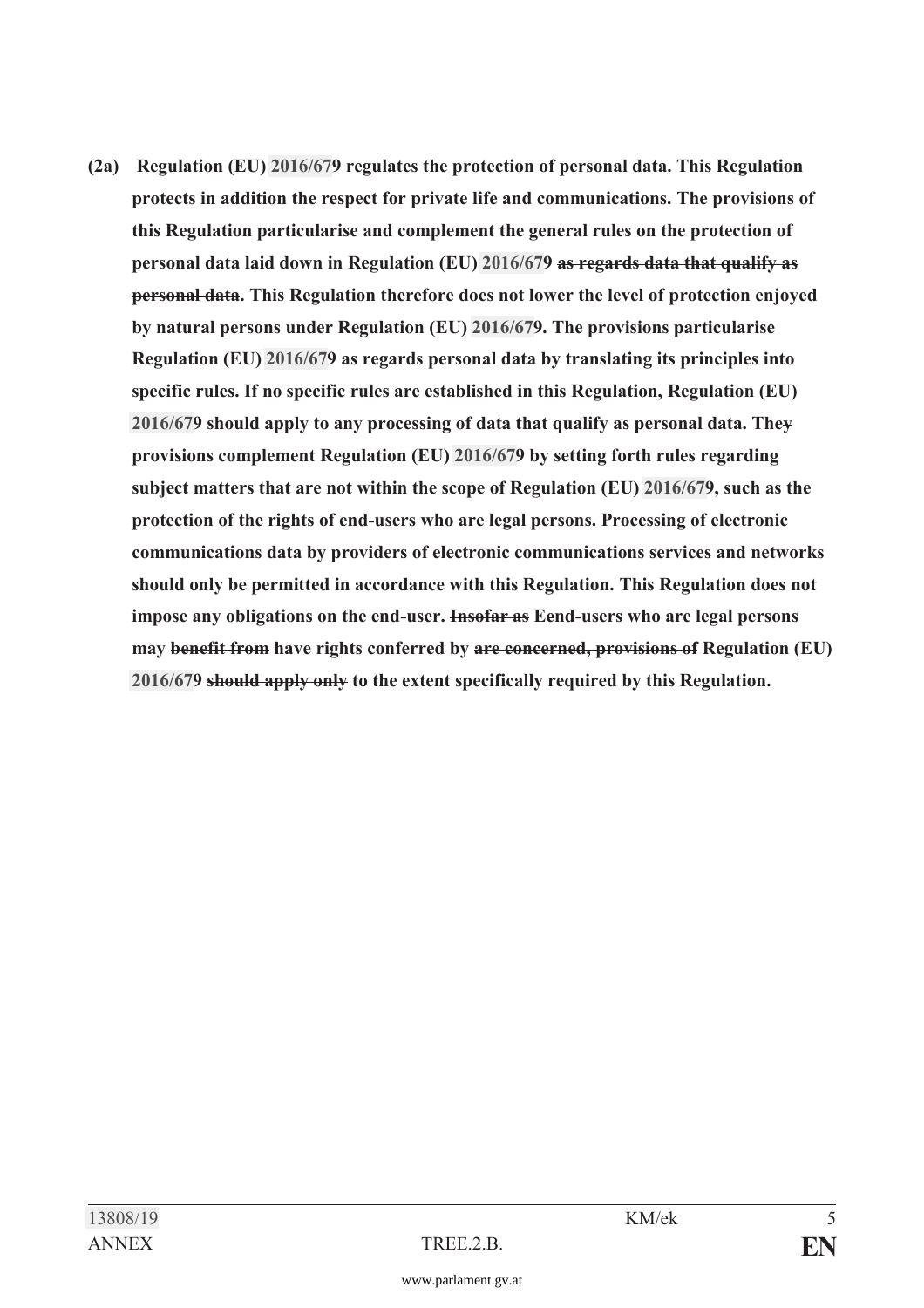**(2a) Regulation (EU) 2016/679 regulates the protection of personal data. This Regulation protects in addition the respect for private life and communications. The provisions of this Regulation particularise and complement the general rules on the protection of personal data laid down in Regulation (EU) 2016/679 ~~as regards data that qualify as personal data~~. This Regulation therefore does not lower the level of protection enjoyed by natural persons under Regulation (EU) 2016/679. The provisions particularise Regulation (EU) 2016/679 as regards personal data by translating its principles into specific rules. If no specific rules are established in this Regulation, Regulation (EU) 2016/679 should apply to any processing of data that qualify as personal data. The~~y~~ provisions complement Regulation (EU) 2016/679 by setting forth rules regarding subject matters that are not within the scope of Regulation (EU) 2016/679, such as the protection of the rights of end-users who are legal persons. Processing of electronic communications data by providers of electronic communications services and networks should only be permitted in accordance with this Regulation. This Regulation does not impose any obligations on the end-user. ~~Insofar as~~ ~~E~~End-users who are legal persons may ~~benefit from~~ have rights conferred by ~~are concerned, provisions of~~ Regulation (EU) 2016/679 ~~should apply only~~ to the extent specifically required by this Regulation.**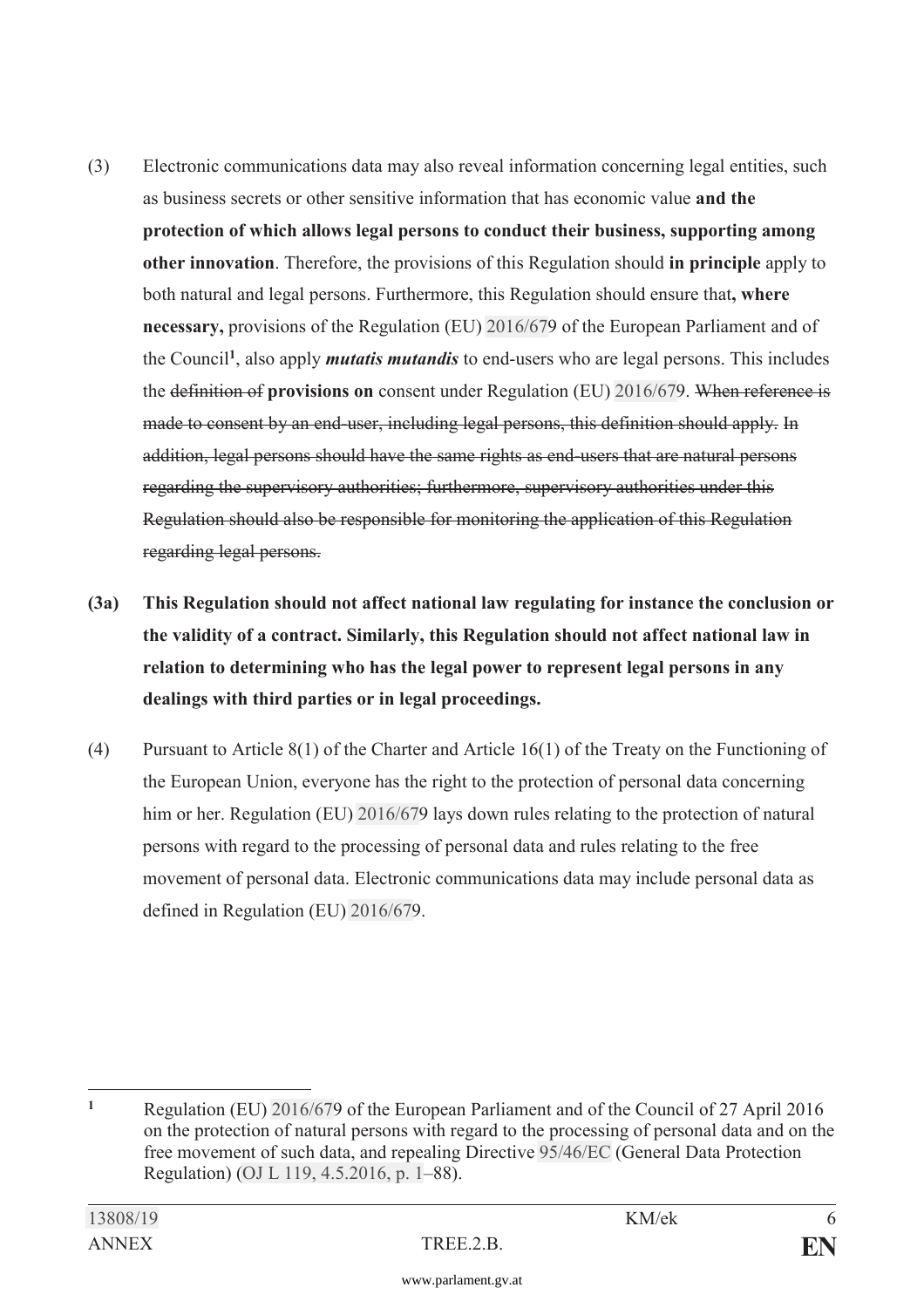(3) Electronic communications data may also reveal information concerning legal entities, such as business secrets or other sensitive information that has economic value **and the protection of which allows legal persons to conduct their business, supporting among other innovation**. Therefore, the provisions of this Regulation should **in principle** apply to both natural and legal persons. Furthermore, this Regulation should ensure that**, where necessary,** provisions of the Regulation (EU) 2016/679 of the European Parliament and of the Council[1], also apply ***mutatis mutandis*** to end-users who are legal persons. This includes the ~~definition of~~ **provisions on** consent under Regulation (EU) 2016/679. ~~When reference is made to consent by an end-user, including legal persons, this definition should apply. In addition, legal persons should have the same rights as end-users that are natural persons regarding the supervisory authorities; furthermore, supervisory authorities under this Regulation should also be responsible for monitoring the application of this Regulation regarding legal persons.~~

**(3a) This Regulation should not affect national law regulating for instance the conclusion or the validity of a contract. Similarly, this Regulation should not affect national law in relation to determining who has the legal power to represent legal persons in any dealings with third parties or in legal proceedings.**

(4) Pursuant to Article 8(1) of the Charter and Article 16(1) of the Treaty on the Functioning of the European Union, everyone has the right to the protection of personal data concerning him or her. Regulation (EU) 2016/679 lays down rules relating to the protection of natural persons with regard to the processing of personal data and rules relating to the free movement of personal data. Electronic communications data may include personal data as defined in Regulation (EU) 2016/679.

---

[1] Regulation (EU) 2016/679 of the European Parliament and of the Council of 27 April 2016 on the protection of natural persons with regard to the processing of personal data and on the free movement of such data, and repealing Directive 95/46/EC (General Data Protection Regulation) (OJ L 119, 4.5.2016, p. 1–88).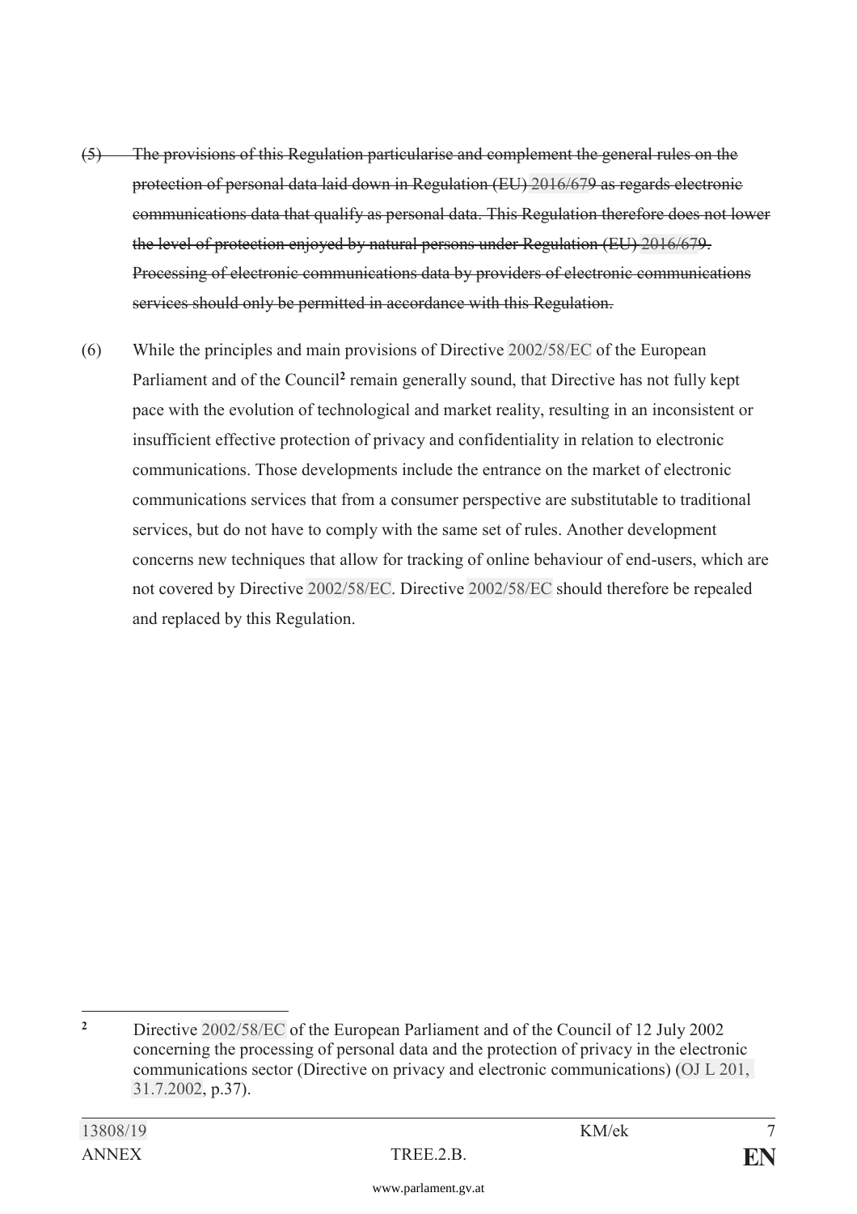~~(5) The provisions of this Regulation particularise and complement the general rules on the protection of personal data laid down in Regulation (EU) 2016/679 as regards electronic communications data that qualify as personal data. This Regulation therefore does not lower the level of protection enjoyed by natural persons under Regulation (EU) 2016/679. Processing of electronic communications data by providers of electronic communications services should only be permitted in accordance with this Regulation.~~

(6) While the principles and main provisions of Directive 2002/58/EC of the European Parliament and of the Council[2] remain generally sound, that Directive has not fully kept pace with the evolution of technological and market reality, resulting in an inconsistent or insufficient effective protection of privacy and confidentiality in relation to electronic communications. Those developments include the entrance on the market of electronic communications services that from a consumer perspective are substitutable to traditional services, but do not have to comply with the same set of rules. Another development concerns new techniques that allow for tracking of online behaviour of end-users, which are not covered by Directive 2002/58/EC. Directive 2002/58/EC should therefore be repealed and replaced by this Regulation.

[2] Directive 2002/58/EC of the European Parliament and of the Council of 12 July 2002 concerning the processing of personal data and the protection of privacy in the electronic communications sector (Directive on privacy and electronic communications) (OJ L 201, 31.7.2002, p.37).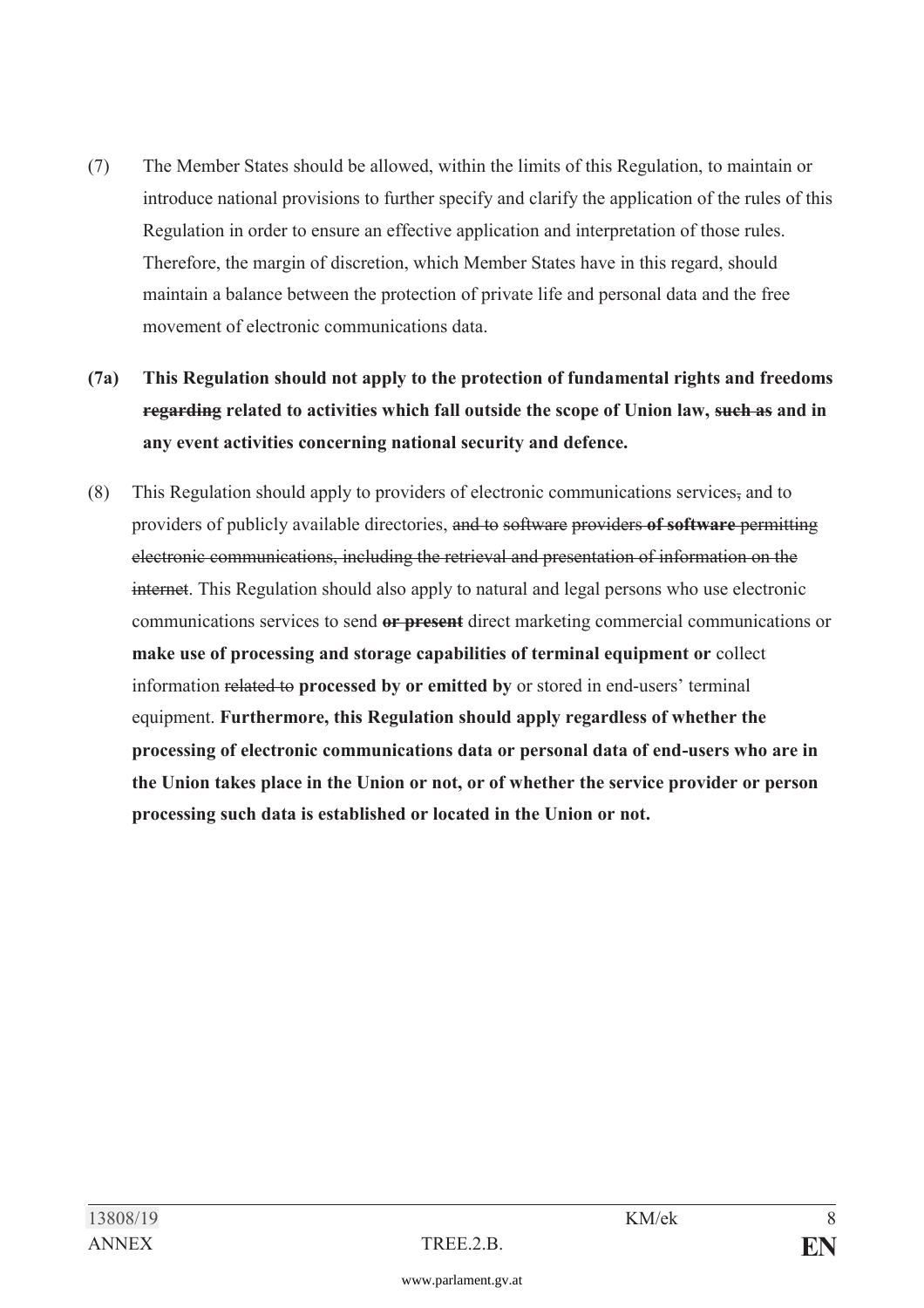(7) The Member States should be allowed, within the limits of this Regulation, to maintain or introduce national provisions to further specify and clarify the application of the rules of this Regulation in order to ensure an effective application and interpretation of those rules. Therefore, the margin of discretion, which Member States have in this regard, should maintain a balance between the protection of private life and personal data and the free movement of electronic communications data.

**(7a) This Regulation should not apply to the protection of fundamental rights and freedoms ~~regarding~~ related to activities which fall outside the scope of Union law, ~~such as~~ and in any event activities concerning national security and defence.**

(8) This Regulation should apply to providers of electronic communications services~~,~~ and to providers of publicly available directories, ~~and to software providers~~ **~~of software~~** ~~permitting electronic communications, including the retrieval and presentation of information on the internet~~. This Regulation should also apply to natural and legal persons who use electronic communications services to send **~~or present~~** direct marketing commercial communications or **make use of processing and storage capabilities of terminal equipment or** collect information ~~related to~~ **processed by or emitted by** or stored in end-users' terminal equipment. **Furthermore, this Regulation should apply regardless of whether the processing of electronic communications data or personal data of end-users who are in the Union takes place in the Union or not, or of whether the service provider or person processing such data is established or located in the Union or not.**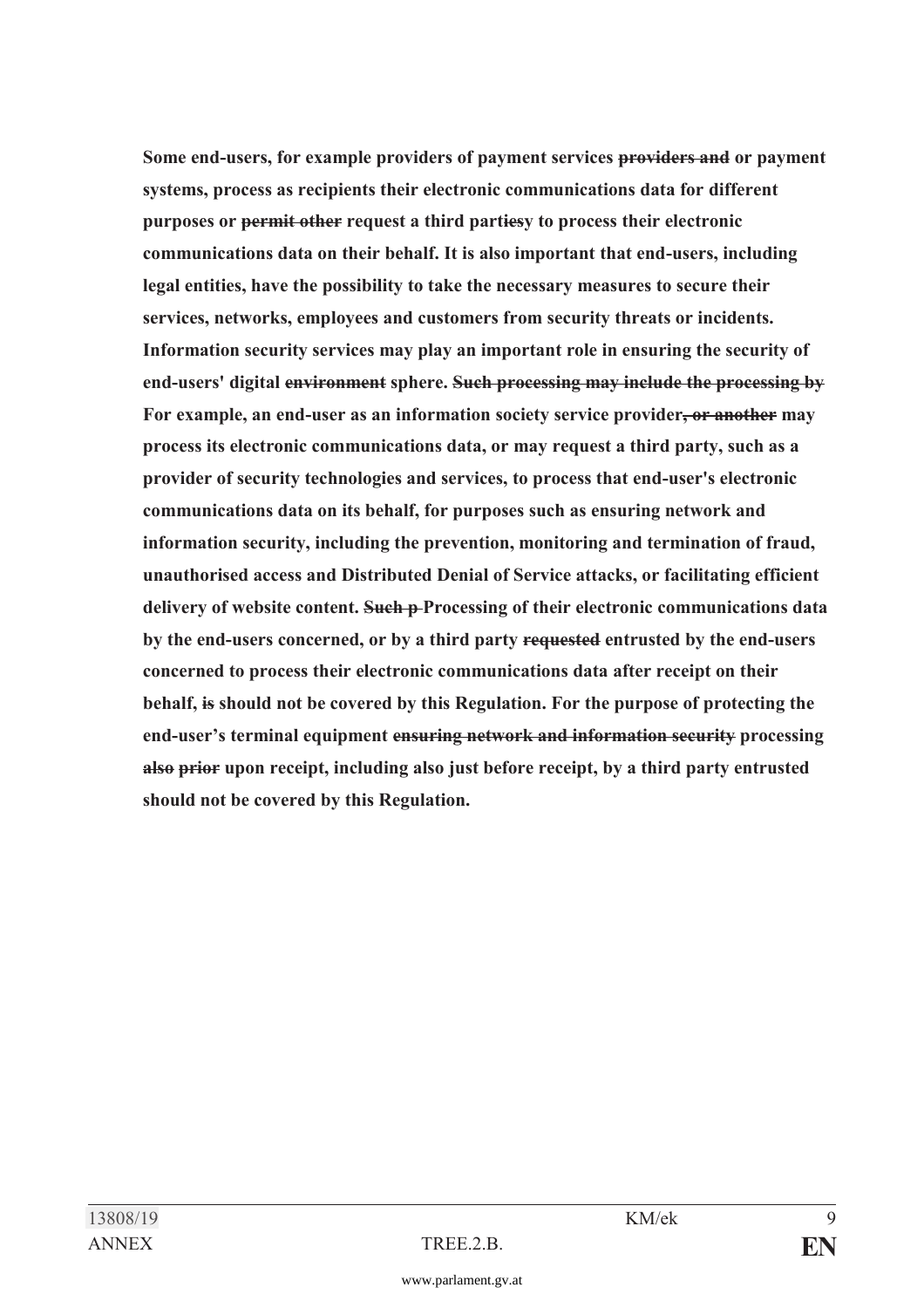**Some end-users, for example providers of payment services ~~providers and~~ or payment systems, process as recipients their electronic communications data for different purposes or ~~permit other~~ request a third part~~ies~~y to process their electronic communications data on their behalf. It is also important that end-users, including legal entities, have the possibility to take the necessary measures to secure their services, networks, employees and customers from security threats or incidents. Information security services may play an important role in ensuring the security of end-users' digital ~~environment~~ sphere. ~~Such processing may include the processing by~~ For example, an end-user as an information society service provider~~, or another~~ may process its electronic communications data, or may request a third party, such as a provider of security technologies and services, to process that end-user's electronic communications data on its behalf, for purposes such as ensuring network and information security, including the prevention, monitoring and termination of fraud, unauthorised access and Distributed Denial of Service attacks, or facilitating efficient delivery of website content. ~~Such p~~ Processing of their electronic communications data by the end-users concerned, or by a third party ~~requested~~ entrusted by the end-users concerned to process their electronic communications data after receipt on their behalf, ~~is~~ should not be covered by this Regulation. For the purpose of protecting the end-user's terminal equipment ~~ensuring network and information security~~ processing ~~also prior~~ upon receipt, including also just before receipt, by a third party entrusted should not be covered by this Regulation.**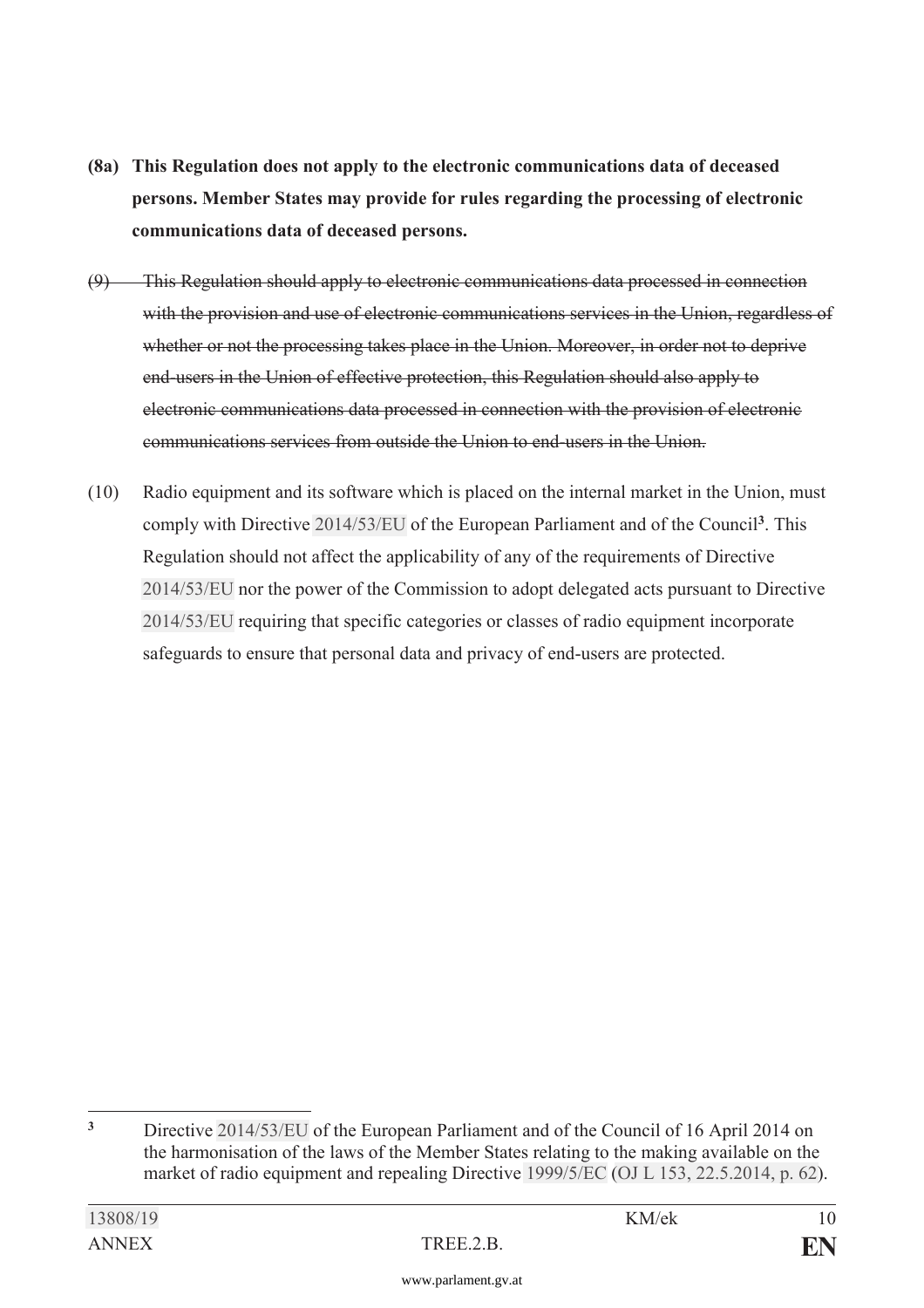**(8a) This Regulation does not apply to the electronic communications data of deceased persons. Member States may provide for rules regarding the processing of electronic communications data of deceased persons.**

~~(9) This Regulation should apply to electronic communications data processed in connection with the provision and use of electronic communications services in the Union, regardless of whether or not the processing takes place in the Union. Moreover, in order not to deprive end-users in the Union of effective protection, this Regulation should also apply to electronic communications data processed in connection with the provision of electronic communications services from outside the Union to end-users in the Union.~~

(10) Radio equipment and its software which is placed on the internal market in the Union, must comply with Directive 2014/53/EU of the European Parliament and of the Council[3]. This Regulation should not affect the applicability of any of the requirements of Directive 2014/53/EU nor the power of the Commission to adopt delegated acts pursuant to Directive 2014/53/EU requiring that specific categories or classes of radio equipment incorporate safeguards to ensure that personal data and privacy of end-users are protected.

---

[3] Directive 2014/53/EU of the European Parliament and of the Council of 16 April 2014 on the harmonisation of the laws of the Member States relating to the making available on the market of radio equipment and repealing Directive 1999/5/EC (OJ L 153, 22.5.2014, p. 62).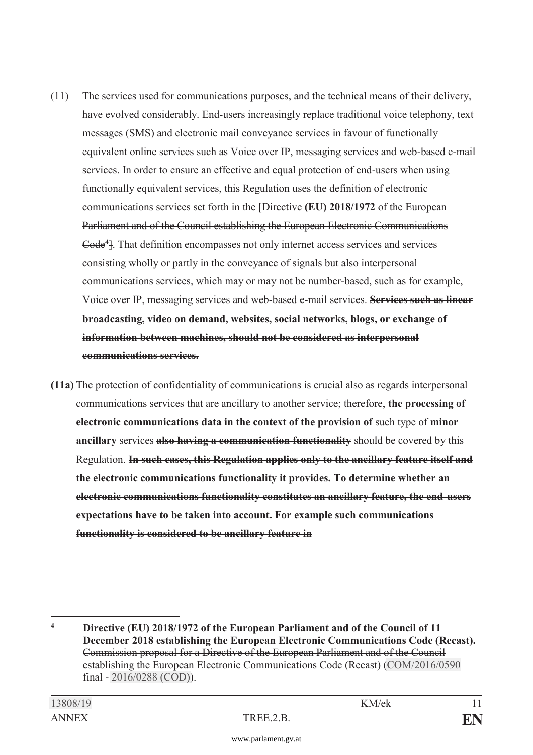(11) The services used for communications purposes, and the technical means of their delivery, have evolved considerably. End-users increasingly replace traditional voice telephony, text messages (SMS) and electronic mail conveyance services in favour of functionally equivalent online services such as Voice over IP, messaging services and web-based e-mail services. In order to ensure an effective and equal protection of end-users when using functionally equivalent services, this Regulation uses the definition of electronic communications services set forth in the ~~[~~Directive **(EU) 2018/1972** ~~of the European Parliament and of the Council establishing the European Electronic Communications Code[4]]~~. That definition encompasses not only internet access services and services consisting wholly or partly in the conveyance of signals but also interpersonal communications services, which may or may not be number-based, such as for example, Voice over IP, messaging services and web-based e-mail services. ~~**Services such as linear broadcasting, video on demand, websites, social networks, blogs, or exchange of information between machines, should not be considered as interpersonal communications services.**~~

**(11a)** The protection of confidentiality of communications is crucial also as regards interpersonal communications services that are ancillary to another service; therefore, **the processing of electronic communications data in the context of the provision of** such type of **minor ancillary** services ~~**also having a communication functionality**~~ should be covered by this Regulation. ~~**In such cases, this Regulation applies only to the ancillary feature itself and the electronic communications functionality it provides. To determine whether an electronic communications functionality constitutes an ancillary feature, the end-users expectations have to be taken into account. For example such communications functionality is considered to be ancillary feature in**~~

---

[4] **Directive (EU) 2018/1972 of the European Parliament and of the Council of 11 December 2018 establishing the European Electronic Communications Code (Recast).** ~~Commission proposal for a Directive of the European Parliament and of the Council establishing the European Electronic Communications Code (Recast) (COM/2016/0590 final - 2016/0288 (COD)).~~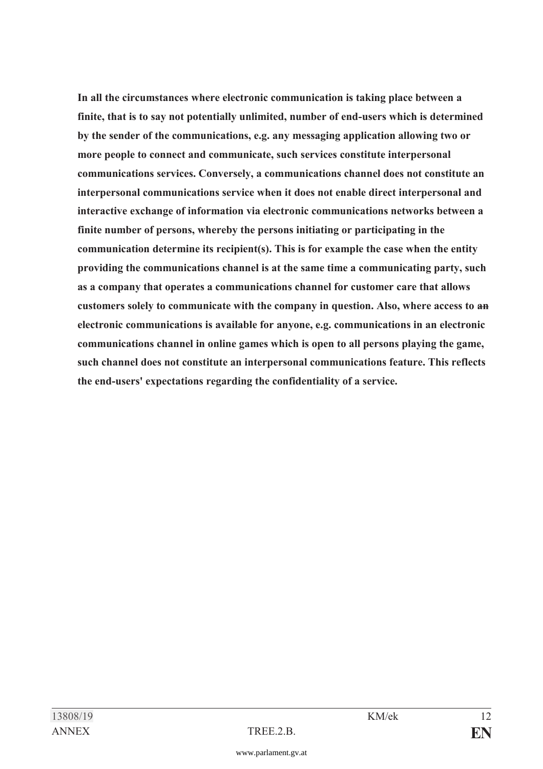**In all the circumstances where electronic communication is taking place between a finite, that is to say not potentially unlimited, number of end-users which is determined by the sender of the communications, e.g. any messaging application allowing two or more people to connect and communicate, such services constitute interpersonal communications services. Conversely, a communications channel does not constitute an interpersonal communications service when it does not enable direct interpersonal and interactive exchange of information via electronic communications networks between a finite number of persons, whereby the persons initiating or participating in the communication determine its recipient(s). This is for example the case when the entity providing the communications channel is at the same time a communicating party, such as a company that operates a communications channel for customer care that allows customers solely to communicate with the company in question. Also, where access to ~~an~~ electronic communications is available for anyone, e.g. communications in an electronic communications channel in online games which is open to all persons playing the game, such channel does not constitute an interpersonal communications feature. This reflects the end-users' expectations regarding the confidentiality of a service.**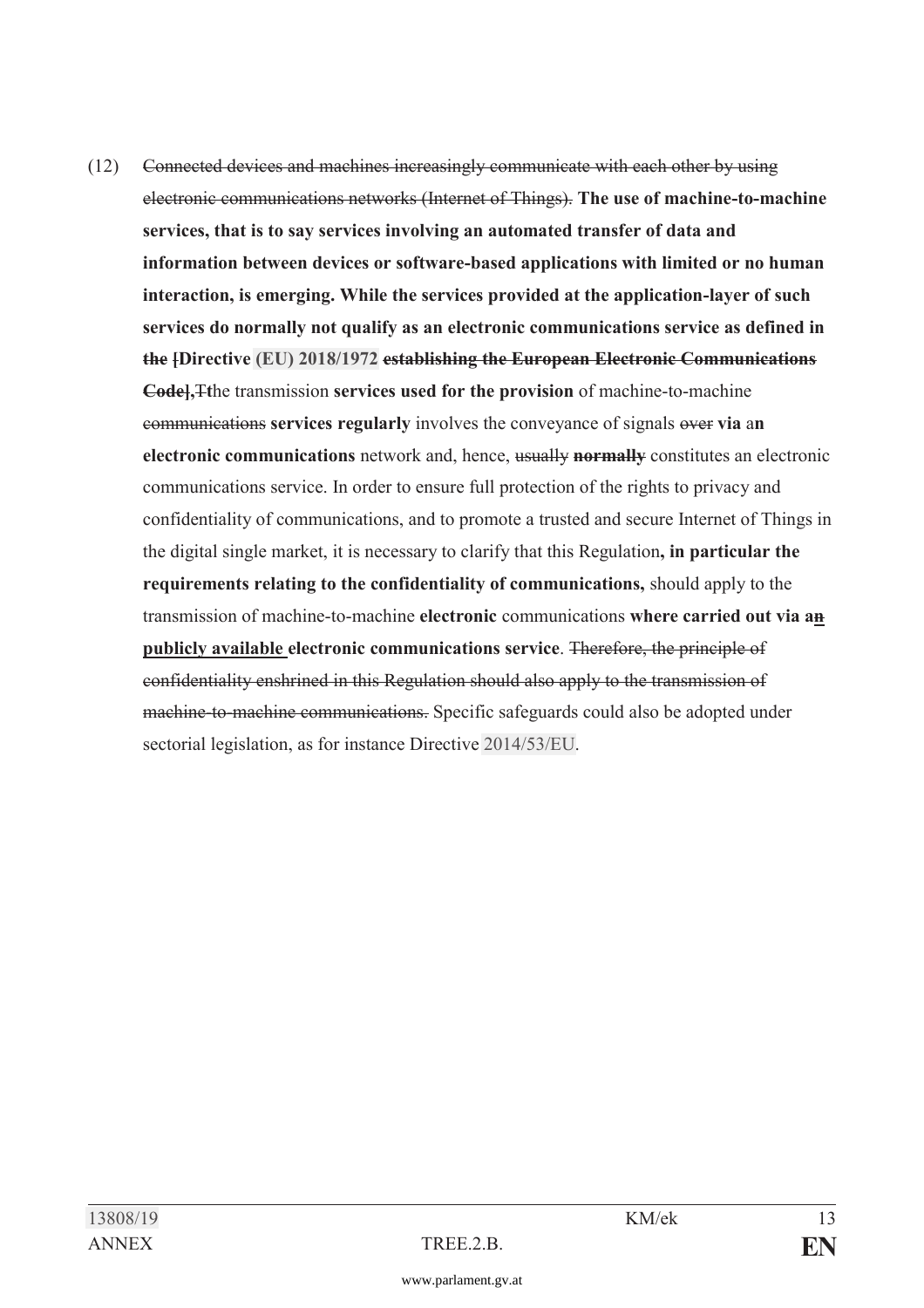(12) ~~Connected devices and machines increasingly communicate with each other by using electronic communications networks (Internet of Things).~~ **The use of machine-to-machine services, that is to say services involving an automated transfer of data and information between devices or software-based applications with limited or no human interaction, is emerging. While the services provided at the application-layer of such services do normally not qualify as an electronic communications service as defined in ~~the~~ [Directive (EU) 2018/1972 ~~establishing the European Electronic Communications Code~~],**~~T~~**t**he transmission **services used for the provision** of machine-to-machine ~~communications~~ **services regularly** involves the conveyance of signals ~~over~~ **via** a**n electronic communications** network and, hence, ~~usually~~ ~~**normally**~~ constitutes an electronic communications service. In order to ensure full protection of the rights to privacy and confidentiality of communications, and to promote a trusted and secure Internet of Things in the digital single market, it is necessary to clarify that this Regulation**, in particular the requirements relating to the confidentiality of communications,** should apply to the transmission of machine-to-machine **electronic** communications **where carried out via a~~n~~** **publicly available** **electronic communications service**. ~~Therefore, the principle of confidentiality enshrined in this Regulation should also apply to the transmission of machine-to-machine communications.~~ Specific safeguards could also be adopted under sectorial legislation, as for instance Directive 2014/53/EU.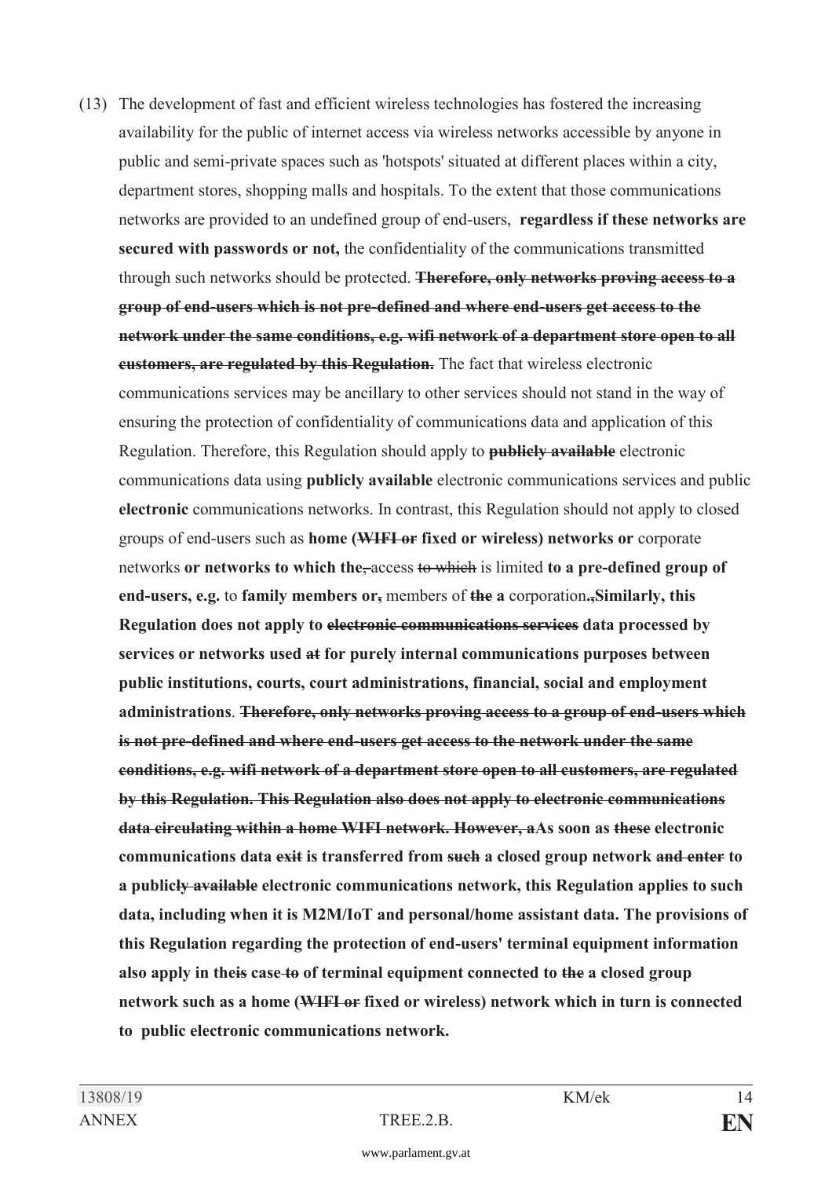(13) The development of fast and efficient wireless technologies has fostered the increasing availability for the public of internet access via wireless networks accessible by anyone in public and semi-private spaces such as 'hotspots' situated at different places within a city, department stores, shopping malls and hospitals. To the extent that those communications networks are provided to an undefined group of end-users, **regardless if these networks are secured with passwords or not,** the confidentiality of the communications transmitted through such networks should be protected. ~~**Therefore, only networks proving access to a group of end-users which is not pre-defined and where end-users get access to the network under the same conditions, e.g. wifi network of a department store open to all customers, are regulated by this Regulation.**~~ The fact that wireless electronic communications services may be ancillary to other services should not stand in the way of ensuring the protection of confidentiality of communications data and application of this Regulation. Therefore, this Regulation should apply to ~~**publicly available**~~ electronic communications data using **publicly available** electronic communications services and public **electronic** communications networks. In contrast, this Regulation should not apply to closed groups of end-users such as **home (~~WIFI or~~ fixed or wireless) networks or** corporate networks **or networks to which the~~,~~** access ~~to which~~ is limited **to a pre-defined group of end-users, e.g.** to **family members or~~,~~** members of ~~**the**~~ **a** corporation**~~.~~,Similarly, this Regulation does not apply to ~~electronic communications services~~ data processed by services or networks used ~~at~~ for purely internal communications purposes between public institutions, courts, court administrations, financial, social and employment administrations**. ~~**Therefore, only networks proving access to a group of end-users which is not pre-defined and where end-users get access to the network under the same conditions, e.g. wifi network of a department store open to all customers, are regulated by this Regulation. This Regulation also does not apply to electronic communications data circulating within a home WIFI network. However, a**~~**As soon as ~~these~~ electronic communications data ~~exit~~ is transferred from ~~such~~ a closed group network ~~and enter~~ to a public~~ly available~~ electronic communications network, this Regulation applies to such data, including when it is M2M/IoT and personal/home assistant data. The provisions of this Regulation regarding the protection of end-users' terminal equipment information also apply in the~~is~~ case ~~to~~ of terminal equipment connected to ~~the~~ a closed group network such as a home (~~WIFI or~~ fixed or wireless) network which in turn is connected to public electronic communications network.**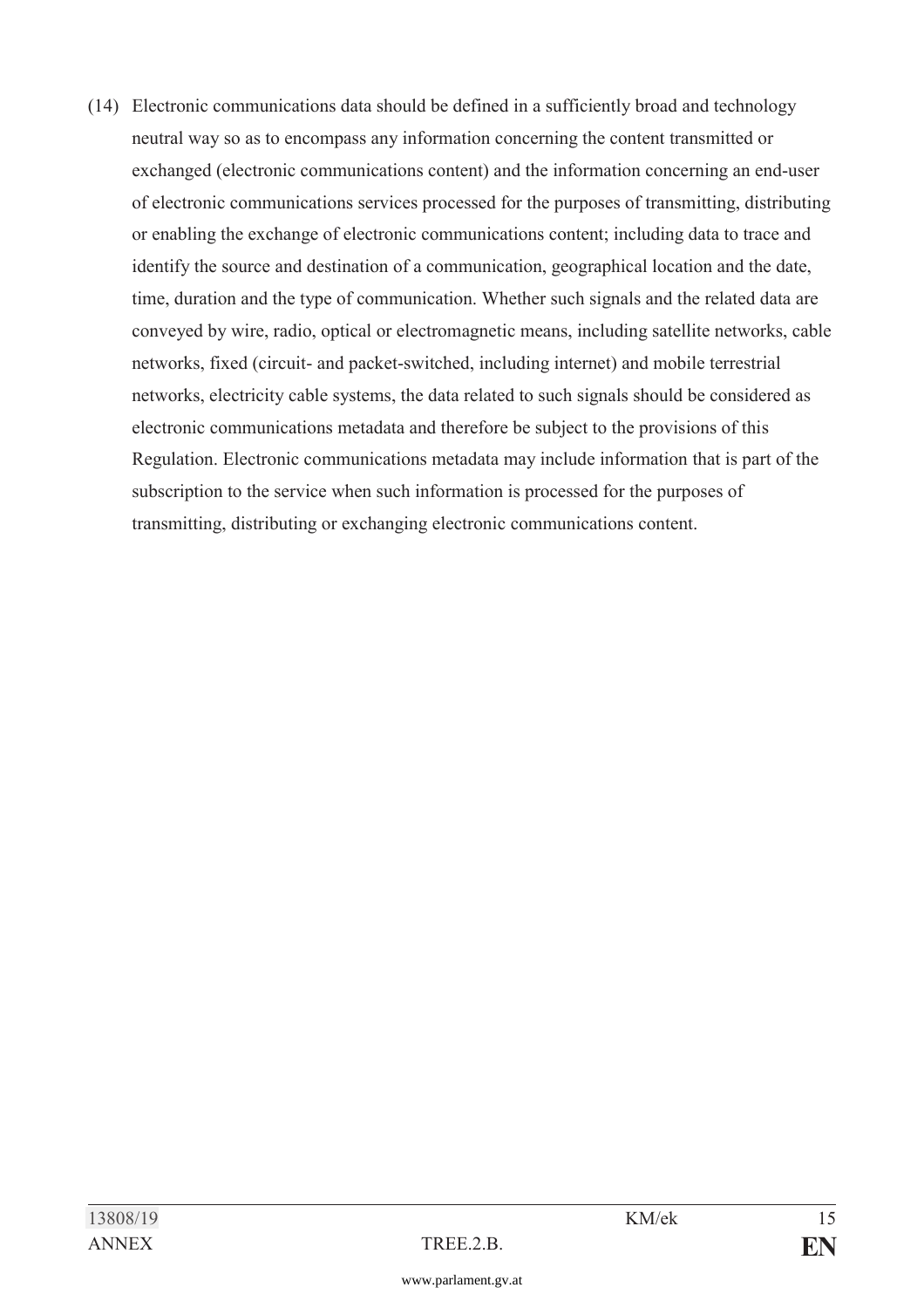(14) Electronic communications data should be defined in a sufficiently broad and technology neutral way so as to encompass any information concerning the content transmitted or exchanged (electronic communications content) and the information concerning an end-user of electronic communications services processed for the purposes of transmitting, distributing or enabling the exchange of electronic communications content; including data to trace and identify the source and destination of a communication, geographical location and the date, time, duration and the type of communication. Whether such signals and the related data are conveyed by wire, radio, optical or electromagnetic means, including satellite networks, cable networks, fixed (circuit- and packet-switched, including internet) and mobile terrestrial networks, electricity cable systems, the data related to such signals should be considered as electronic communications metadata and therefore be subject to the provisions of this Regulation. Electronic communications metadata may include information that is part of the subscription to the service when such information is processed for the purposes of transmitting, distributing or exchanging electronic communications content.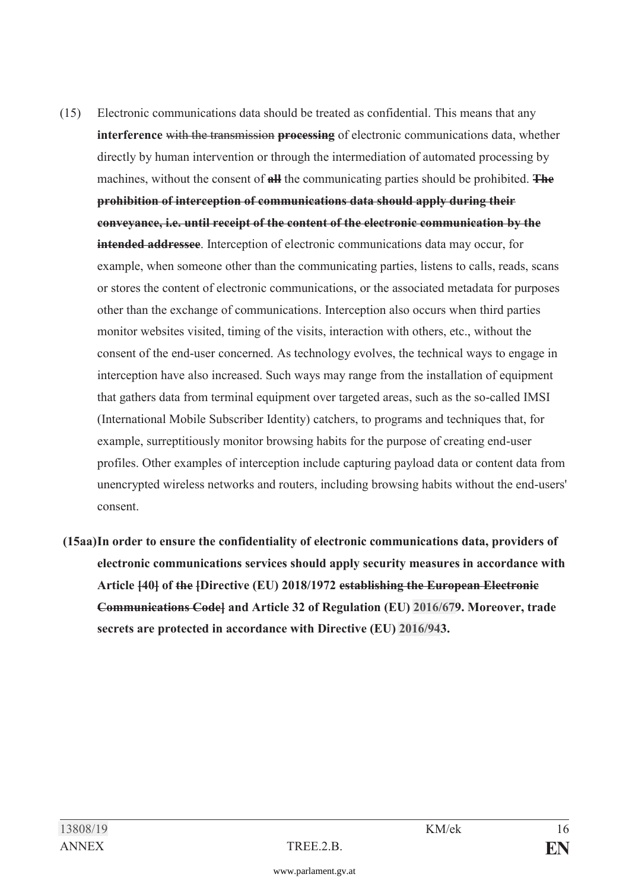(15) Electronic communications data should be treated as confidential. This means that any **interference** ~~with the transmission~~ **~~processing~~** of electronic communications data, whether directly by human intervention or through the intermediation of automated processing by machines, without the consent of **~~all~~** the communicating parties should be prohibited. **~~The prohibition of interception of communications data should apply during their conveyance, i.e. until receipt of the content of the electronic communication by the intended addressee~~**. Interception of electronic communications data may occur, for example, when someone other than the communicating parties, listens to calls, reads, scans or stores the content of electronic communications, or the associated metadata for purposes other than the exchange of communications. Interception also occurs when third parties monitor websites visited, timing of the visits, interaction with others, etc., without the consent of the end-user concerned. As technology evolves, the technical ways to engage in interception have also increased. Such ways may range from the installation of equipment that gathers data from terminal equipment over targeted areas, such as the so-called IMSI (International Mobile Subscriber Identity) catchers, to programs and techniques that, for example, surreptitiously monitor browsing habits for the purpose of creating end-user profiles. Other examples of interception include capturing payload data or content data from unencrypted wireless networks and routers, including browsing habits without the end-users' consent.

(15aa) **In order to ensure the confidentiality of electronic communications data, providers of electronic communications services should apply security measures in accordance with Article ~~[~~40~~]~~ of ~~the~~ ~~[~~Directive (EU) 2018/1972 ~~establishing the European Electronic Communications Code]~~ and Article 32 of Regulation (EU) 2016/679. Moreover, trade secrets are protected in accordance with Directive (EU) 2016/943.**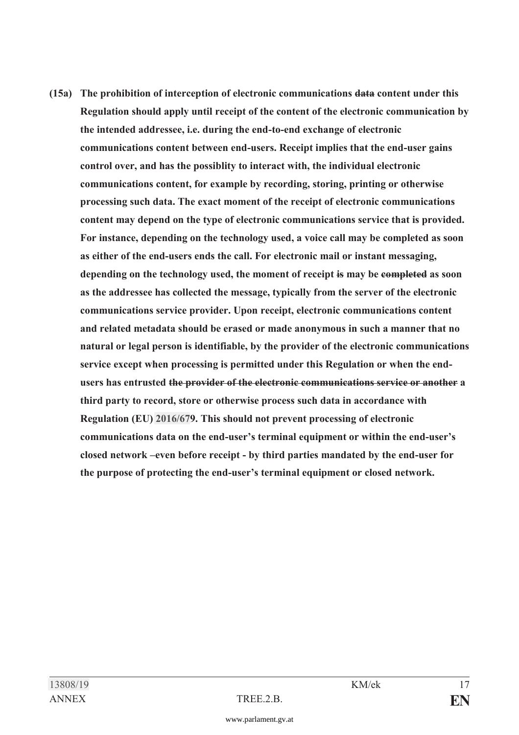**(15a) The prohibition of interception of electronic communications ~~data~~ content under this Regulation should apply until receipt of the content of the electronic communication by the intended addressee, i.e. during the end-to-end exchange of electronic communications content between end-users. Receipt implies that the end-user gains control over, and has the possiblity to interact with, the individual electronic communications content, for example by recording, storing, printing or otherwise processing such data. The exact moment of the receipt of electronic communications content may depend on the type of electronic communications service that is provided. For instance, depending on the technology used, a voice call may be completed as soon as either of the end-users ends the call. For electronic mail or instant messaging, depending on the technology used, the moment of receipt ~~is~~ may be ~~completed~~ as soon as the addressee has collected the message, typically from the server of the electronic communications service provider. Upon receipt, electronic communications content and related metadata should be erased or made anonymous in such a manner that no natural or legal person is identifiable, by the provider of the electronic communications service except when processing is permitted under this Regulation or when the end-users has entrusted ~~the provider of the electronic communications service or another~~ a third party to record, store or otherwise process such data in accordance with Regulation (EU) 2016/679. This should not prevent processing of electronic communications data on the end-user's terminal equipment or within the end-user's closed network –even before receipt - by third parties mandated by the end-user for the purpose of protecting the end-user's terminal equipment or closed network.**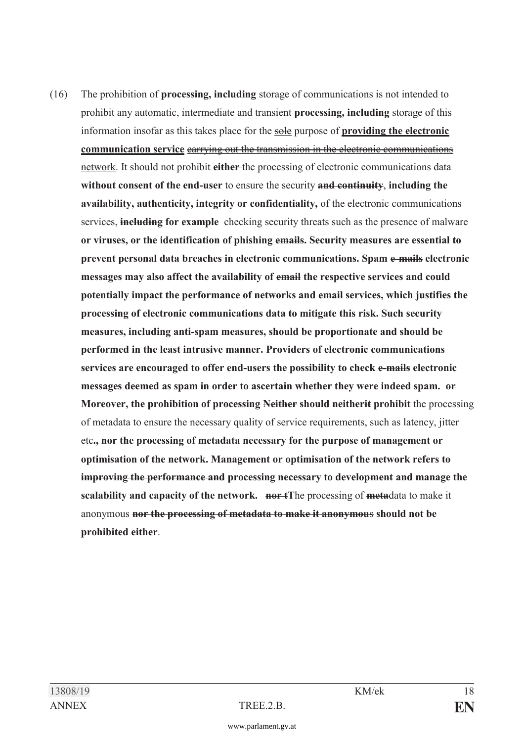(16) The prohibition of **processing, including** storage of communications is not intended to prohibit any automatic, intermediate and transient **processing, including** storage of this information insofar as this takes place for the ~~sole~~ purpose of **providing the electronic communication service** ~~carrying out the transmission in the electronic communications network~~. It should not prohibit ~~**either**~~ the processing of electronic communications data **without consent of the end-user** to ensure the security ~~**and continuity**~~, **including the availability, authenticity, integrity or confidentiality,** of the electronic communications services, ~~**including**~~ **for example** checking security threats such as the presence of malware **or viruses, or the identification of phishing ~~emails~~. Security measures are essential to prevent personal data breaches in electronic communications. Spam ~~e-mails~~ electronic messages may also affect the availability of ~~email~~ the respective services and could potentially impact the performance of networks and ~~email~~ services, which justifies the processing of electronic communications data to mitigate this risk. Such security measures, including anti-spam measures, should be proportionate and should be performed in the least intrusive manner. Providers of electronic communications services are encouraged to offer end-users the possibility to check ~~e-mails~~ electronic messages deemed as spam in order to ascertain whether they were indeed spam. ~~or~~ Moreover, the prohibition of processing ~~Neither~~ should neither~~it~~ prohibit** the processing of metadata to ensure the necessary quality of service requirements, such as latency, jitter etc**., nor the processing of metadata necessary for the purpose of management or optimisation of the network. Management or optimisation of the network refers to ~~improving the performance and~~ processing necessary to develop~~ment~~ and manage the scalability and capacity of the network. ~~nor t~~T**he processing of ~~**meta**~~data to make it anonymous ~~**nor the processing of metadata to make it anonymou**~~s **should not be prohibited either**.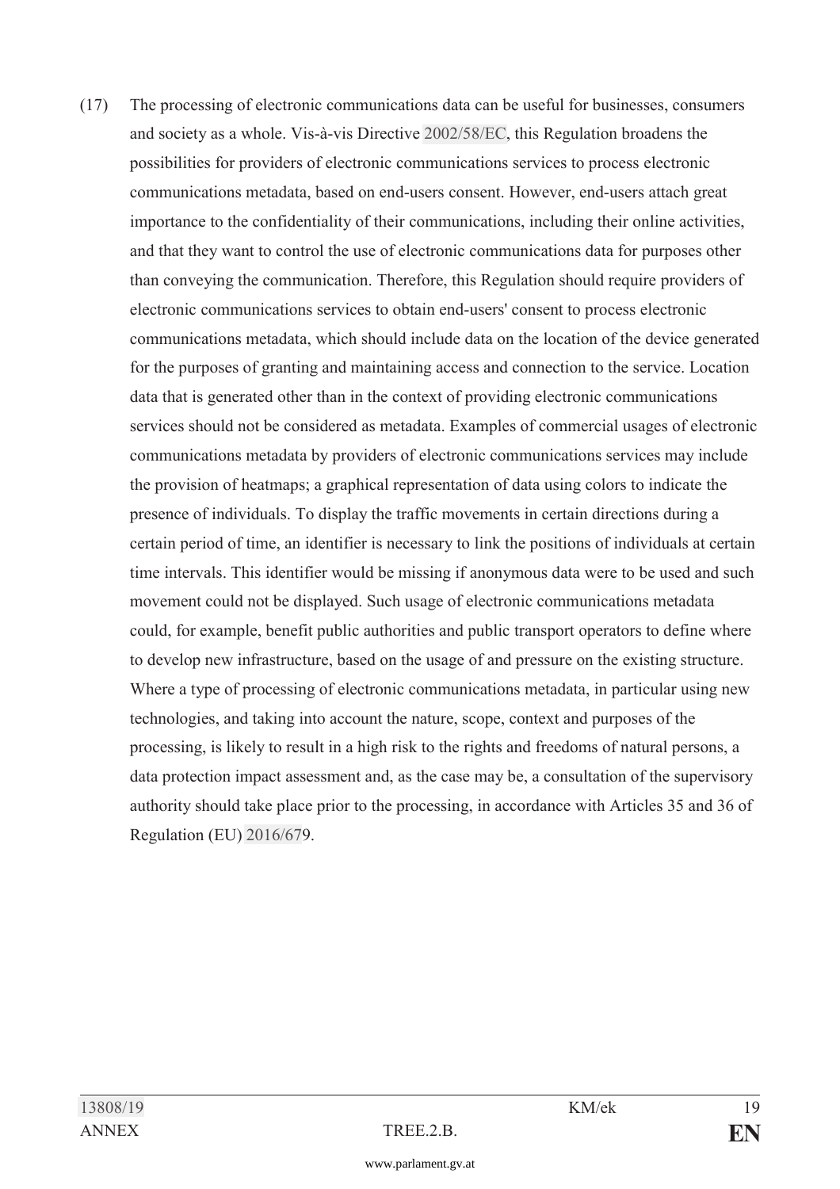(17) The processing of electronic communications data can be useful for businesses, consumers and society as a whole. Vis-à-vis Directive 2002/58/EC, this Regulation broadens the possibilities for providers of electronic communications services to process electronic communications metadata, based on end-users consent. However, end-users attach great importance to the confidentiality of their communications, including their online activities, and that they want to control the use of electronic communications data for purposes other than conveying the communication. Therefore, this Regulation should require providers of electronic communications services to obtain end-users' consent to process electronic communications metadata, which should include data on the location of the device generated for the purposes of granting and maintaining access and connection to the service. Location data that is generated other than in the context of providing electronic communications services should not be considered as metadata. Examples of commercial usages of electronic communications metadata by providers of electronic communications services may include the provision of heatmaps; a graphical representation of data using colors to indicate the presence of individuals. To display the traffic movements in certain directions during a certain period of time, an identifier is necessary to link the positions of individuals at certain time intervals. This identifier would be missing if anonymous data were to be used and such movement could not be displayed. Such usage of electronic communications metadata could, for example, benefit public authorities and public transport operators to define where to develop new infrastructure, based on the usage of and pressure on the existing structure. Where a type of processing of electronic communications metadata, in particular using new technologies, and taking into account the nature, scope, context and purposes of the processing, is likely to result in a high risk to the rights and freedoms of natural persons, a data protection impact assessment and, as the case may be, a consultation of the supervisory authority should take place prior to the processing, in accordance with Articles 35 and 36 of Regulation (EU) 2016/679.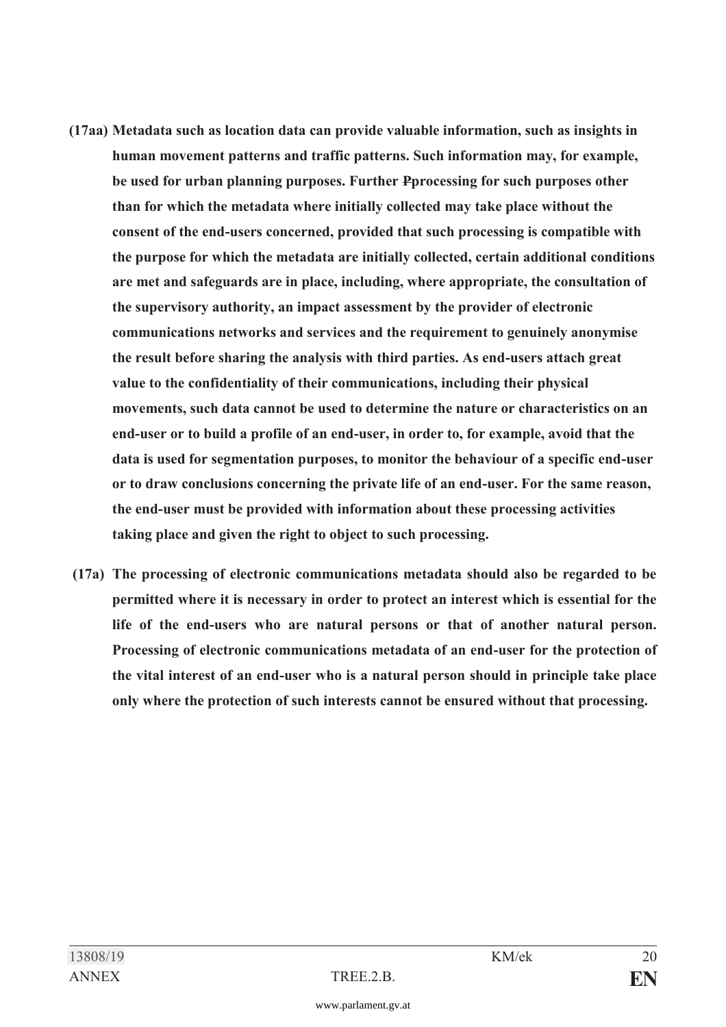**(17aa) Metadata such as location data can provide valuable information, such as insights in human movement patterns and traffic patterns. Such information may, for example, be used for urban planning purposes. Further ~~P~~processing for such purposes other than for which the metadata where initially collected may take place without the consent of the end-users concerned, provided that such processing is compatible with the purpose for which the metadata are initially collected, certain additional conditions are met and safeguards are in place, including, where appropriate, the consultation of the supervisory authority, an impact assessment by the provider of electronic communications networks and services and the requirement to genuinely anonymise the result before sharing the analysis with third parties. As end-users attach great value to the confidentiality of their communications, including their physical movements, such data cannot be used to determine the nature or characteristics on an end-user or to build a profile of an end-user, in order to, for example, avoid that the data is used for segmentation purposes, to monitor the behaviour of a specific end-user or to draw conclusions concerning the private life of an end-user. For the same reason, the end-user must be provided with information about these processing activities taking place and given the right to object to such processing.**

**(17a) The processing of electronic communications metadata should also be regarded to be permitted where it is necessary in order to protect an interest which is essential for the life of the end-users who are natural persons or that of another natural person. Processing of electronic communications metadata of an end-user for the protection of the vital interest of an end-user who is a natural person should in principle take place only where the protection of such interests cannot be ensured without that processing.**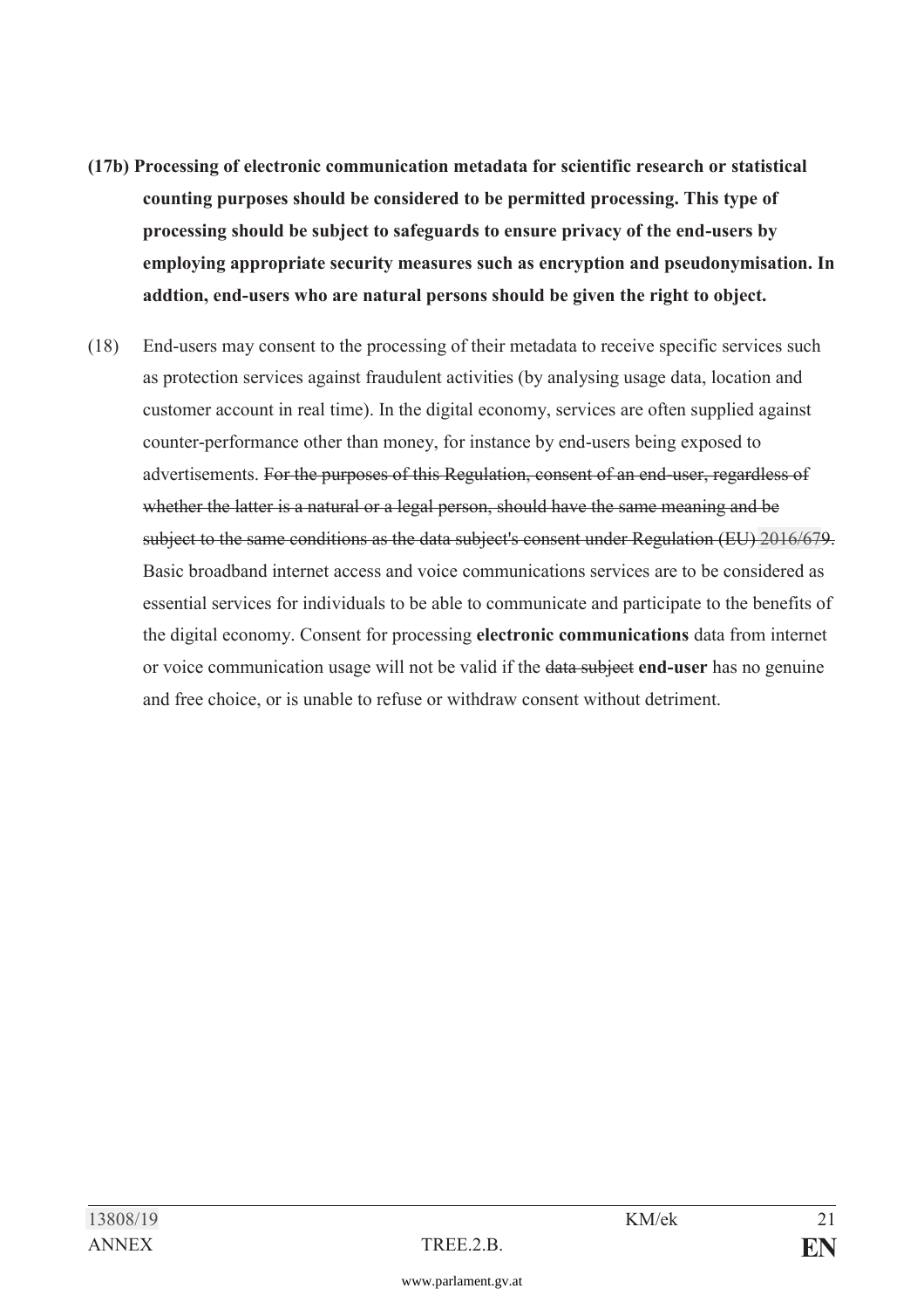**(17b) Processing of electronic communication metadata for scientific research or statistical counting purposes should be considered to be permitted processing. This type of processing should be subject to safeguards to ensure privacy of the end-users by employing appropriate security measures such as encryption and pseudonymisation. In addtion, end-users who are natural persons should be given the right to object.**

(18) End-users may consent to the processing of their metadata to receive specific services such as protection services against fraudulent activities (by analysing usage data, location and customer account in real time). In the digital economy, services are often supplied against counter-performance other than money, for instance by end-users being exposed to advertisements. ~~For the purposes of this Regulation, consent of an end-user, regardless of whether the latter is a natural or a legal person, should have the same meaning and be subject to the same conditions as the data subject's consent under Regulation (EU) 2016/679.~~ Basic broadband internet access and voice communications services are to be considered as essential services for individuals to be able to communicate and participate to the benefits of the digital economy. Consent for processing **electronic communications** data from internet or voice communication usage will not be valid if the ~~data subject~~ **end-user** has no genuine and free choice, or is unable to refuse or withdraw consent without detriment.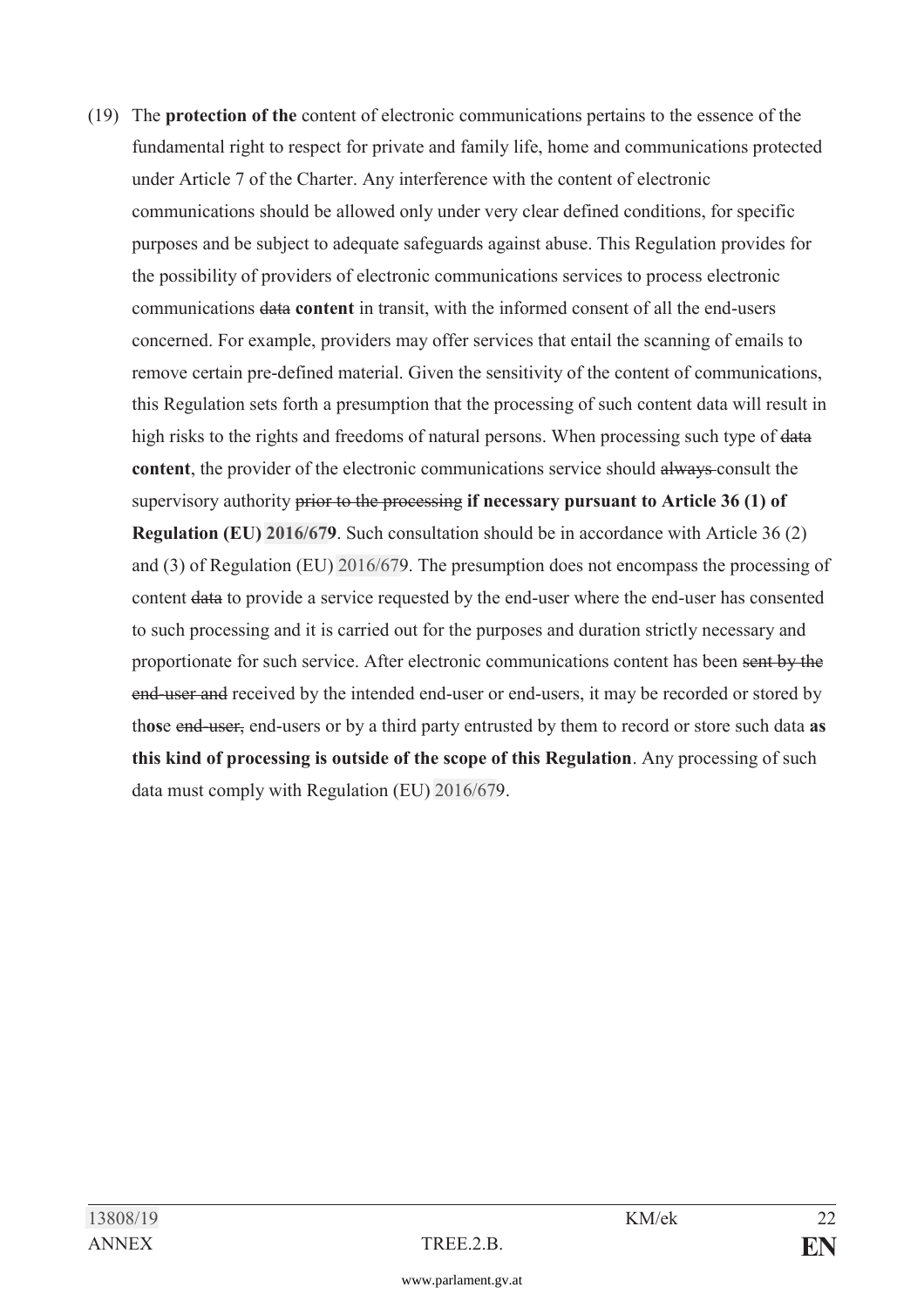(19) The **protection of the** content of electronic communications pertains to the essence of the fundamental right to respect for private and family life, home and communications protected under Article 7 of the Charter. Any interference with the content of electronic communications should be allowed only under very clear defined conditions, for specific purposes and be subject to adequate safeguards against abuse. This Regulation provides for the possibility of providers of electronic communications services to process electronic communications ~~data~~ **content** in transit, with the informed consent of all the end-users concerned. For example, providers may offer services that entail the scanning of emails to remove certain pre-defined material. Given the sensitivity of the content of communications, this Regulation sets forth a presumption that the processing of such content data will result in high risks to the rights and freedoms of natural persons. When processing such type of ~~data~~ **content**, the provider of the electronic communications service should ~~always~~ consult the supervisory authority ~~prior to the processing~~ **if necessary pursuant to Article 36 (1) of Regulation (EU) 2016/679**. Such consultation should be in accordance with Article 36 (2) and (3) of Regulation (EU) 2016/679. The presumption does not encompass the processing of content ~~data~~ to provide a service requested by the end-user where the end-user has consented to such processing and it is carried out for the purposes and duration strictly necessary and proportionate for such service. After electronic communications content has been ~~sent by the end-user and~~ received by the intended end-user or end-users, it may be recorded or stored by th**os**e ~~end-user,~~ end-users or by a third party entrusted by them to record or store such data **as this kind of processing is outside of the scope of this Regulation**. Any processing of such data must comply with Regulation (EU) 2016/679.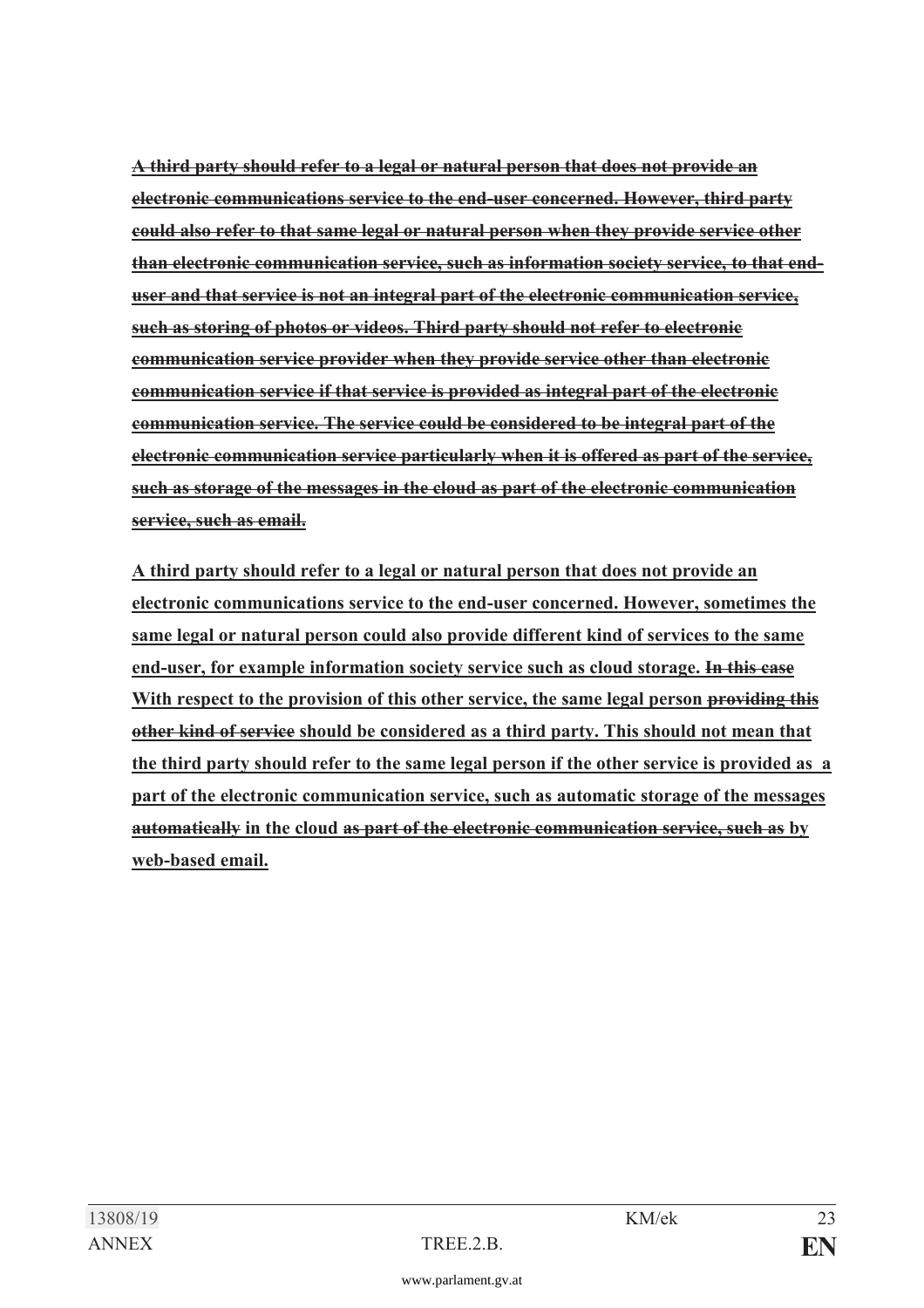~~**A third party should refer to a legal or natural person that does not provide an electronic communications service to the end-user concerned. However, third party could also refer to that same legal or natural person when they provide service other than electronic communication service, such as information society service, to that end-user and that service is not an integral part of the electronic communication service, such as storing of photos or videos. Third party should not refer to electronic communication service provider when they provide service other than electronic communication service if that service is provided as integral part of the electronic communication service. The service could be considered to be integral part of the electronic communication service particularly when it is offered as part of the service, such as storage of the messages in the cloud as part of the electronic communication service, such as email.**~~

**A third party should refer to a legal or natural person that does not provide an electronic communications service to the end-user concerned. However, sometimes the same legal or natural person could also provide different kind of services to the same end-user, for example information society service such as cloud storage.** ~~**In this case**~~ **With respect to the provision of this other service, the same legal person** ~~**providing this other kind of service**~~ **should be considered as a third party. This should not mean that the third party should refer to the same legal person if the other service is provided as a part of the electronic communication service, such as automatic storage of the messages** ~~**automatically**~~ **in the cloud** ~~**as part of the electronic communication service, such as**~~ **by web-based email.**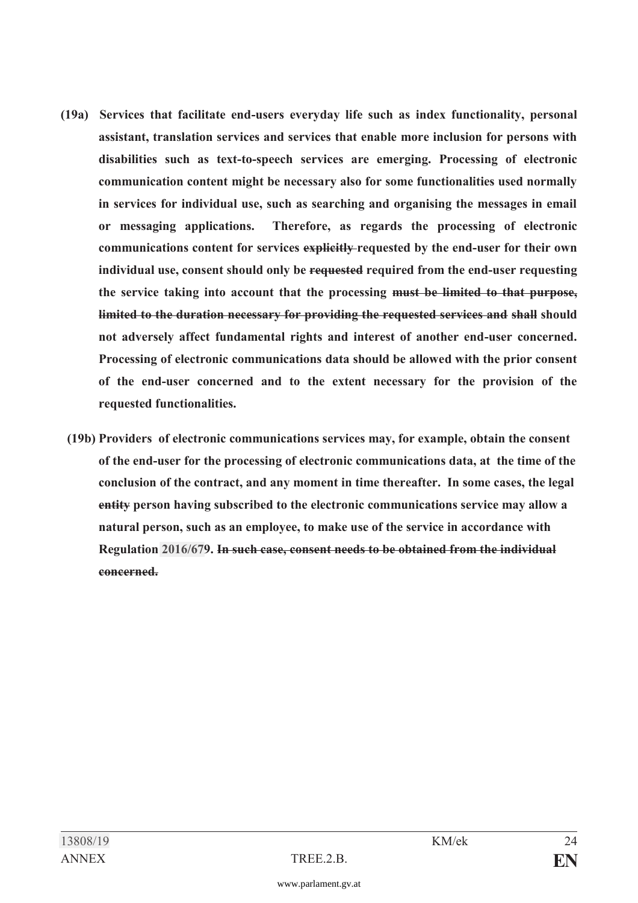**(19a) Services that facilitate end-users everyday life such as index functionality, personal assistant, translation services and services that enable more inclusion for persons with disabilities such as text-to-speech services are emerging. Processing of electronic communication content might be necessary also for some functionalities used normally in services for individual use, such as searching and organising the messages in email or messaging applications. Therefore, as regards the processing of electronic communications content for services ~~explicitly~~ requested by the end-user for their own individual use, consent should only be ~~requested~~ required from the end-user requesting the service taking into account that the processing ~~must be limited to that purpose, limited to the duration necessary for providing the requested services and~~ ~~shall~~ should not adversely affect fundamental rights and interest of another end-user concerned. Processing of electronic communications data should be allowed with the prior consent of the end-user concerned and to the extent necessary for the provision of the requested functionalities.**

**(19b) Providers of electronic communications services may, for example, obtain the consent of the end-user for the processing of electronic communications data, at the time of the conclusion of the contract, and any moment in time thereafter. In some cases, the legal ~~entity~~ person having subscribed to the electronic communications service may allow a natural person, such as an employee, to make use of the service in accordance with Regulation 2016/679. ~~In such case, consent needs to be obtained from the individual concerned.~~**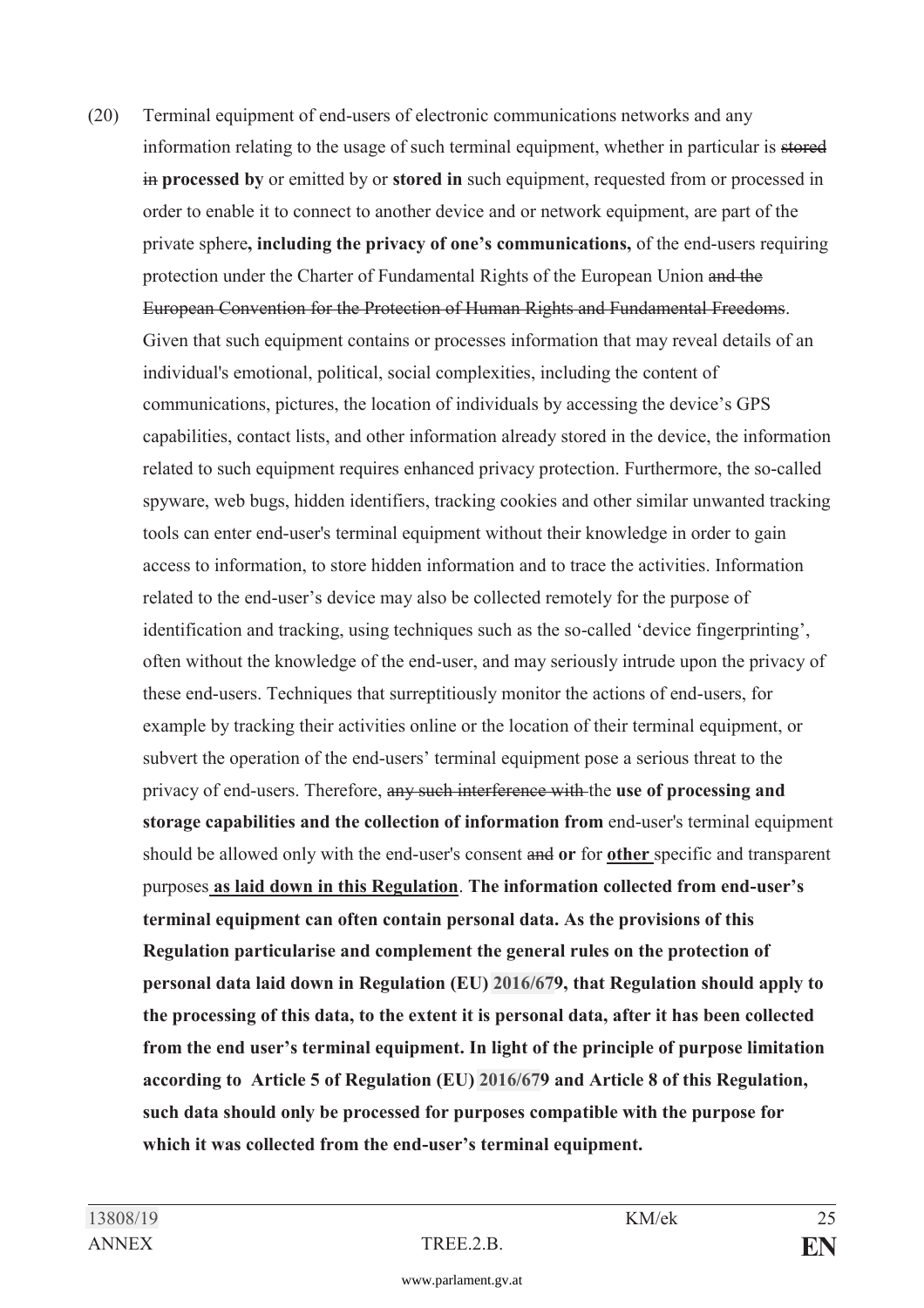(20) Terminal equipment of end-users of electronic communications networks and any information relating to the usage of such terminal equipment, whether in particular is ~~stored in~~ **processed by** or emitted by or **stored in** such equipment, requested from or processed in order to enable it to connect to another device and or network equipment, are part of the private sphere**, including the privacy of one's communications,** of the end-users requiring protection under the Charter of Fundamental Rights of the European Union ~~and the European Convention for the Protection of Human Rights and Fundamental Freedoms~~. Given that such equipment contains or processes information that may reveal details of an individual's emotional, political, social complexities, including the content of communications, pictures, the location of individuals by accessing the device's GPS capabilities, contact lists, and other information already stored in the device, the information related to such equipment requires enhanced privacy protection. Furthermore, the so-called spyware, web bugs, hidden identifiers, tracking cookies and other similar unwanted tracking tools can enter end-user's terminal equipment without their knowledge in order to gain access to information, to store hidden information and to trace the activities. Information related to the end-user's device may also be collected remotely for the purpose of identification and tracking, using techniques such as the so-called 'device fingerprinting', often without the knowledge of the end-user, and may seriously intrude upon the privacy of these end-users. Techniques that surreptitiously monitor the actions of end-users, for example by tracking their activities online or the location of their terminal equipment, or subvert the operation of the end-users' terminal equipment pose a serious threat to the privacy of end-users. Therefore, ~~any such interference with~~ the **use of processing and storage capabilities and the collection of information from** end-user's terminal equipment should be allowed only with the end-user's consent ~~and~~ **or** for **<u>other</u>** specific and transparent purposes **<u>as laid down in this Regulation</u>**. **The information collected from end-user's terminal equipment can often contain personal data. As the provisions of this Regulation particularise and complement the general rules on the protection of personal data laid down in Regulation (EU) 2016/679, that Regulation should apply to the processing of this data, to the extent it is personal data, after it has been collected from the end user's terminal equipment. In light of the principle of purpose limitation according to Article 5 of Regulation (EU) 2016/679 and Article 8 of this Regulation, such data should only be processed for purposes compatible with the purpose for which it was collected from the end-user's terminal equipment.**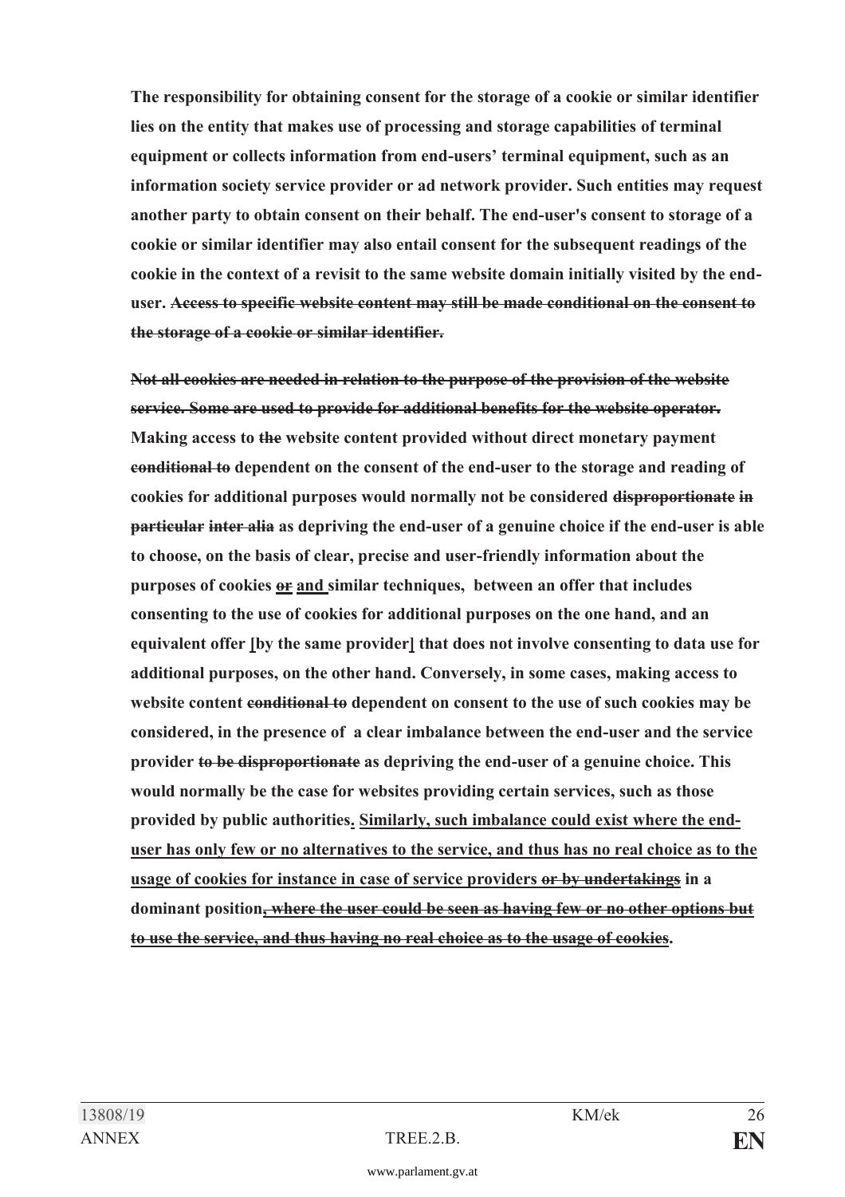**The responsibility for obtaining consent for the storage of a cookie or similar identifier lies on the entity that makes use of processing and storage capabilities of terminal equipment or collects information from end-users' terminal equipment, such as an information society service provider or ad network provider. Such entities may request another party to obtain consent on their behalf. The end-user's consent to storage of a cookie or similar identifier may also entail consent for the subsequent readings of the cookie in the context of a revisit to the same website domain initially visited by the end-user. ~~Access to specific website content may still be made conditional on the consent to the storage of a cookie or similar identifier.~~**

**~~Not all cookies are needed in relation to the purpose of the provision of the website service. Some are used to provide for additional benefits for the website operator.~~ Making access to ~~the~~ website content provided without direct monetary payment ~~conditional to~~ dependent on the consent of the end-user to the storage and reading of cookies for additional purposes would normally not be considered ~~disproportionate~~ ~~in particular~~ ~~inter alia~~ as depriving the end-user of a genuine choice if the end-user is able to choose, on the basis of clear, precise and user-friendly information about the purposes of cookies ~~or~~ <u>and</u> similar techniques, between an offer that includes consenting to the use of cookies for additional purposes on the one hand, and an equivalent offer <u>[</u>by the same provider<u>]</u> that does not involve consenting to data use for additional purposes, on the other hand. Conversely, in some cases, making access to website content ~~conditional to~~ dependent on consent to the use of such cookies may be considered, in the presence of a clear imbalance between the end-user and the service provider ~~to be disproportionate~~ as depriving the end-user of a genuine choice. This would normally be the case for websites providing certain services, such as those provided by public authorities<u>. Similarly, such imbalance could exist where the end-user has only few or no alternatives to the service, and thus has no real choice as to the usage of cookies for instance in case of service providers</u> ~~or by undertakings~~ in a dominant position~~, where the user could be seen as having few or no other options but to use the service, and thus having no real choice as to the usage of cookies~~.**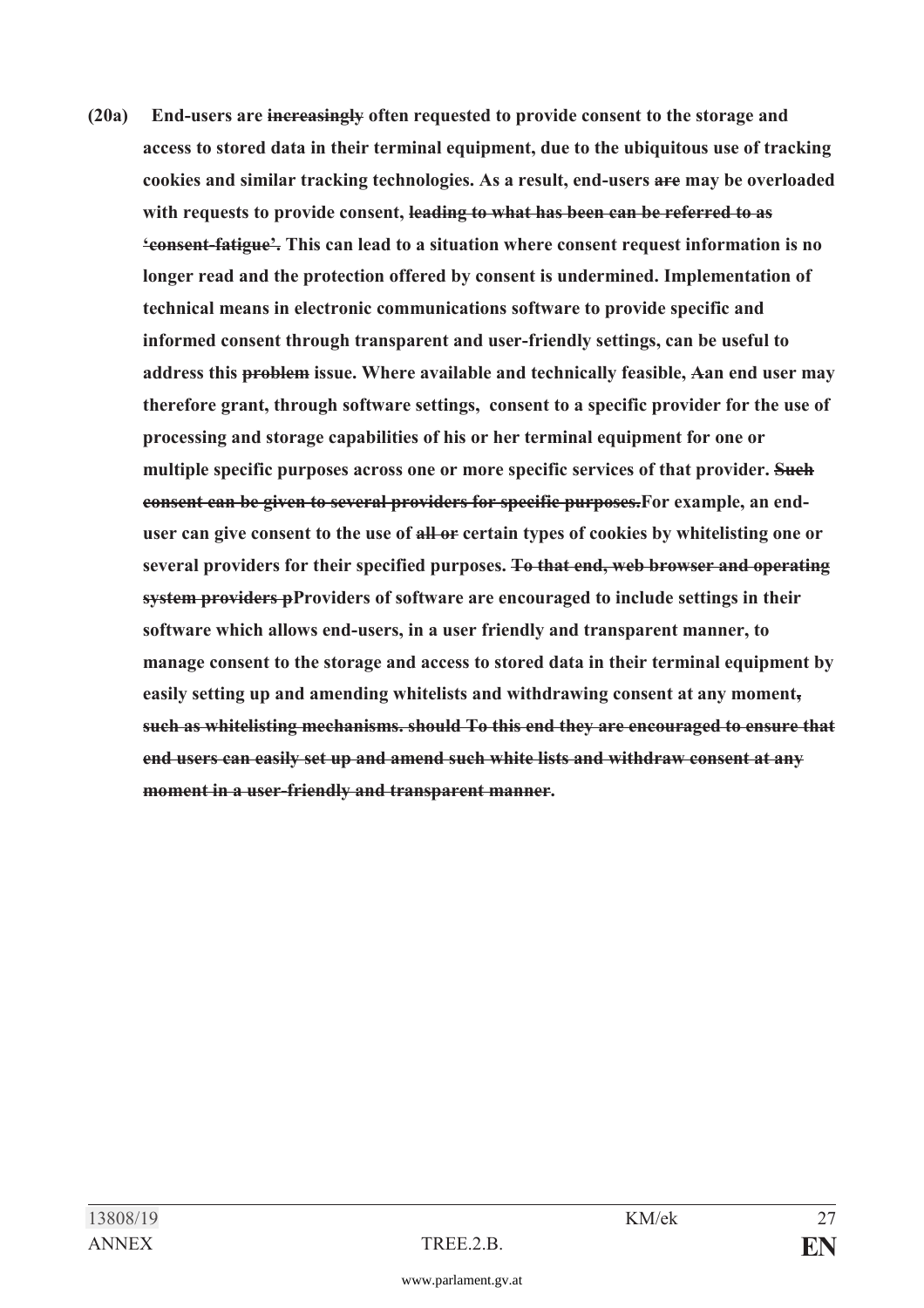**(20a) End-users are ~~increasingly~~ often requested to provide consent to the storage and access to stored data in their terminal equipment, due to the ubiquitous use of tracking cookies and similar tracking technologies. As a result, end-users ~~are~~ may be overloaded with requests to provide consent, ~~leading to what has been can be referred to as 'consent-fatigue'.~~ This can lead to a situation where consent request information is no longer read and the protection offered by consent is undermined. Implementation of technical means in electronic communications software to provide specific and informed consent through transparent and user-friendly settings, can be useful to address this ~~problem~~ issue. Where available and technically feasible, ~~A~~an end user may therefore grant, through software settings, consent to a specific provider for the use of processing and storage capabilities of his or her terminal equipment for one or multiple specific purposes across one or more specific services of that provider. ~~Such consent can be given to several providers for specific purposes.~~For example, an end-user can give consent to the use of ~~all or~~ certain types of cookies by whitelisting one or several providers for their specified purposes. ~~To that end, web browser and operating system providers p~~Providers of software are encouraged to include settings in their software which allows end-users, in a user friendly and transparent manner, to manage consent to the storage and access to stored data in their terminal equipment by easily setting up and amending whitelists and withdrawing consent at any moment~~, such as whitelisting mechanisms. should To this end they are encouraged to ensure that end users can easily set up and amend such white lists and withdraw consent at any moment in a user-friendly and transparent manner~~.**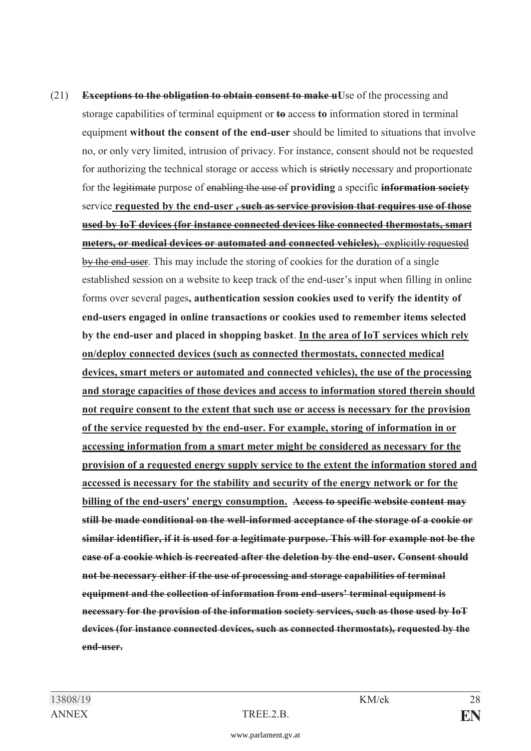(21) ~~**Exceptions to the obligation to obtain consent to make u**~~Use of the processing and storage capabilities of terminal equipment or ~~**to**~~ access **to** information stored in terminal equipment **without the consent of the end-user** should be limited to situations that involve no, or only very limited, intrusion of privacy. For instance, consent should not be requested for authorizing the technical storage or access which is ~~strictly~~ necessary and proportionate for the ~~legitimate~~ purpose of ~~enabling the use of~~ **providing** a specific ~~**information society**~~ service **requested by the end-user** ~~**, such as service provision that requires use of those used by IoT devices (for instance connected devices like connected thermostats, smart meters, or medical devices or automated and connected vehicles),**~~ ~~explicitly requested by the end-user~~. This may include the storing of cookies for the duration of a single established session on a website to keep track of the end-user's input when filling in online forms over several pages**, authentication session cookies used to verify the identity of end-users engaged in online transactions or cookies used to remember items selected by the end-user and placed in shopping basket**. **In the area of IoT services which rely on/deploy connected devices (such as connected thermostats, connected medical devices, smart meters or automated and connected vehicles), the use of the processing and storage capacities of those devices and access to information stored therein should not require consent to the extent that such use or access is necessary for the provision of the service requested by the end-user. For example, storing of information in or accessing information from a smart meter might be considered as necessary for the provision of a requested energy supply service to the extent the information stored and accessed is necessary for the stability and security of the energy network or for the billing of the end-users' energy consumption.** ~~**Access to specific website content may still be made conditional on the well-informed acceptance of the storage of a cookie or similar identifier, if it is used for a legitimate purpose. This will for example not be the case of a cookie which is recreated after the deletion by the end-user. Consent should not be necessary either if the use of processing and storage capabilities of terminal equipment and the collection of information from end-users' terminal equipment is necessary for the provision of the information society services, such as those used by IoT devices (for instance connected devices, such as connected thermostats), requested by the end-user.**~~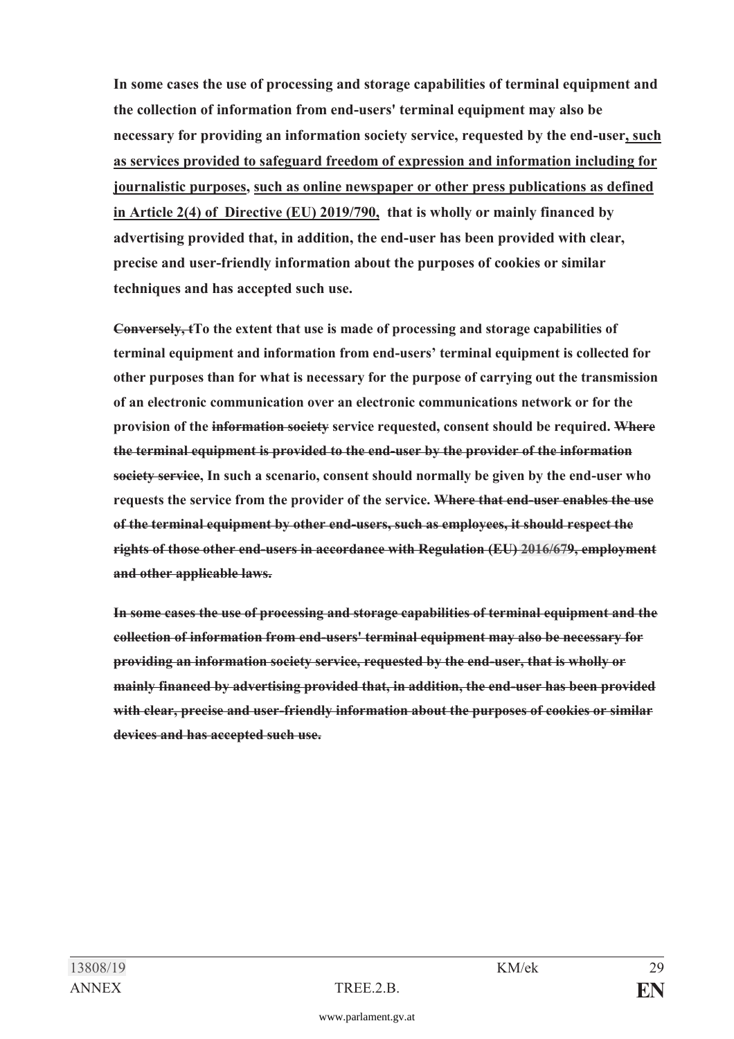**In some cases the use of processing and storage capabilities of terminal equipment and the collection of information from end-users' terminal equipment may also be necessary for providing an information society service, requested by the end-user<u>, such as services provided to safeguard freedom of expression and information including for journalistic purposes</u>, <u>such as online newspaper or other press publications as defined in Article 2(4) of Directive (EU) 2019/790,</u> that is wholly or mainly financed by advertising provided that, in addition, the end-user has been provided with clear, precise and user-friendly information about the purposes of cookies or similar techniques and has accepted such use.**

**~~Conversely, t~~To the extent that use is made of processing and storage capabilities of terminal equipment and information from end-users' terminal equipment is collected for other purposes than for what is necessary for the purpose of carrying out the transmission of an electronic communication over an electronic communications network or for the provision of the ~~information society~~ service requested, consent should be required. ~~Where the terminal equipment is provided to the end-user by the provider of the information society service~~, In such a scenario, consent should normally be given by the end-user who requests the service from the provider of the service. ~~Where that end-user enables the use of the terminal equipment by other end-users, such as employees, it should respect the rights of those other end-users in accordance with Regulation (EU) 2016/679, employment and other applicable laws.~~**

**~~In some cases the use of processing and storage capabilities of terminal equipment and the collection of information from end-users' terminal equipment may also be necessary for providing an information society service, requested by the end-user, that is wholly or mainly financed by advertising provided that, in addition, the end-user has been provided with clear, precise and user-friendly information about the purposes of cookies or similar devices and has accepted such use.~~**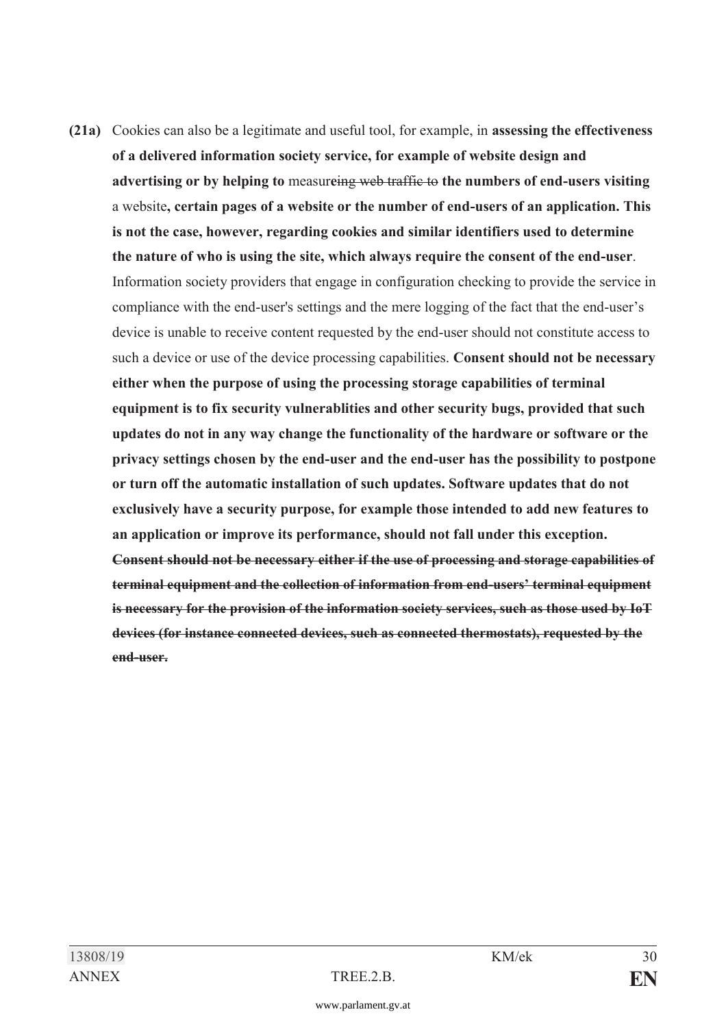**(21a)** Cookies can also be a legitimate and useful tool, for example, in **assessing the effectiveness of a delivered information society service, for example of website design and advertising or by helping to** measur~~eing web traffic to~~ **the numbers of end-users visiting** a website**, certain pages of a website or the number of end-users of an application. This is not the case, however, regarding cookies and similar identifiers used to determine the nature of who is using the site, which always require the consent of the end-user**. Information society providers that engage in configuration checking to provide the service in compliance with the end-user's settings and the mere logging of the fact that the end-user's device is unable to receive content requested by the end-user should not constitute access to such a device or use of the device processing capabilities. **Consent should not be necessary either when the purpose of using the processing storage capabilities of terminal equipment is to fix security vulnerablities and other security bugs, provided that such updates do not in any way change the functionality of the hardware or software or the privacy settings chosen by the end-user and the end-user has the possibility to postpone or turn off the automatic installation of such updates. Software updates that do not exclusively have a security purpose, for example those intended to add new features to an application or improve its performance, should not fall under this exception.** ~~**Consent should not be necessary either if the use of processing and storage capabilities of terminal equipment and the collection of information from end-users' terminal equipment is necessary for the provision of the information society services, such as those used by IoT devices (for instance connected devices, such as connected thermostats), requested by the end-user.**~~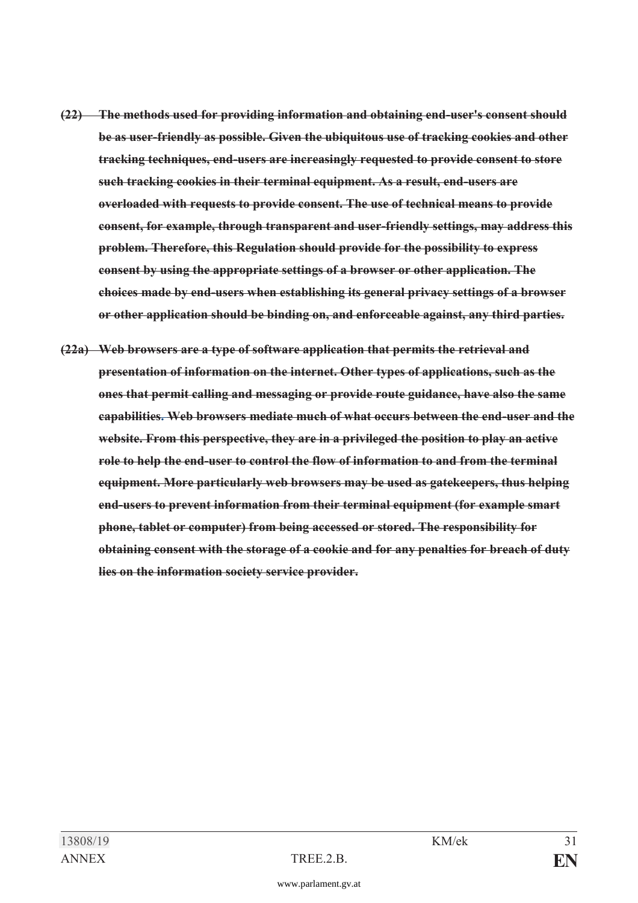~~**(22) The methods used for providing information and obtaining end-user's consent should be as user-friendly as possible. Given the ubiquitous use of tracking cookies and other tracking techniques, end-users are increasingly requested to provide consent to store such tracking cookies in their terminal equipment. As a result, end-users are overloaded with requests to provide consent. The use of technical means to provide consent, for example, through transparent and user-friendly settings, may address this problem. Therefore, this Regulation should provide for the possibility to express consent by using the appropriate settings of a browser or other application. The choices made by end-users when establishing its general privacy settings of a browser or other application should be binding on, and enforceable against, any third parties.**~~

~~**(22a) Web browsers are a type of software application that permits the retrieval and presentation of information on the internet. Other types of applications, such as the ones that permit calling and messaging or provide route guidance, have also the same capabilities. Web browsers mediate much of what occurs between the end-user and the website. From this perspective, they are in a privileged the position to play an active role to help the end-user to control the flow of information to and from the terminal equipment. More particularly web browsers may be used as gatekeepers, thus helping end-users to prevent information from their terminal equipment (for example smart phone, tablet or computer) from being accessed or stored. The responsibility for obtaining consent with the storage of a cookie and for any penalties for breach of duty lies on the information society service provider.**~~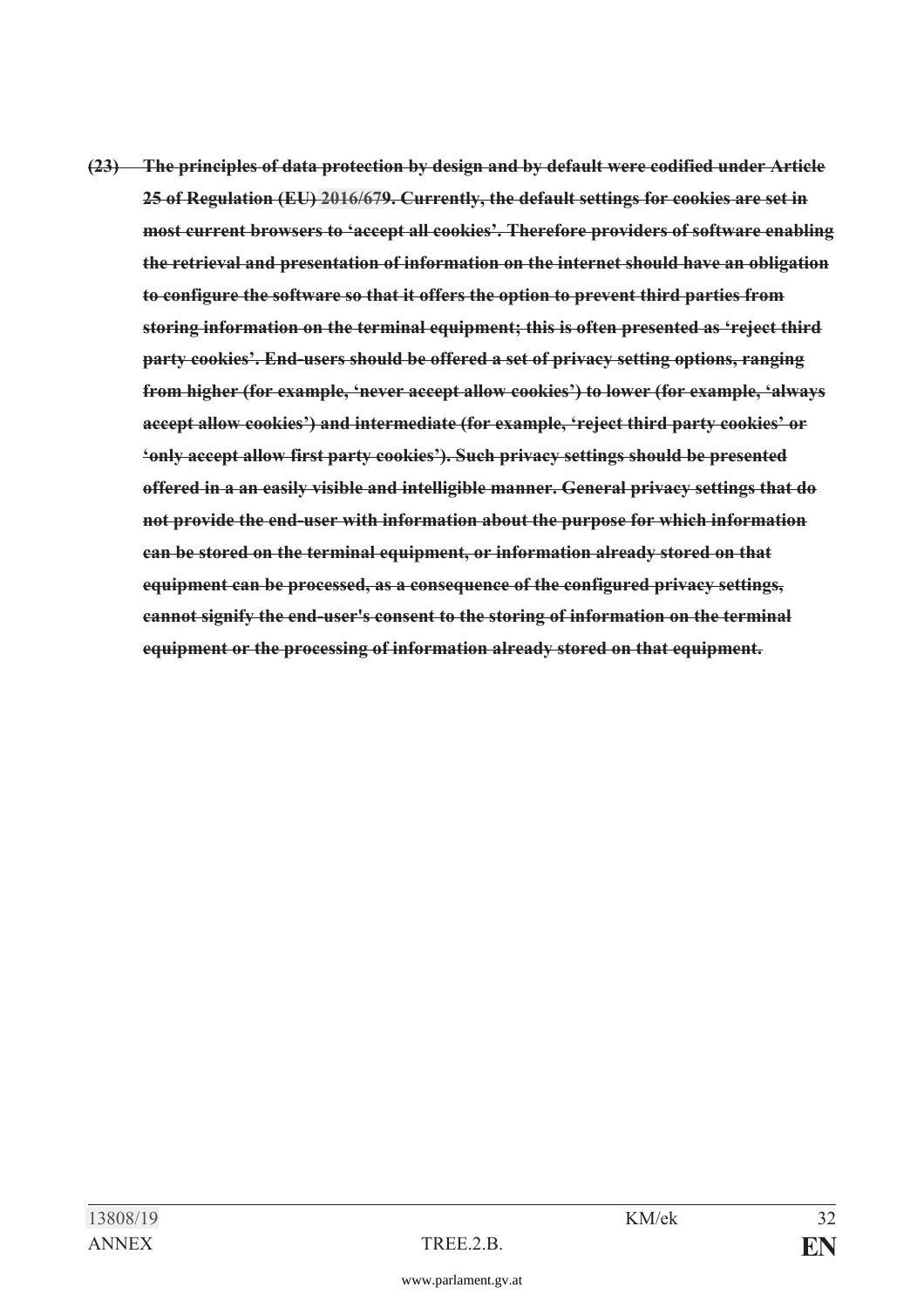~~**(23) The principles of data protection by design and by default were codified under Article 25 of Regulation (EU) 2016/679. Currently, the default settings for cookies are set in most current browsers to 'accept all cookies'. Therefore providers of software enabling the retrieval and presentation of information on the internet should have an obligation to configure the software so that it offers the option to prevent third parties from storing information on the terminal equipment; this is often presented as 'reject third party cookies'. End-users should be offered a set of privacy setting options, ranging from higher (for example, 'never accept allow cookies') to lower (for example, 'always accept allow cookies') and intermediate (for example, 'reject third party cookies' or 'only accept allow first party cookies'). Such privacy settings should be presented offered in a an easily visible and intelligible manner. General privacy settings that do not provide the end-user with information about the purpose for which information can be stored on the terminal equipment, or information already stored on that equipment can be processed, as a consequence of the configured privacy settings, cannot signify the end-user's consent to the storing of information on the terminal equipment or the processing of information already stored on that equipment.**~~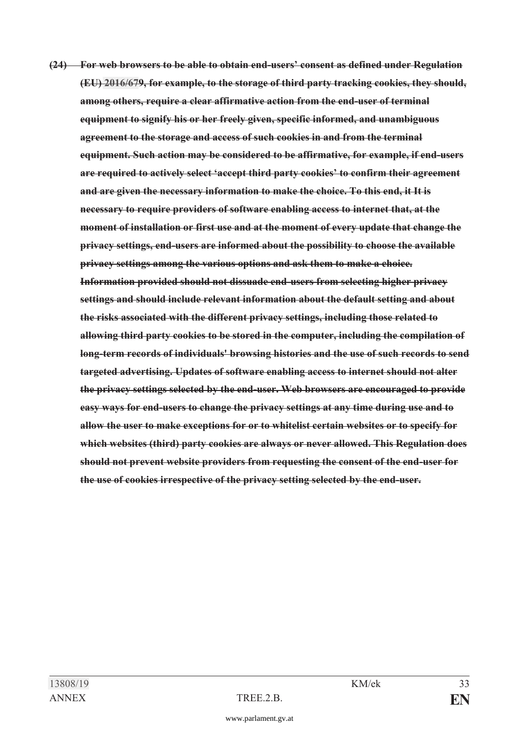~~**(24) For web browsers to be able to obtain end-users' consent as defined under Regulation (EU) 2016/679, for example, to the storage of third party tracking cookies, they should, among others, require a clear affirmative action from the end-user of terminal equipment to signify his or her freely given, specific informed, and unambiguous agreement to the storage and access of such cookies in and from the terminal equipment. Such action may be considered to be affirmative, for example, if end-users are required to actively select 'accept third party cookies' to confirm their agreement and are given the necessary information to make the choice. To this end, it It is necessary to require providers of software enabling access to internet that, at the moment of installation or first use and at the moment of every update that change the privacy settings, end-users are informed about the possibility to choose the available privacy settings among the various options and ask them to make a choice. Information provided should not dissuade end-users from selecting higher privacy settings and should include relevant information about the default setting and about the risks associated with the different privacy settings, including those related to allowing third party cookies to be stored in the computer, including the compilation of long-term records of individuals' browsing histories and the use of such records to send targeted advertising. Updates of software enabling access to internet should not alter the privacy settings selected by the end-user. Web browsers are encouraged to provide easy ways for end-users to change the privacy settings at any time during use and to allow the user to make exceptions for or to whitelist certain websites or to specify for which websites (third) party cookies are always or never allowed. This Regulation does should not prevent website providers from requesting the consent of the end-user for the use of cookies irrespective of the privacy setting selected by the end-user.**~~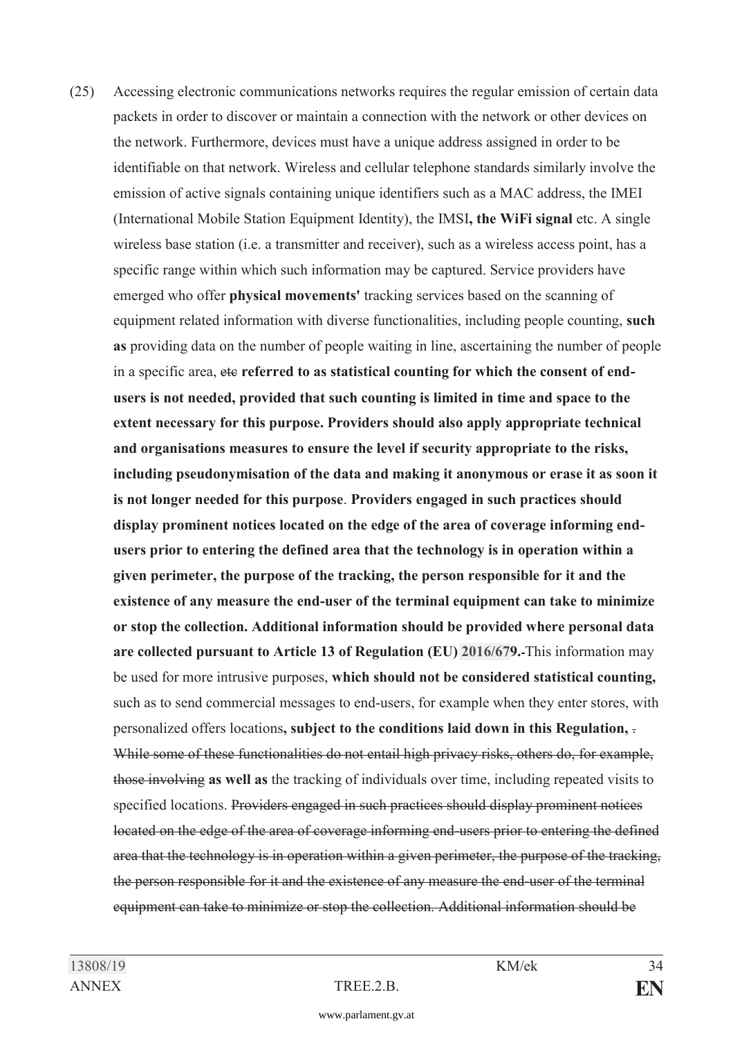(25) Accessing electronic communications networks requires the regular emission of certain data packets in order to discover or maintain a connection with the network or other devices on the network. Furthermore, devices must have a unique address assigned in order to be identifiable on that network. Wireless and cellular telephone standards similarly involve the emission of active signals containing unique identifiers such as a MAC address, the IMEI (International Mobile Station Equipment Identity), the IMSI**, the WiFi signal** etc. A single wireless base station (i.e. a transmitter and receiver), such as a wireless access point, has a specific range within which such information may be captured. Service providers have emerged who offer **physical movements'** tracking services based on the scanning of equipment related information with diverse functionalities, including people counting, **such as** providing data on the number of people waiting in line, ascertaining the number of people in a specific area, ~~etc~~ **referred to as statistical counting for which the consent of end-users is not needed, provided that such counting is limited in time and space to the extent necessary for this purpose. Providers should also apply appropriate technical and organisations measures to ensure the level if security appropriate to the risks, including pseudonymisation of the data and making it anonymous or erase it as soon it is not longer needed for this purpose**. **Providers engaged in such practices should display prominent notices located on the edge of the area of coverage informing end-users prior to entering the defined area that the technology is in operation within a given perimeter, the purpose of the tracking, the person responsible for it and the existence of any measure the end-user of the terminal equipment can take to minimize or stop the collection. Additional information should be provided where personal data are collected pursuant to Article 13 of Regulation (EU) 2016/679.-**This information may be used for more intrusive purposes, **which should not be considered statistical counting,** such as to send commercial messages to end-users, for example when they enter stores, with personalized offers locations**, subject to the conditions laid down in this Regulation,** ~~.~~ ~~While some of these functionalities do not entail high privacy risks, others do, for example, those involving~~ **as well as** the tracking of individuals over time, including repeated visits to specified locations. ~~Providers engaged in such practices should display prominent notices located on the edge of the area of coverage informing end-users prior to entering the defined area that the technology is in operation within a given perimeter, the purpose of the tracking, the person responsible for it and the existence of any measure the end-user of the terminal equipment can take to minimize or stop the collection. Additional information should be~~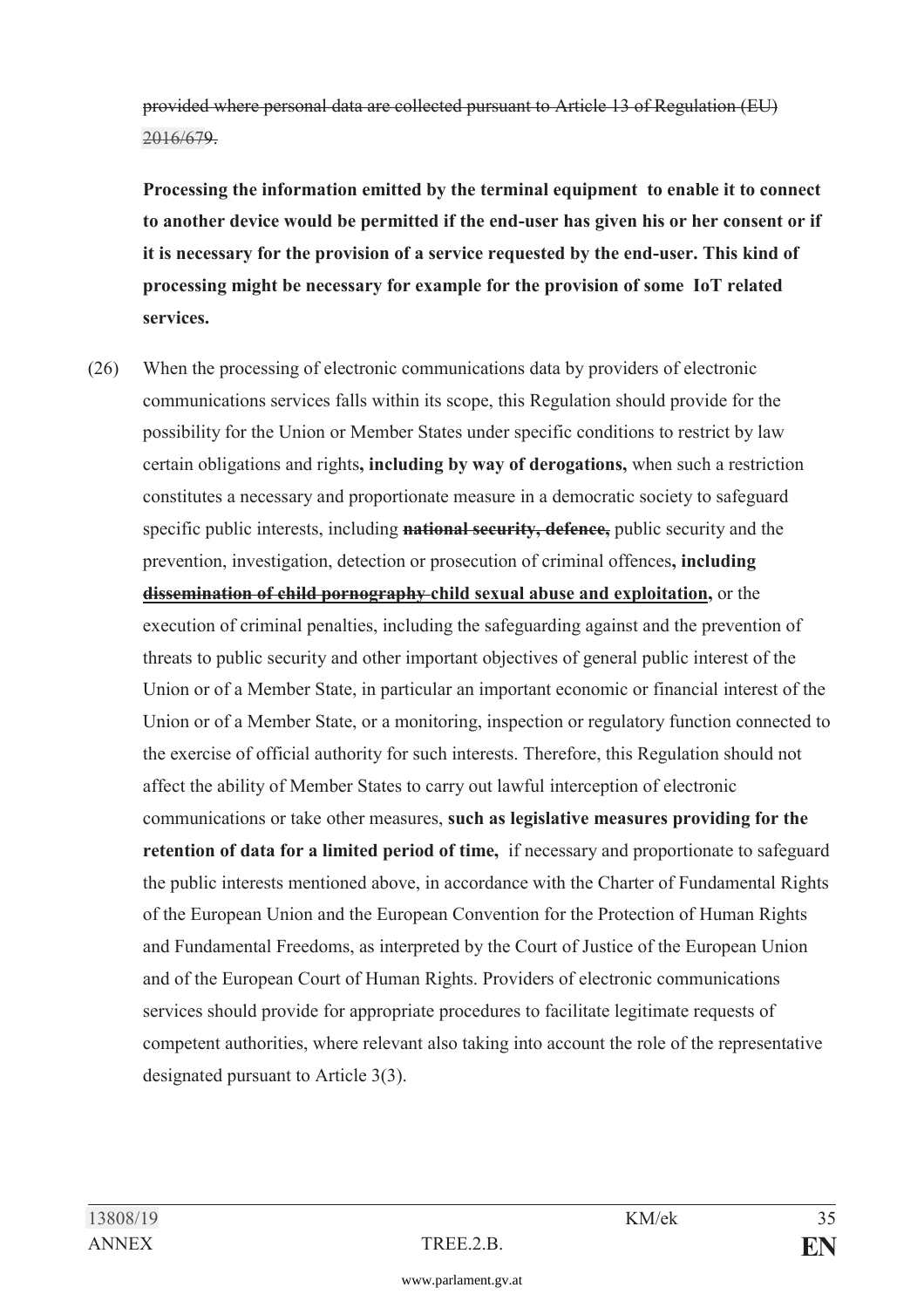~~provided where personal data are collected pursuant to Article 13 of Regulation (EU) 2016/679.~~

**Processing the information emitted by the terminal equipment to enable it to connect to another device would be permitted if the end-user has given his or her consent or if it is necessary for the provision of a service requested by the end-user. This kind of processing might be necessary for example for the provision of some IoT related services.**

(26) When the processing of electronic communications data by providers of electronic communications services falls within its scope, this Regulation should provide for the possibility for the Union or Member States under specific conditions to restrict by law certain obligations and rights**, including by way of derogations,** when such a restriction constitutes a necessary and proportionate measure in a democratic society to safeguard specific public interests, including **~~national security, defence,~~** public security and the prevention, investigation, detection or prosecution of criminal offences**, including ~~dissemination of child pornography~~ child sexual abuse and exploitation,** or the execution of criminal penalties, including the safeguarding against and the prevention of threats to public security and other important objectives of general public interest of the Union or of a Member State, in particular an important economic or financial interest of the Union or of a Member State, or a monitoring, inspection or regulatory function connected to the exercise of official authority for such interests. Therefore, this Regulation should not affect the ability of Member States to carry out lawful interception of electronic communications or take other measures, **such as legislative measures providing for the retention of data for a limited period of time,** if necessary and proportionate to safeguard the public interests mentioned above, in accordance with the Charter of Fundamental Rights of the European Union and the European Convention for the Protection of Human Rights and Fundamental Freedoms, as interpreted by the Court of Justice of the European Union and of the European Court of Human Rights. Providers of electronic communications services should provide for appropriate procedures to facilitate legitimate requests of competent authorities, where relevant also taking into account the role of the representative designated pursuant to Article 3(3).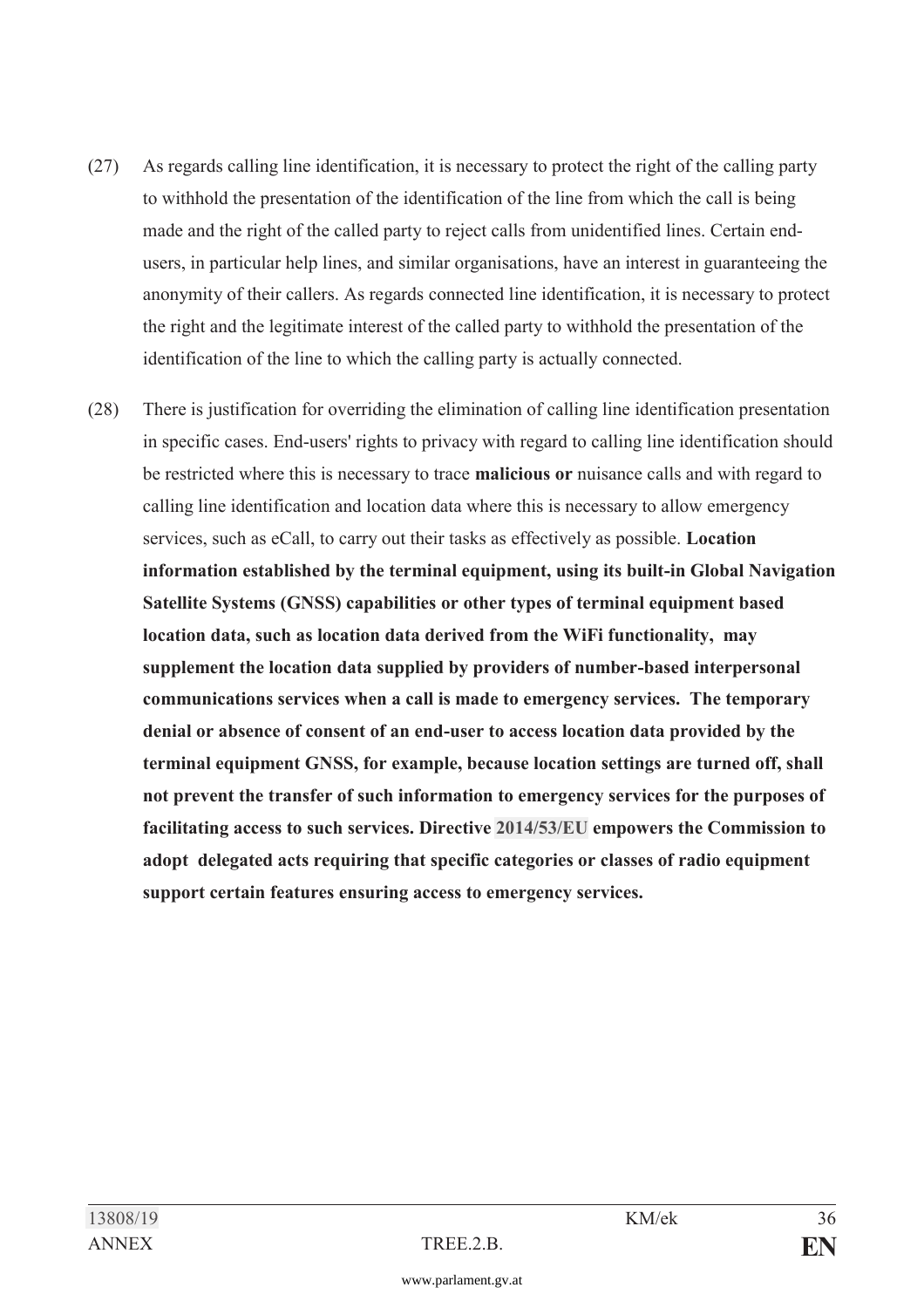(27) As regards calling line identification, it is necessary to protect the right of the calling party to withhold the presentation of the identification of the line from which the call is being made and the right of the called party to reject calls from unidentified lines. Certain end-users, in particular help lines, and similar organisations, have an interest in guaranteeing the anonymity of their callers. As regards connected line identification, it is necessary to protect the right and the legitimate interest of the called party to withhold the presentation of the identification of the line to which the calling party is actually connected.

(28) There is justification for overriding the elimination of calling line identification presentation in specific cases. End-users' rights to privacy with regard to calling line identification should be restricted where this is necessary to trace **malicious or** nuisance calls and with regard to calling line identification and location data where this is necessary to allow emergency services, such as eCall, to carry out their tasks as effectively as possible. **Location information established by the terminal equipment, using its built-in Global Navigation Satellite Systems (GNSS) capabilities or other types of terminal equipment based location data, such as location data derived from the WiFi functionality, may supplement the location data supplied by providers of number-based interpersonal communications services when a call is made to emergency services. The temporary denial or absence of consent of an end-user to access location data provided by the terminal equipment GNSS, for example, because location settings are turned off, shall not prevent the transfer of such information to emergency services for the purposes of facilitating access to such services. Directive 2014/53/EU empowers the Commission to adopt delegated acts requiring that specific categories or classes of radio equipment support certain features ensuring access to emergency services.**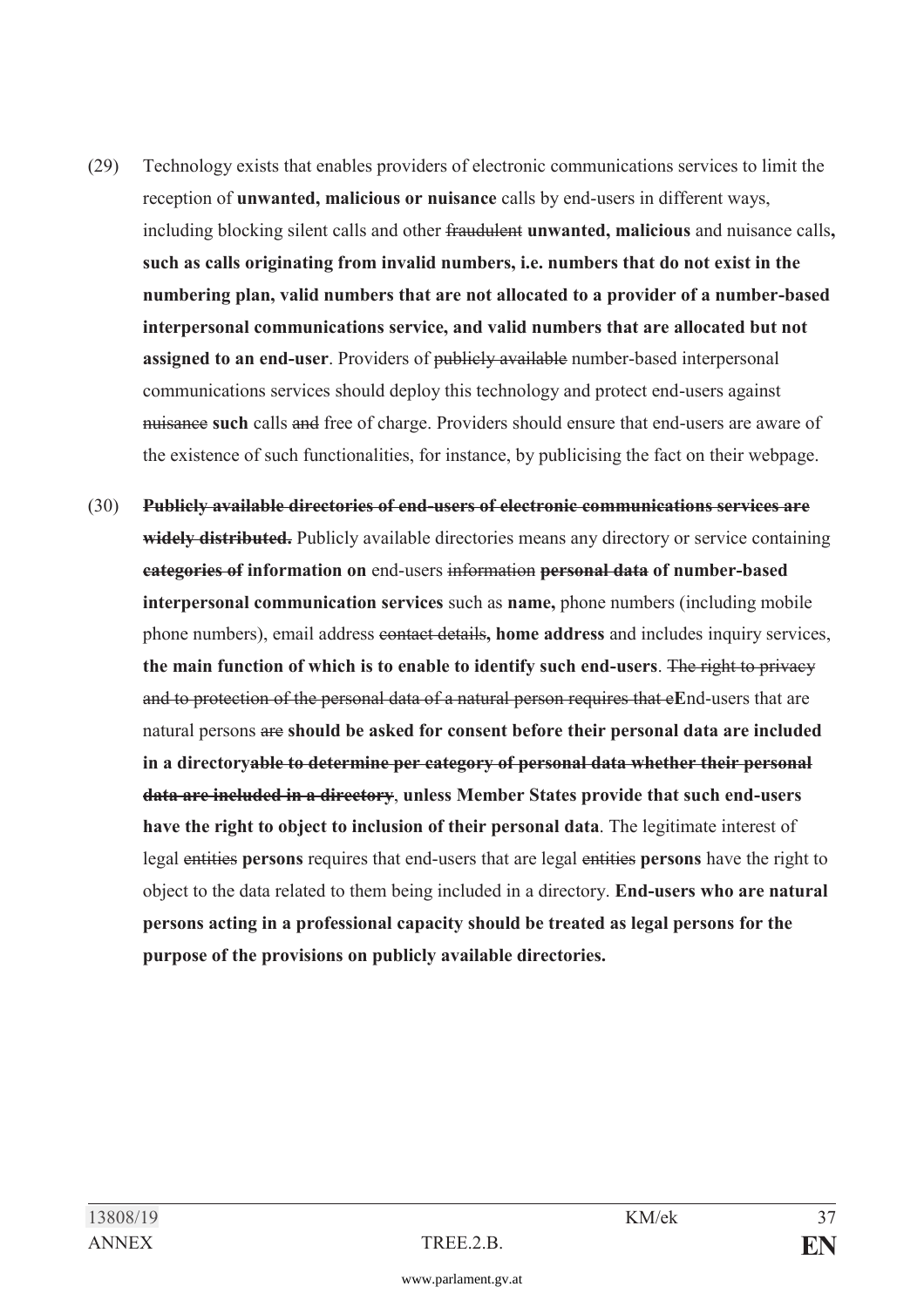(29) Technology exists that enables providers of electronic communications services to limit the reception of **unwanted, malicious or nuisance** calls by end-users in different ways, including blocking silent calls and other ~~fraudulent~~ **unwanted, malicious** and nuisance calls**, such as calls originating from invalid numbers, i.e. numbers that do not exist in the numbering plan, valid numbers that are not allocated to a provider of a number-based interpersonal communications service, and valid numbers that are allocated but not assigned to an end-user**. Providers of ~~publicly available~~ number-based interpersonal communications services should deploy this technology and protect end-users against ~~nuisance~~ **such** calls ~~and~~ free of charge. Providers should ensure that end-users are aware of the existence of such functionalities, for instance, by publicising the fact on their webpage.

(30) ~~**Publicly available directories of end-users of electronic communications services are widely distributed.**~~ Publicly available directories means any directory or service containing ~~**categories of**~~ **information on** end-users ~~information~~ ~~**personal data**~~ **of number-based interpersonal communication services** such as **name,** phone numbers (including mobile phone numbers), email address ~~contact details~~**, home address** and includes inquiry services, **the main function of which is to enable to identify such end-users**. ~~The right to privacy and to protection of the personal data of a natural person requires that e~~**E**nd-users that are natural persons ~~are~~ **should be asked for consent before their personal data are included in a directory**~~**able to determine per category of personal data whether their personal data are included in a directory**~~, **unless Member States provide that such end-users have the right to object to inclusion of their personal data**. The legitimate interest of legal ~~entities~~ **persons** requires that end-users that are legal ~~entities~~ **persons** have the right to object to the data related to them being included in a directory. **End-users who are natural persons acting in a professional capacity should be treated as legal persons for the purpose of the provisions on publicly available directories.**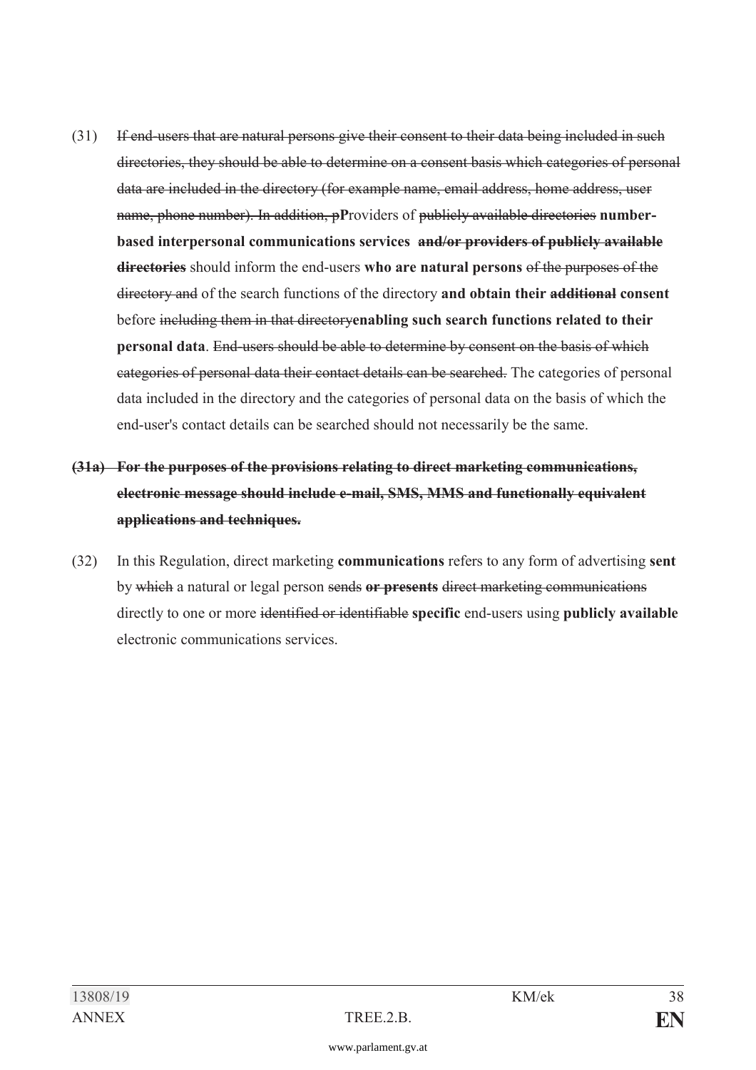(31) ~~If end-users that are natural persons give their consent to their data being included in such directories, they should be able to determine on a consent basis which categories of personal data are included in the directory (for example name, email address, home address, user name, phone number). In addition, p~~**P**roviders of ~~publicly available directories~~ **number-based interpersonal communications services** ~~**and/or providers of publicly available directories**~~ should inform the end-users **who are natural persons** ~~of the purposes of the directory and~~ of the search functions of the directory **and obtain their** ~~**additional**~~ **consent** before ~~including them in that directory~~**enabling such search functions related to their personal data**. ~~End-users should be able to determine by consent on the basis of which categories of personal data their contact details can be searched.~~ The categories of personal data included in the directory and the categories of personal data on the basis of which the end-user's contact details can be searched should not necessarily be the same.

~~**(31a) For the purposes of the provisions relating to direct marketing communications, electronic message should include e-mail, SMS, MMS and functionally equivalent applications and techniques.**~~

(32) In this Regulation, direct marketing **communications** refers to any form of advertising **sent** by ~~which~~ a natural or legal person ~~sends~~ **or presents** ~~direct marketing communications~~ directly to one or more ~~identified or identifiable~~ **specific** end-users using **publicly available** electronic communications services.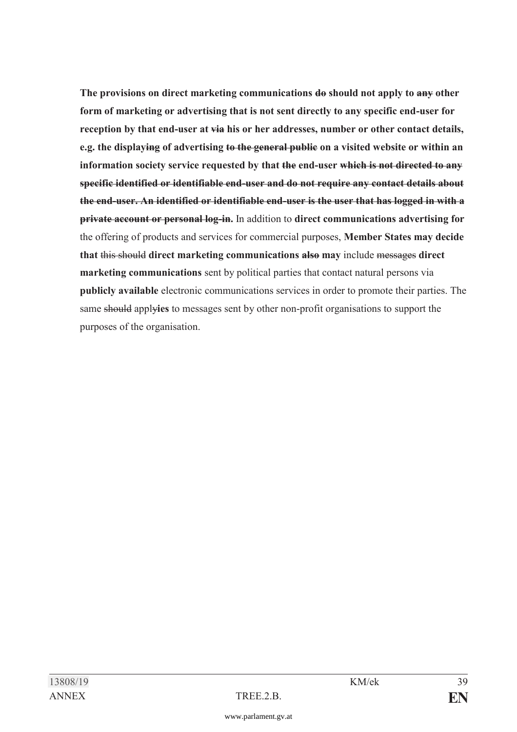**The provisions on direct marketing communications ~~do~~ should not apply to ~~any~~ other form of marketing or advertising that is not sent directly to any specific end-user for reception by that end-user at ~~via~~ his or her addresses, number or other contact details, e.g. the display~~ing~~ of advertising ~~to the general public~~ on a visited website or within an information society service requested by that ~~the~~ end-user ~~which is not directed to any specific identified or identifiable end-user and do not require any contact details about the end-user. An identified or identifiable end-user is the user that has logged in with a private account or personal log-in.~~** In addition to **direct communications advertising for** the offering of products and services for commercial purposes, **Member States may decide that** ~~this should~~ **direct marketing communications ~~also~~ may** include ~~messages~~ **direct marketing communications** sent by political parties that contact natural persons via **publicly available** electronic communications services in order to promote their parties. The same ~~should~~ apply~~y~~**ies** to messages sent by other non-profit organisations to support the purposes of the organisation.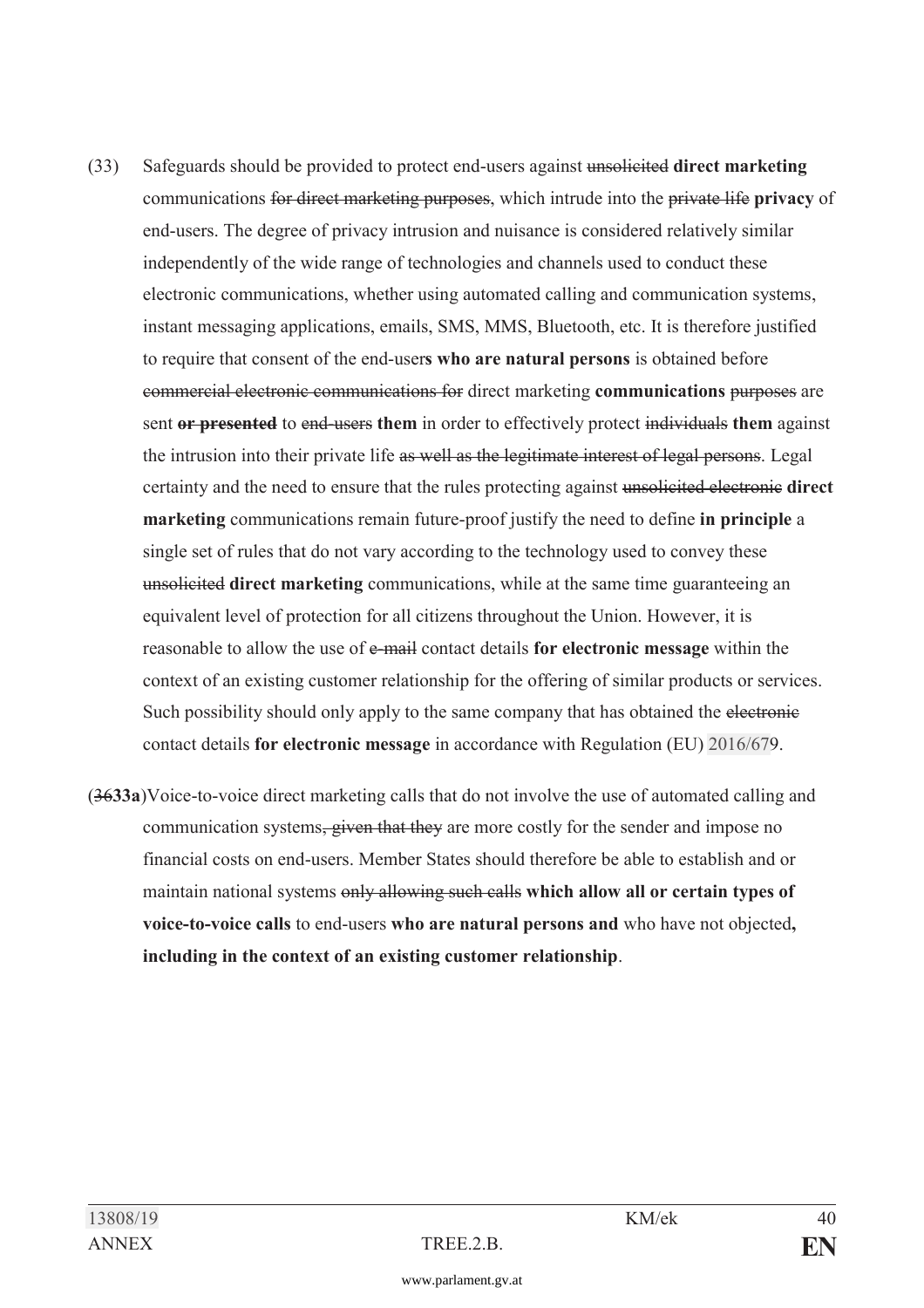(33) Safeguards should be provided to protect end-users against ~~unsolicited~~ **direct marketing** communications ~~for direct marketing purposes~~, which intrude into the ~~private life~~ **privacy** of end-users. The degree of privacy intrusion and nuisance is considered relatively similar independently of the wide range of technologies and channels used to conduct these electronic communications, whether using automated calling and communication systems, instant messaging applications, emails, SMS, MMS, Bluetooth, etc. It is therefore justified to require that consent of the end-user**s who are natural persons** is obtained before ~~commercial electronic communications for~~ direct marketing **communications** ~~purposes~~ are sent ~~**or presented**~~ to ~~end-users~~ **them** in order to effectively protect ~~individuals~~ **them** against the intrusion into their private life ~~as well as the legitimate interest of legal persons~~. Legal certainty and the need to ensure that the rules protecting against ~~unsolicited electronic~~ **direct marketing** communications remain future-proof justify the need to define **in principle** a single set of rules that do not vary according to the technology used to convey these ~~unsolicited~~ **direct marketing** communications, while at the same time guaranteeing an equivalent level of protection for all citizens throughout the Union. However, it is reasonable to allow the use of ~~e-mail~~ contact details **for electronic message** within the context of an existing customer relationship for the offering of similar products or services. Such possibility should only apply to the same company that has obtained the ~~electronic~~ contact details **for electronic message** in accordance with Regulation (EU) 2016/679.

(~~36~~**33a**) Voice-to-voice direct marketing calls that do not involve the use of automated calling and communication systems~~, given that they~~ are more costly for the sender and impose no financial costs on end-users. Member States should therefore be able to establish and or maintain national systems ~~only allowing such calls~~ **which allow all or certain types of voice-to-voice calls** to end-users **who are natural persons and** who have not objected**, including in the context of an existing customer relationship**.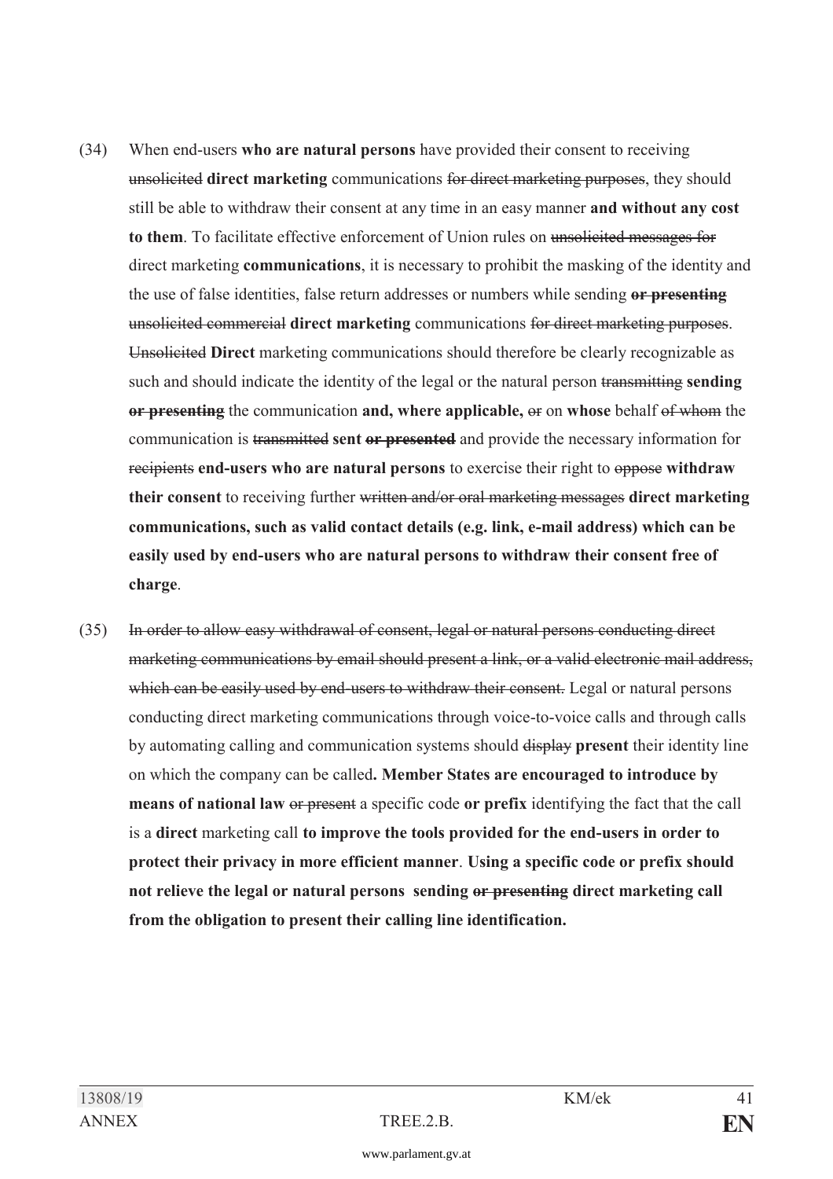(34) When end-users **who are natural persons** have provided their consent to receiving ~~unsolicited~~ **direct marketing** communications ~~for direct marketing purposes~~, they should still be able to withdraw their consent at any time in an easy manner **and without any cost to them**. To facilitate effective enforcement of Union rules on ~~unsolicited messages for~~ direct marketing **communications**, it is necessary to prohibit the masking of the identity and the use of false identities, false return addresses or numbers while sending ~~**or presenting**~~ ~~unsolicited commercial~~ **direct marketing** communications ~~for direct marketing purposes~~. ~~Unsolicited~~ **Direct** marketing communications should therefore be clearly recognizable as such and should indicate the identity of the legal or the natural person ~~transmitting~~ **sending** ~~**or presenting**~~ the communication **and, where applicable,** ~~or~~ on **whose** behalf ~~of whom~~ the communication is ~~transmitted~~ **sent** ~~**or presented**~~ and provide the necessary information for ~~recipients~~ **end-users who are natural persons** to exercise their right to ~~oppose~~ **withdraw their consent** to receiving further ~~written and/or oral marketing messages~~ **direct marketing communications, such as valid contact details (e.g. link, e-mail address) which can be easily used by end-users who are natural persons to withdraw their consent free of charge**.

(35) ~~In order to allow easy withdrawal of consent, legal or natural persons conducting direct marketing communications by email should present a link, or a valid electronic mail address, which can be easily used by end-users to withdraw their consent.~~ Legal or natural persons conducting direct marketing communications through voice-to-voice calls and through calls by automating calling and communication systems should ~~display~~ **present** their identity line on which the company can be called**. Member States are encouraged to introduce by means of national law** ~~or present~~ a specific code **or prefix** identifying the fact that the call is a **direct** marketing call **to improve the tools provided for the end-users in order to protect their privacy in more efficient manner**. **Using a specific code or prefix should not relieve the legal or natural persons sending** ~~**or presenting**~~ **direct marketing call from the obligation to present their calling line identification.**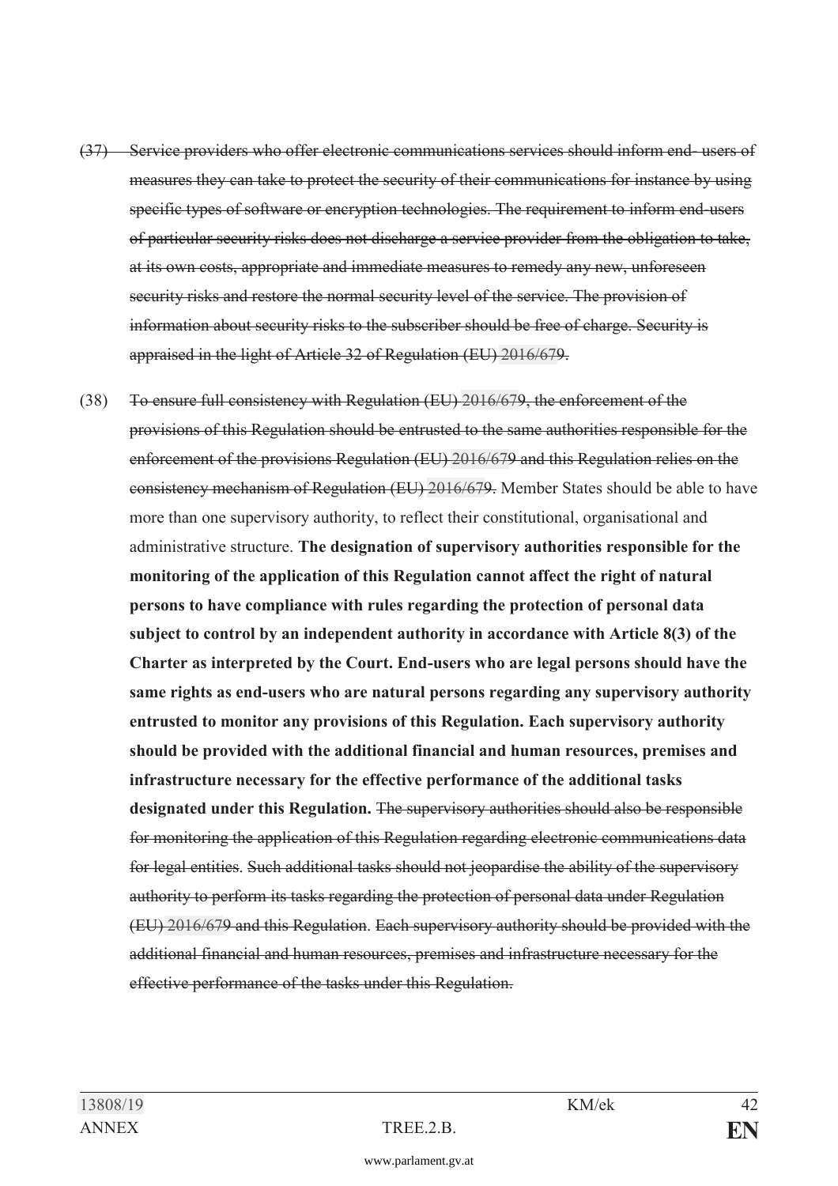~~(37) Service providers who offer electronic communications services should inform end- users of measures they can take to protect the security of their communications for instance by using specific types of software or encryption technologies. The requirement to inform end-users of particular security risks does not discharge a service provider from the obligation to take, at its own costs, appropriate and immediate measures to remedy any new, unforeseen security risks and restore the normal security level of the service. The provision of information about security risks to the subscriber should be free of charge. Security is appraised in the light of Article 32 of Regulation (EU) 2016/679.~~

(38) ~~To ensure full consistency with Regulation (EU) 2016/679, the enforcement of the provisions of this Regulation should be entrusted to the same authorities responsible for the enforcement of the provisions Regulation (EU) 2016/679 and this Regulation relies on the consistency mechanism of Regulation (EU) 2016/679.~~ Member States should be able to have more than one supervisory authority, to reflect their constitutional, organisational and administrative structure. **The designation of supervisory authorities responsible for the monitoring of the application of this Regulation cannot affect the right of natural persons to have compliance with rules regarding the protection of personal data subject to control by an independent authority in accordance with Article 8(3) of the Charter as interpreted by the Court. End-users who are legal persons should have the same rights as end-users who are natural persons regarding any supervisory authority entrusted to monitor any provisions of this Regulation. Each supervisory authority should be provided with the additional financial and human resources, premises and infrastructure necessary for the effective performance of the additional tasks designated under this Regulation.** ~~The supervisory authorities should also be responsible for monitoring the application of this Regulation regarding electronic communications data for legal entities. Such additional tasks should not jeopardise the ability of the supervisory authority to perform its tasks regarding the protection of personal data under Regulation (EU) 2016/679 and this Regulation. Each supervisory authority should be provided with the additional financial and human resources, premises and infrastructure necessary for the effective performance of the tasks under this Regulation.~~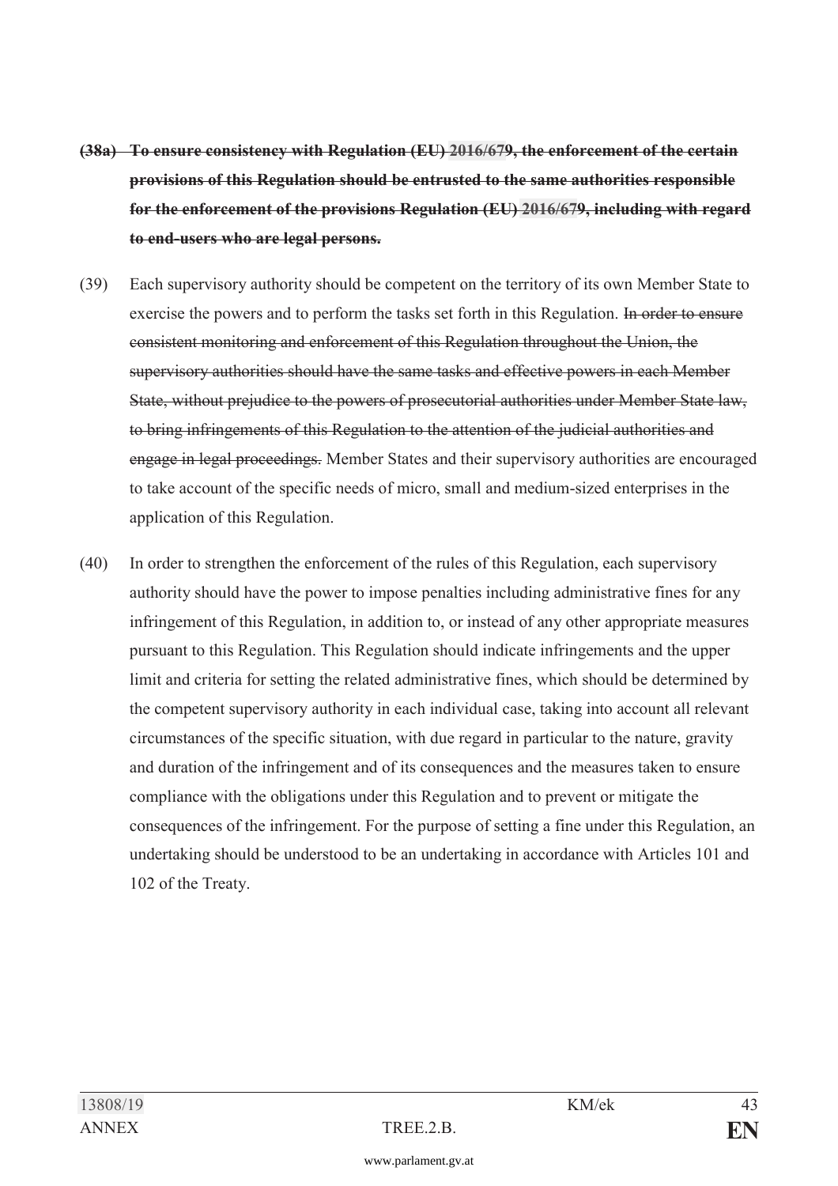**~~(38a) To ensure consistency with Regulation (EU) 2016/679, the enforcement of the certain provisions of this Regulation should be entrusted to the same authorities responsible for the enforcement of the provisions Regulation (EU) 2016/679, including with regard to end-users who are legal persons.~~**

(39) Each supervisory authority should be competent on the territory of its own Member State to exercise the powers and to perform the tasks set forth in this Regulation. ~~In order to ensure consistent monitoring and enforcement of this Regulation throughout the Union, the supervisory authorities should have the same tasks and effective powers in each Member State, without prejudice to the powers of prosecutorial authorities under Member State law, to bring infringements of this Regulation to the attention of the judicial authorities and engage in legal proceedings.~~ Member States and their supervisory authorities are encouraged to take account of the specific needs of micro, small and medium-sized enterprises in the application of this Regulation.

(40) In order to strengthen the enforcement of the rules of this Regulation, each supervisory authority should have the power to impose penalties including administrative fines for any infringement of this Regulation, in addition to, or instead of any other appropriate measures pursuant to this Regulation. This Regulation should indicate infringements and the upper limit and criteria for setting the related administrative fines, which should be determined by the competent supervisory authority in each individual case, taking into account all relevant circumstances of the specific situation, with due regard in particular to the nature, gravity and duration of the infringement and of its consequences and the measures taken to ensure compliance with the obligations under this Regulation and to prevent or mitigate the consequences of the infringement. For the purpose of setting a fine under this Regulation, an undertaking should be understood to be an undertaking in accordance with Articles 101 and 102 of the Treaty.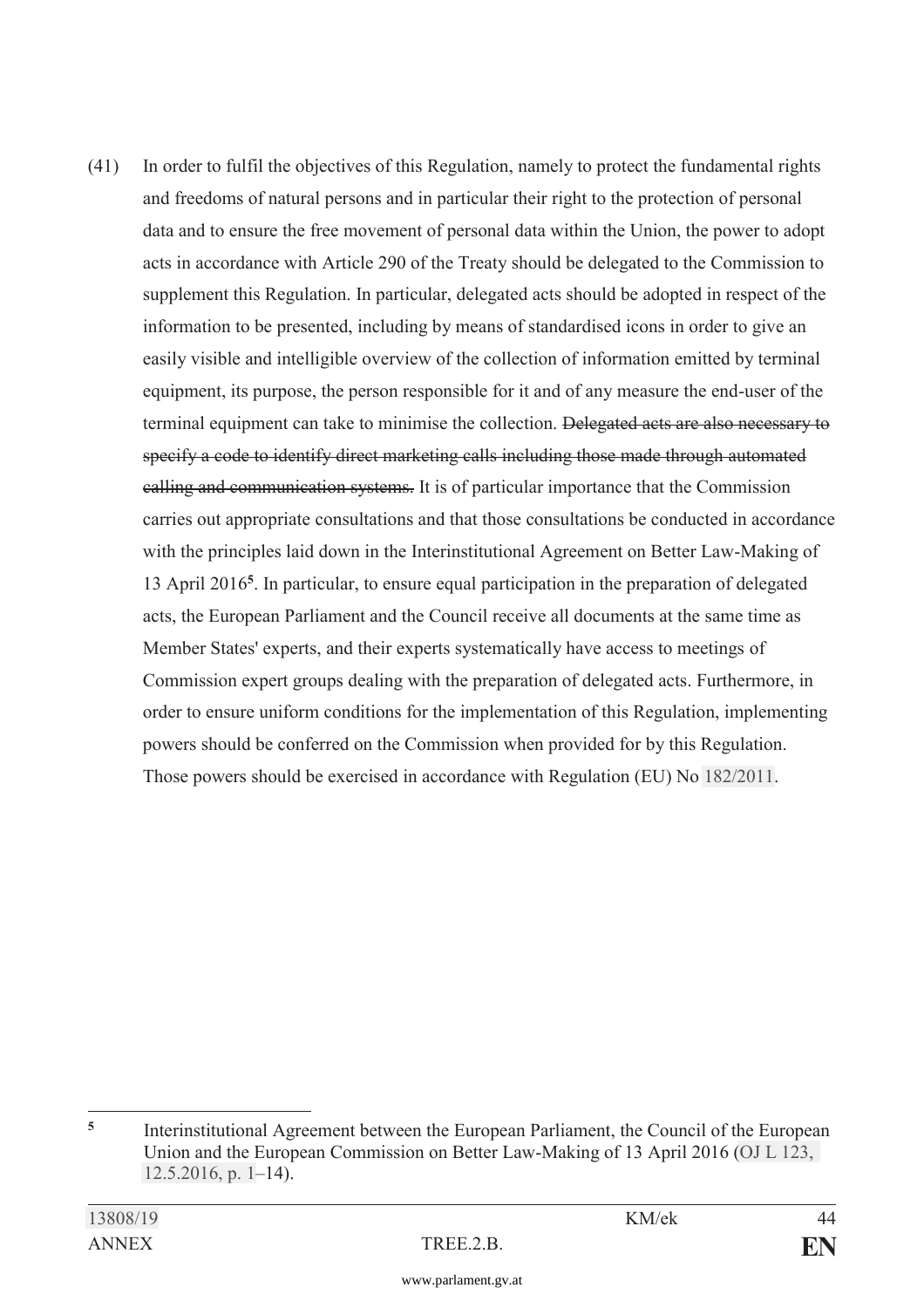(41) In order to fulfil the objectives of this Regulation, namely to protect the fundamental rights and freedoms of natural persons and in particular their right to the protection of personal data and to ensure the free movement of personal data within the Union, the power to adopt acts in accordance with Article 290 of the Treaty should be delegated to the Commission to supplement this Regulation. In particular, delegated acts should be adopted in respect of the information to be presented, including by means of standardised icons in order to give an easily visible and intelligible overview of the collection of information emitted by terminal equipment, its purpose, the person responsible for it and of any measure the end-user of the terminal equipment can take to minimise the collection. ~~Delegated acts are also necessary to specify a code to identify direct marketing calls including those made through automated calling and communication systems.~~ It is of particular importance that the Commission carries out appropriate consultations and that those consultations be conducted in accordance with the principles laid down in the Interinstitutional Agreement on Better Law-Making of 13 April 2016[5]. In particular, to ensure equal participation in the preparation of delegated acts, the European Parliament and the Council receive all documents at the same time as Member States' experts, and their experts systematically have access to meetings of Commission expert groups dealing with the preparation of delegated acts. Furthermore, in order to ensure uniform conditions for the implementation of this Regulation, implementing powers should be conferred on the Commission when provided for by this Regulation. Those powers should be exercised in accordance with Regulation (EU) No 182/2011.

---

[5] Interinstitutional Agreement between the European Parliament, the Council of the European Union and the European Commission on Better Law-Making of 13 April 2016 (OJ L 123, 12.5.2016, p. 1–14).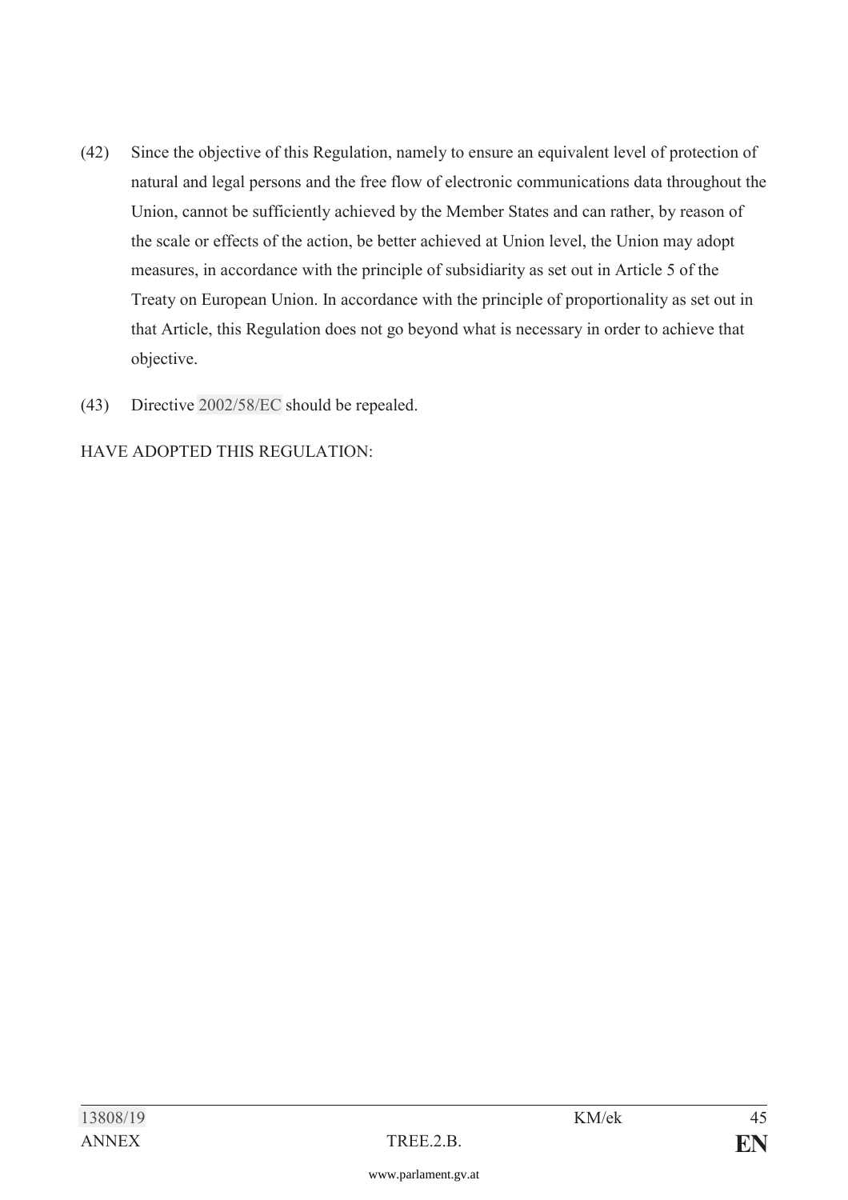(42) Since the objective of this Regulation, namely to ensure an equivalent level of protection of natural and legal persons and the free flow of electronic communications data throughout the Union, cannot be sufficiently achieved by the Member States and can rather, by reason of the scale or effects of the action, be better achieved at Union level, the Union may adopt measures, in accordance with the principle of subsidiarity as set out in Article 5 of the Treaty on European Union. In accordance with the principle of proportionality as set out in that Article, this Regulation does not go beyond what is necessary in order to achieve that objective.

(43) Directive 2002/58/EC should be repealed.

HAVE ADOPTED THIS REGULATION: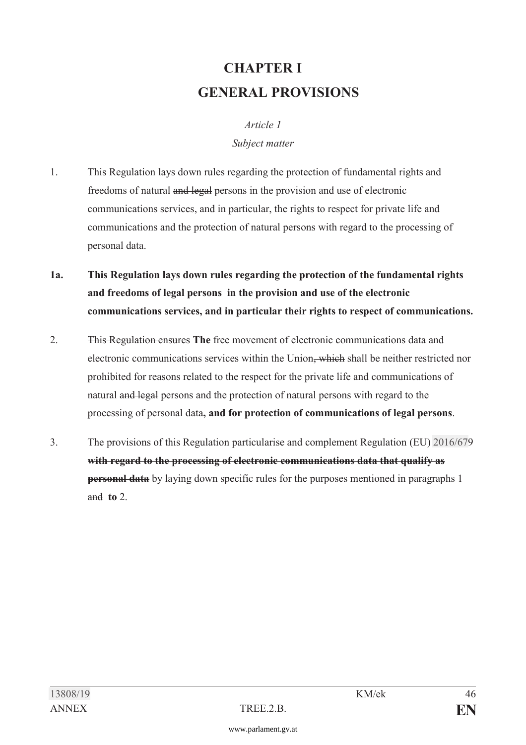# CHAPTER I
# GENERAL PROVISIONS

*Article 1*

*Subject matter*

1. This Regulation lays down rules regarding the protection of fundamental rights and freedoms of natural ~~and legal~~ persons in the provision and use of electronic communications services, and in particular, the rights to respect for private life and communications and the protection of natural persons with regard to the processing of personal data.

**1a. This Regulation lays down rules regarding the protection of the fundamental rights and freedoms of legal persons in the provision and use of the electronic communications services, and in particular their rights to respect of communications.**

2. ~~This Regulation ensures~~ **The** free movement of electronic communications data and electronic communications services within the Union~~, which~~ shall be neither restricted nor prohibited for reasons related to the respect for the private life and communications of natural ~~and legal~~ persons and the protection of natural persons with regard to the processing of personal data**, and for protection of communications of legal persons**.

3. The provisions of this Regulation particularise and complement Regulation (EU) 2016/679 ~~**with regard to the processing of electronic communications data that qualify as personal data**~~ by laying down specific rules for the purposes mentioned in paragraphs 1 ~~and~~ **to** 2.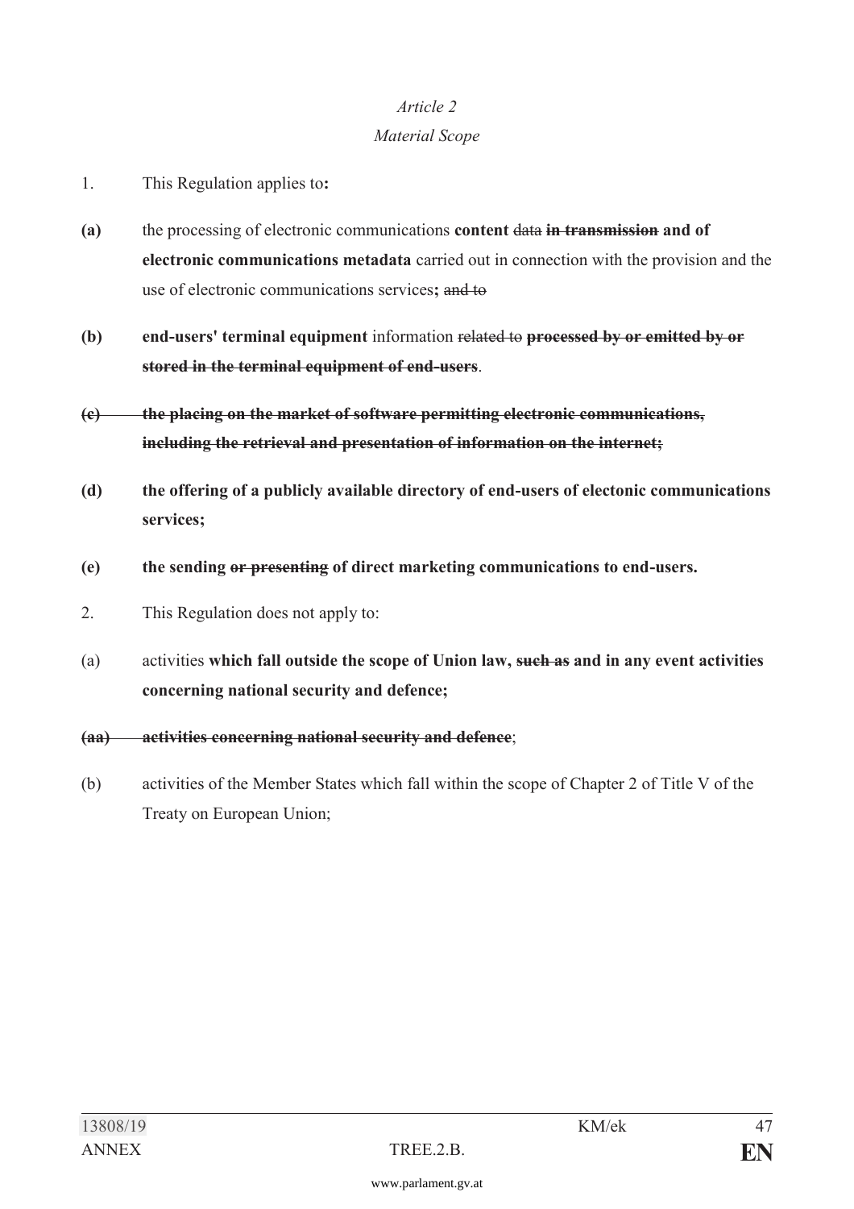*Article 2*

*Material Scope*

1. This Regulation applies to**:**

**(a)** the processing of electronic communications **content** ~~data~~ **~~in transmission~~ and of electronic communications metadata** carried out in connection with the provision and the use of electronic communications services**;** ~~and to~~

**(b)** **end-users' terminal equipment** information ~~related to~~ **~~processed by or emitted by or stored in the terminal equipment of end-users~~**.

**~~(c) the placing on the market of software permitting electronic communications, including the retrieval and presentation of information on the internet;~~**

**(d)** **the offering of a publicly available directory of end-users of electonic communications services;**

**(e)** **the sending ~~or presenting~~ of direct marketing communications to end-users.**

2. This Regulation does not apply to:

(a) activities **which fall outside the scope of Union law, ~~such as~~ and in any event activities concerning national security and defence;**

**~~(aa) activities concerning national security and defence~~**;

(b) activities of the Member States which fall within the scope of Chapter 2 of Title V of the Treaty on European Union;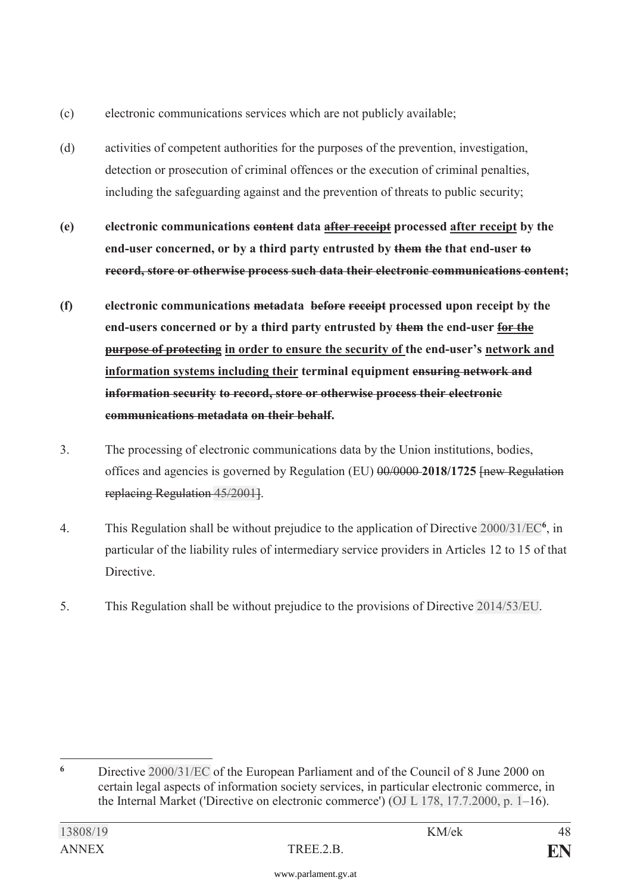(c) electronic communications services which are not publicly available;

(d) activities of competent authorities for the purposes of the prevention, investigation, detection or prosecution of criminal offences or the execution of criminal penalties, including the safeguarding against and the prevention of threats to public security;

**(e) electronic communications ~~content~~ data <u>~~after receipt~~</u> processed <u>after receipt</u> by the end-user concerned, or by a third party entrusted by ~~them~~ ~~the~~ that end-user ~~to record, store or otherwise process such data their electronic communications content~~;**

**(f) electronic communications ~~metadata~~ ~~before~~ ~~receipt~~ processed upon receipt by the end-users concerned or by a third party entrusted by ~~them~~ the end-user <u>~~for the purpose of protecting~~</u> <u>in order to ensure the security of</u> the end-user's <u>network and information systems including their</u> terminal equipment ~~ensuring network and information security~~ ~~to record, store or otherwise process their electronic communications metadata~~ ~~on their behalf~~.**

3. The processing of electronic communications data by the Union institutions, bodies, offices and agencies is governed by Regulation (EU) ~~00/0000~~ **2018/1725** ~~[new Regulation replacing Regulation 45/2001]~~.

4. This Regulation shall be without prejudice to the application of Directive 2000/31/EC[6], in particular of the liability rules of intermediary service providers in Articles 12 to 15 of that Directive.

5. This Regulation shall be without prejudice to the provisions of Directive 2014/53/EU.

---

[6] Directive 2000/31/EC of the European Parliament and of the Council of 8 June 2000 on certain legal aspects of information society services, in particular electronic commerce, in the Internal Market ('Directive on electronic commerce') (OJ L 178, 17.7.2000, p. 1–16).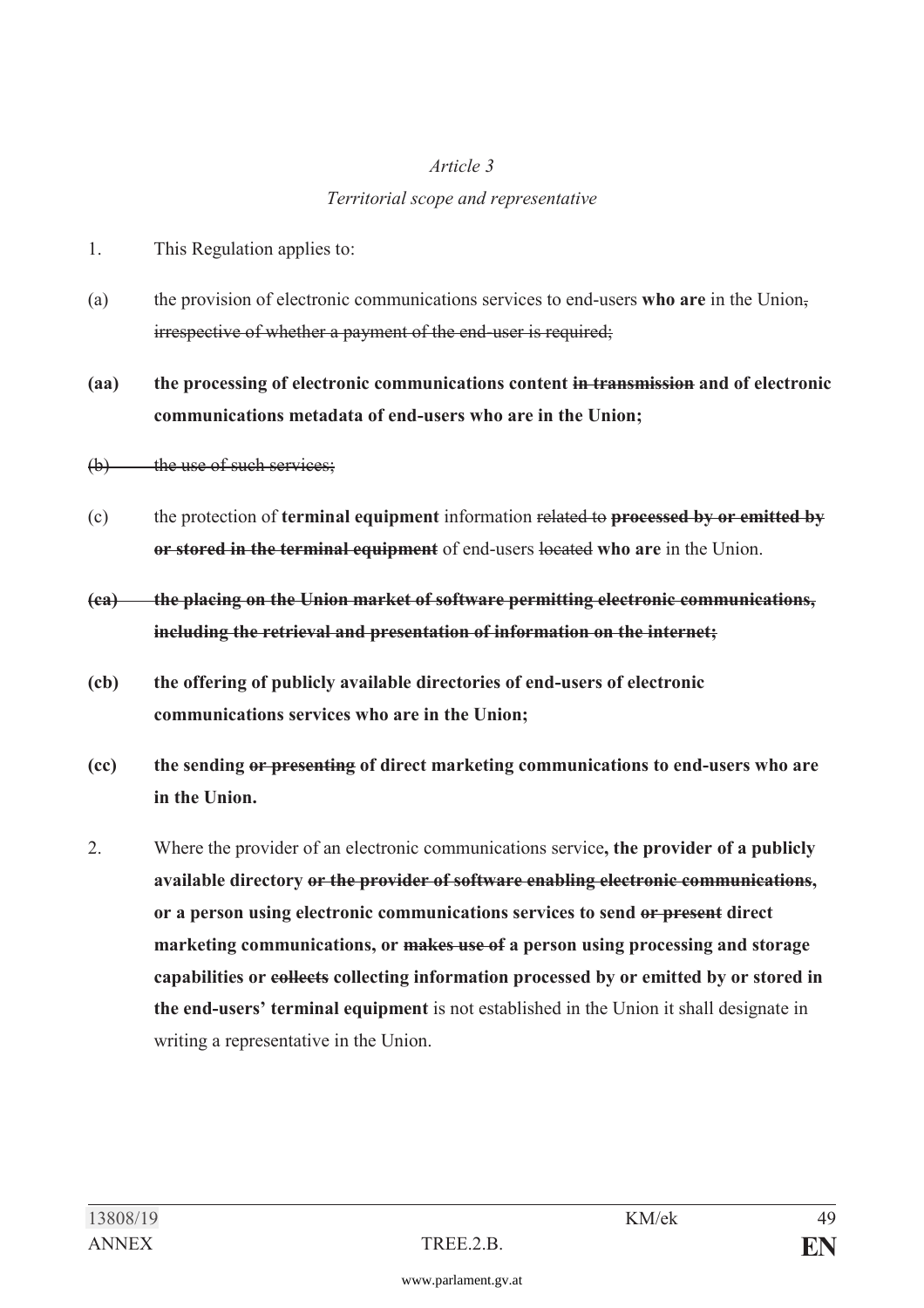*Article 3*

*Territorial scope and representative*

1. This Regulation applies to:

(a) the provision of electronic communications services to end-users **who are** in the Union~~, irrespective of whether a payment of the end-user is required;~~

**(aa) the processing of electronic communications content ~~in transmission~~ and of electronic communications metadata of end-users who are in the Union;**

~~(b) the use of such services;~~

(c) the protection of **terminal equipment** information ~~related to~~ **~~processed by or emitted by or stored in the terminal equipment~~** of end-users ~~located~~ **who are** in the Union.

**~~(ca) the placing on the Union market of software permitting electronic communications, including the retrieval and presentation of information on the internet;~~**

**(cb) the offering of publicly available directories of end-users of electronic communications services who are in the Union;**

**(cc) the sending ~~or presenting~~ of direct marketing communications to end-users who are in the Union.**

2. Where the provider of an electronic communications service**, the provider of a publicly available directory ~~or the provider of software enabling electronic communications~~, or a person using electronic communications services to send ~~or present~~ direct marketing communications, or ~~makes use of~~ a person using processing and storage capabilities or ~~collects~~ collecting information processed by or emitted by or stored in the end-users' terminal equipment** is not established in the Union it shall designate in writing a representative in the Union.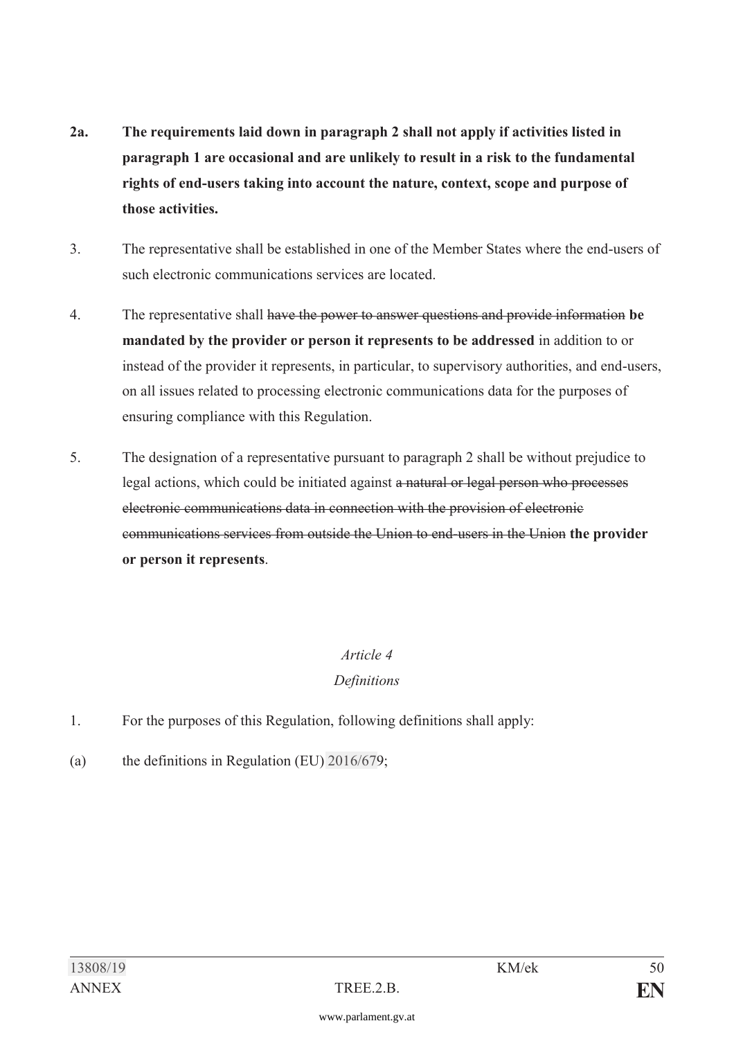**2a. The requirements laid down in paragraph 2 shall not apply if activities listed in paragraph 1 are occasional and are unlikely to result in a risk to the fundamental rights of end-users taking into account the nature, context, scope and purpose of those activities.**

3. The representative shall be established in one of the Member States where the end-users of such electronic communications services are located.

4. The representative shall ~~have the power to answer questions and provide information~~ **be mandated by the provider or person it represents to be addressed** in addition to or instead of the provider it represents, in particular, to supervisory authorities, and end-users, on all issues related to processing electronic communications data for the purposes of ensuring compliance with this Regulation.

5. The designation of a representative pursuant to paragraph 2 shall be without prejudice to legal actions, which could be initiated against ~~a natural or legal person who processes electronic communications data in connection with the provision of electronic communications services from outside the Union to end-users in the Union~~ **the provider or person it represents**.

*Article 4*

*Definitions*

1. For the purposes of this Regulation, following definitions shall apply:

(a) the definitions in Regulation (EU) 2016/679;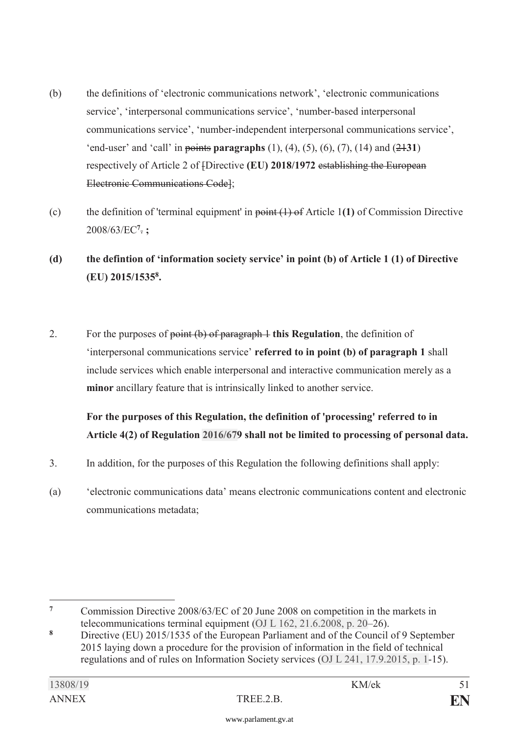(b) the definitions of 'electronic communications network', 'electronic communications service', 'interpersonal communications service', 'number-based interpersonal communications service', 'number-independent interpersonal communications service', 'end-user' and 'call' in ~~points~~ **paragraphs** (1), (4), (5), (6), (7), (14) and (~~21~~**31**) respectively of Article 2 of ~~[~~Directive **(EU) 2018/1972** ~~establishing the European Electronic Communications Code]~~;

(c) the definition of 'terminal equipment' in ~~point (1) of~~ Article 1**(1)** of Commission Directive 2008/63/EC[7]~~.~~ **;**

**(d) the defintion of 'information society service' in point (b) of Article 1 (1) of Directive (EU) 2015/1535[8].**

2. For the purposes of ~~point (b) of paragraph 1~~ **this Regulation**, the definition of 'interpersonal communications service' **referred to in point (b) of paragraph 1** shall include services which enable interpersonal and interactive communication merely as a **minor** ancillary feature that is intrinsically linked to another service.

**For the purposes of this Regulation, the definition of 'processing' referred to in Article 4(2) of Regulation 2016/679 shall not be limited to processing of personal data.**

3. In addition, for the purposes of this Regulation the following definitions shall apply:

(a) 'electronic communications data' means electronic communications content and electronic communications metadata;

---

[7] Commission Directive 2008/63/EC of 20 June 2008 on competition in the markets in telecommunications terminal equipment (OJ L 162, 21.6.2008, p. 20–26).

[8] Directive (EU) 2015/1535 of the European Parliament and of the Council of 9 September 2015 laying down a procedure for the provision of information in the field of technical regulations and of rules on Information Society services (OJ L 241, 17.9.2015, p. 1-15).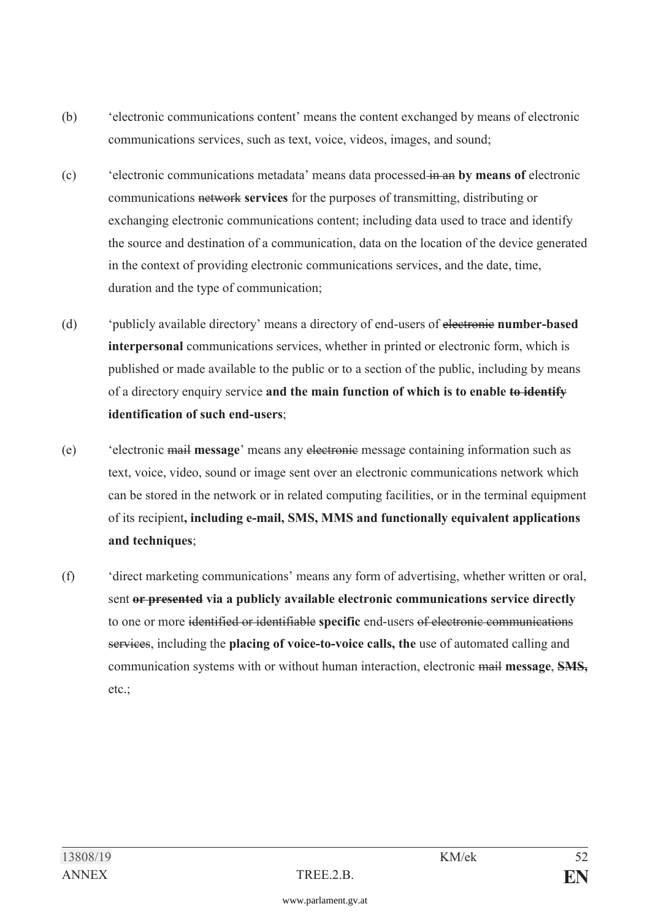(b) 'electronic communications content' means the content exchanged by means of electronic communications services, such as text, voice, videos, images, and sound;

(c) 'electronic communications metadata' means data processed ~~in an~~ **by means of** electronic communications ~~network~~ **services** for the purposes of transmitting, distributing or exchanging electronic communications content; including data used to trace and identify the source and destination of a communication, data on the location of the device generated in the context of providing electronic communications services, and the date, time, duration and the type of communication;

(d) 'publicly available directory' means a directory of end-users of ~~electronic~~ **number-based interpersonal** communications services, whether in printed or electronic form, which is published or made available to the public or to a section of the public, including by means of a directory enquiry service **and the main function of which is to enable ~~to identify~~ identification of such end-users**;

(e) 'electronic ~~mail~~ **message**' means any ~~electronic~~ message containing information such as text, voice, video, sound or image sent over an electronic communications network which can be stored in the network or in related computing facilities, or in the terminal equipment of its recipient**, including e-mail, SMS, MMS and functionally equivalent applications and techniques**;

(f) 'direct marketing communications' means any form of advertising, whether written or oral, sent **~~or presented~~ via a publicly available electronic communications service directly** to one or more ~~identified or identifiable~~ **specific** end-users ~~of electronic communications services~~, including the **placing of voice-to-voice calls, the** use of automated calling and communication systems with or without human interaction, electronic ~~mail~~ **message**, **~~SMS,~~** etc.;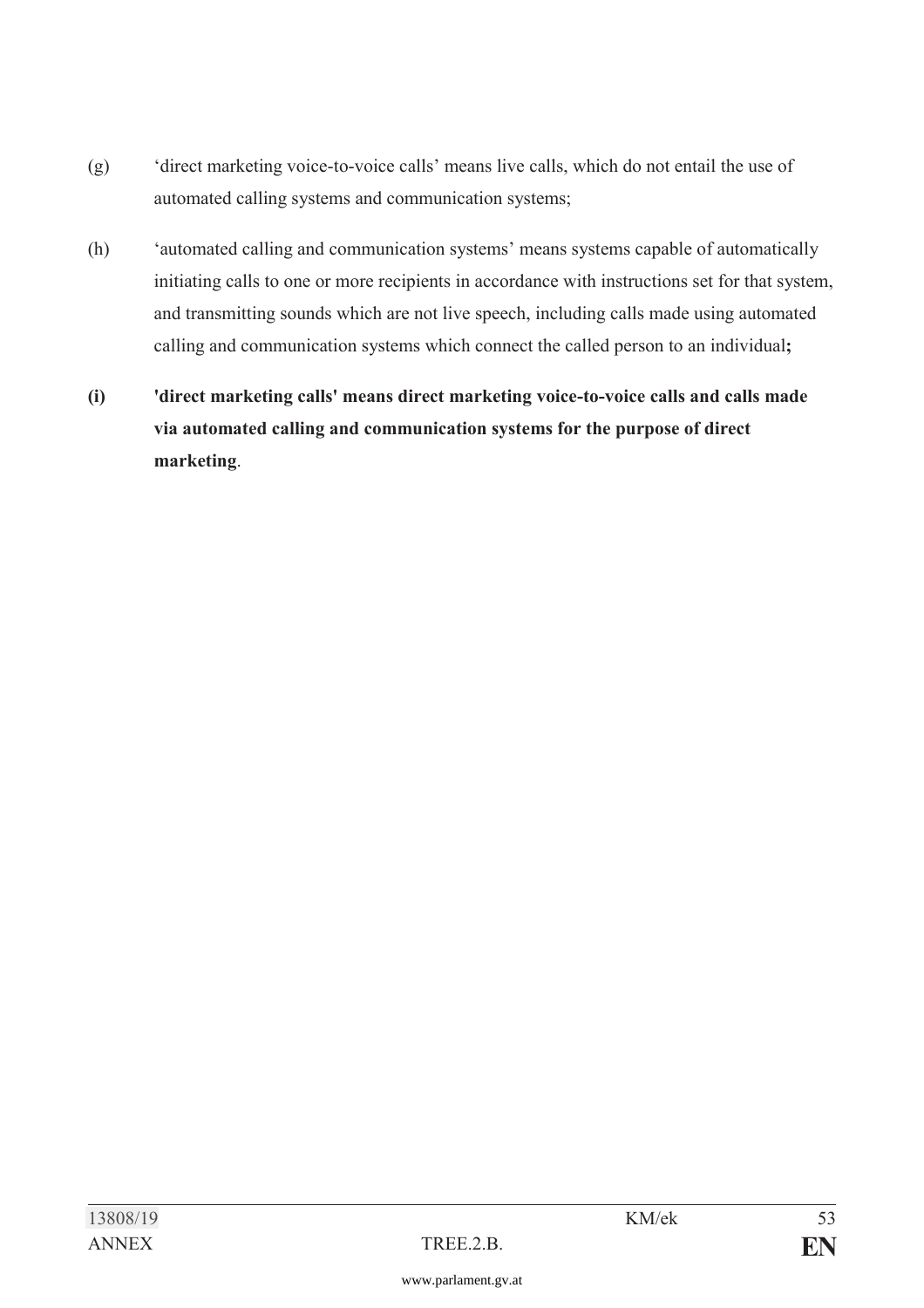(g) 'direct marketing voice-to-voice calls' means live calls, which do not entail the use of automated calling systems and communication systems;

(h) 'automated calling and communication systems' means systems capable of automatically initiating calls to one or more recipients in accordance with instructions set for that system, and transmitting sounds which are not live speech, including calls made using automated calling and communication systems which connect the called person to an individual**;**

**(i) 'direct marketing calls' means direct marketing voice-to-voice calls and calls made via automated calling and communication systems for the purpose of direct marketing**.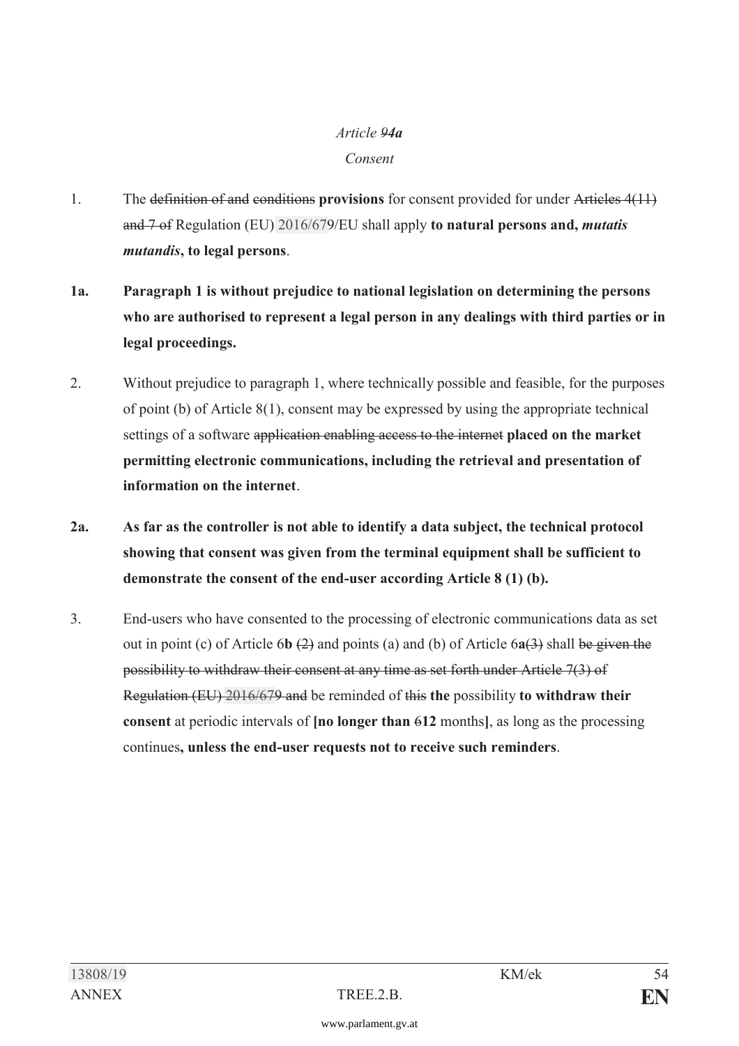*Article ~~9~~**4a***

*Consent*

1. The ~~definition of and~~ ~~conditions~~ **provisions** for consent provided for under ~~Articles 4(11) and 7 of~~ Regulation (EU) 2016/679/EU shall apply **to natural persons and, *mutatis mutandis*, to legal persons**.

**1a. Paragraph 1 is without prejudice to national legislation on determining the persons who are authorised to represent a legal person in any dealings with third parties or in legal proceedings.**

2. Without prejudice to paragraph 1, where technically possible and feasible, for the purposes of point (b) of Article 8(1), consent may be expressed by using the appropriate technical settings of a software ~~application enabling access to the internet~~ **placed on the market permitting electronic communications, including the retrieval and presentation of information on the internet**.

**2a. As far as the controller is not able to identify a data subject, the technical protocol showing that consent was given from the terminal equipment shall be sufficient to demonstrate the consent of the end-user according Article 8 (1) (b).**

3. End-users who have consented to the processing of electronic communications data as set out in point (c) of Article 6**b** ~~(2)~~ and points (a) and (b) of Article 6**a**~~(3)~~ shall ~~be given the possibility to withdraw their consent at any time as set forth under Article 7(3) of Regulation (EU) 2016/679 and~~ be reminded of ~~this~~ **the** possibility **to withdraw their consent** at periodic intervals of **[no longer than** ~~6~~**12** months**]**, as long as the processing continues**, unless the end-user requests not to receive such reminders**.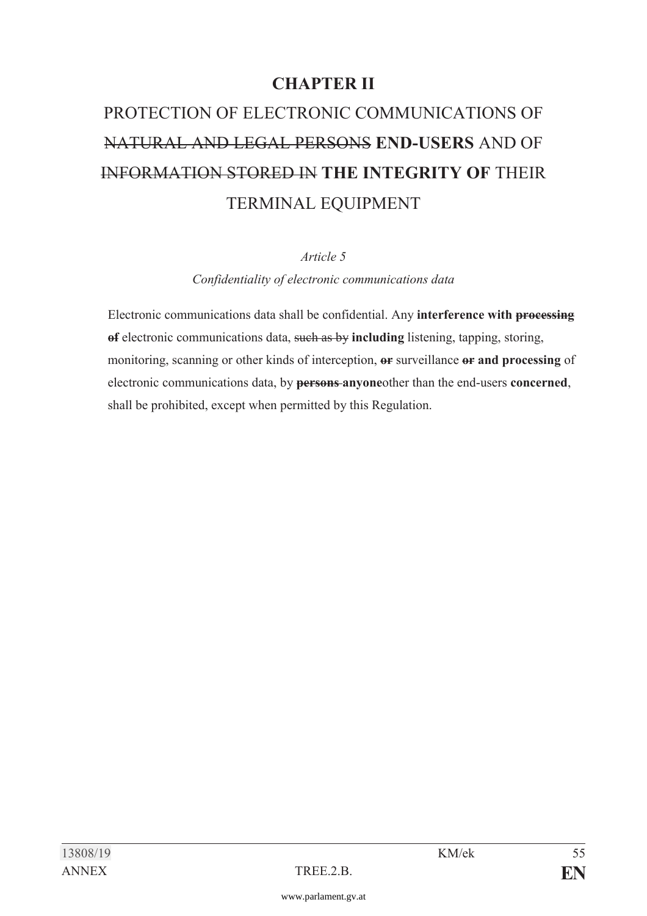# CHAPTER II

# PROTECTION OF ELECTRONIC COMMUNICATIONS OF ~~NATURAL AND LEGAL PERSONS~~ **END-USERS** AND OF ~~INFORMATION STORED IN~~ **THE INTEGRITY OF** THEIR TERMINAL EQUIPMENT

*Article 5*

*Confidentiality of electronic communications data*

Electronic communications data shall be confidential. Any **interference with** **~~processing of~~** electronic communications data, ~~such as by~~ **including** listening, tapping, storing, monitoring, scanning or other kinds of interception, **~~or~~** surveillance **~~or~~** **and processing** of electronic communications data, by **~~persons~~** **anyone**other than the end-users **concerned**, shall be prohibited, except when permitted by this Regulation.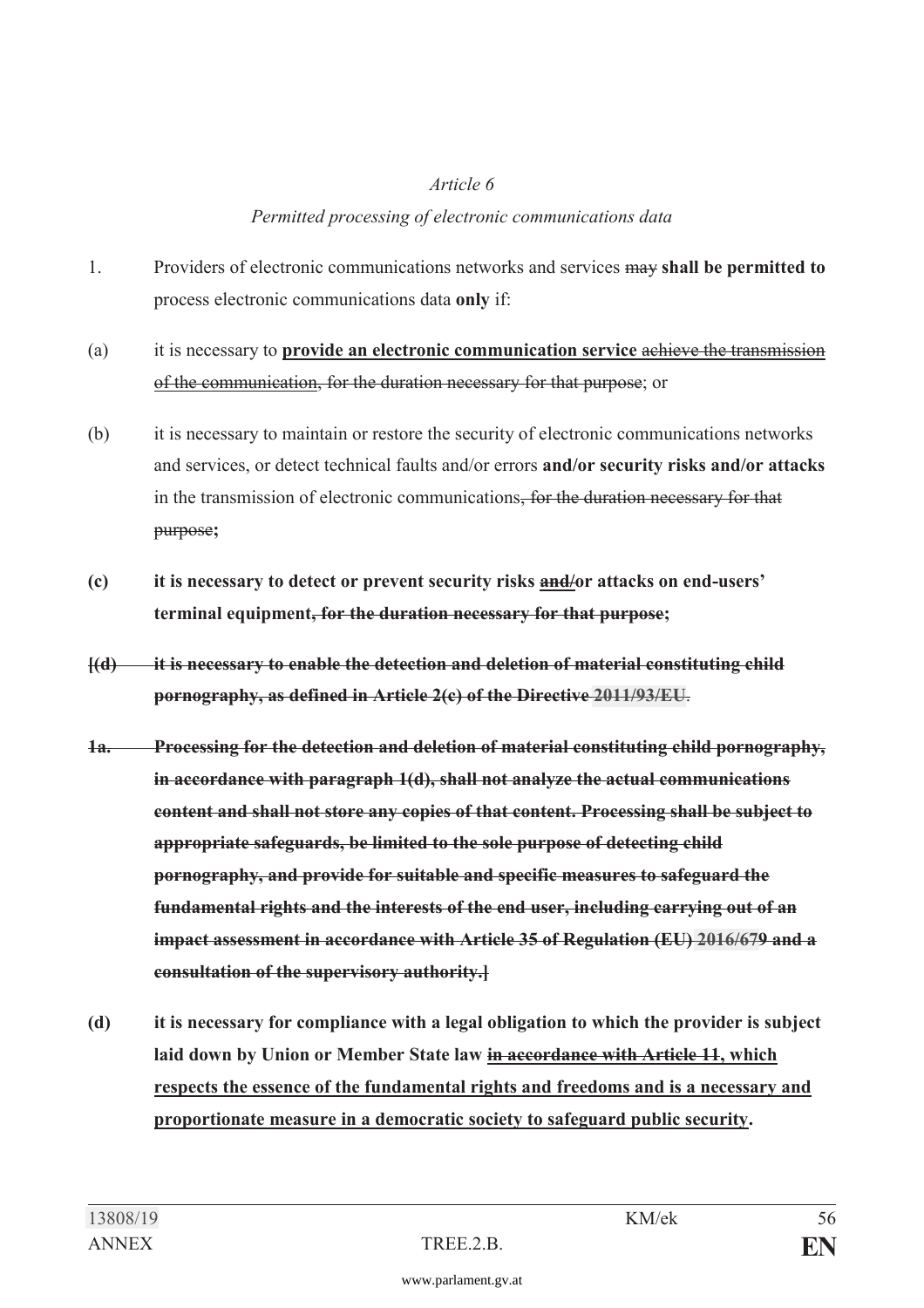*Article 6*

*Permitted processing of electronic communications data*

1. Providers of electronic communications networks and services ~~may~~ **shall be permitted to** process electronic communications data **only** if:

(a) it is necessary to **<u>provide an electronic communication service</u>** <u>~~achieve the transmission of the communication~~</u>~~, for the duration necessary for that purpose~~; or

(b) it is necessary to maintain or restore the security of electronic communications networks and services, or detect technical faults and/or errors **and/or security risks and/or attacks** in the transmission of electronic communications~~, for the duration necessary for that purpose~~**;**

**(c) it is necessary to detect or prevent security risks <u>~~and/~~</u>or attacks on end-users' terminal equipment~~, for the duration necessary for that purpose~~;**

~~**[(d) it is necessary to enable the detection and deletion of material constituting child pornography, as defined in Article 2(c) of the Directive 2011/93/EU**~~.

~~**1a. Processing for the detection and deletion of material constituting child pornography, in accordance with paragraph 1(d), shall not analyze the actual communications content and shall not store any copies of that content. Processing shall be subject to appropriate safeguards, be limited to the sole purpose of detecting child pornography, and provide for suitable and specific measures to safeguard the fundamental rights and the interests of the end user, including carrying out of an impact assessment in accordance with Article 35 of Regulation (EU) 2016/679 and a consultation of the supervisory authority.]**~~

**(d) it is necessary for compliance with a legal obligation to which the provider is subject laid down by Union or Member State law <u>~~in accordance with Article 11~~</u><u>, which respects the essence of the fundamental rights and freedoms and is a necessary and proportionate measure in a democratic society to safeguard public security</u>.**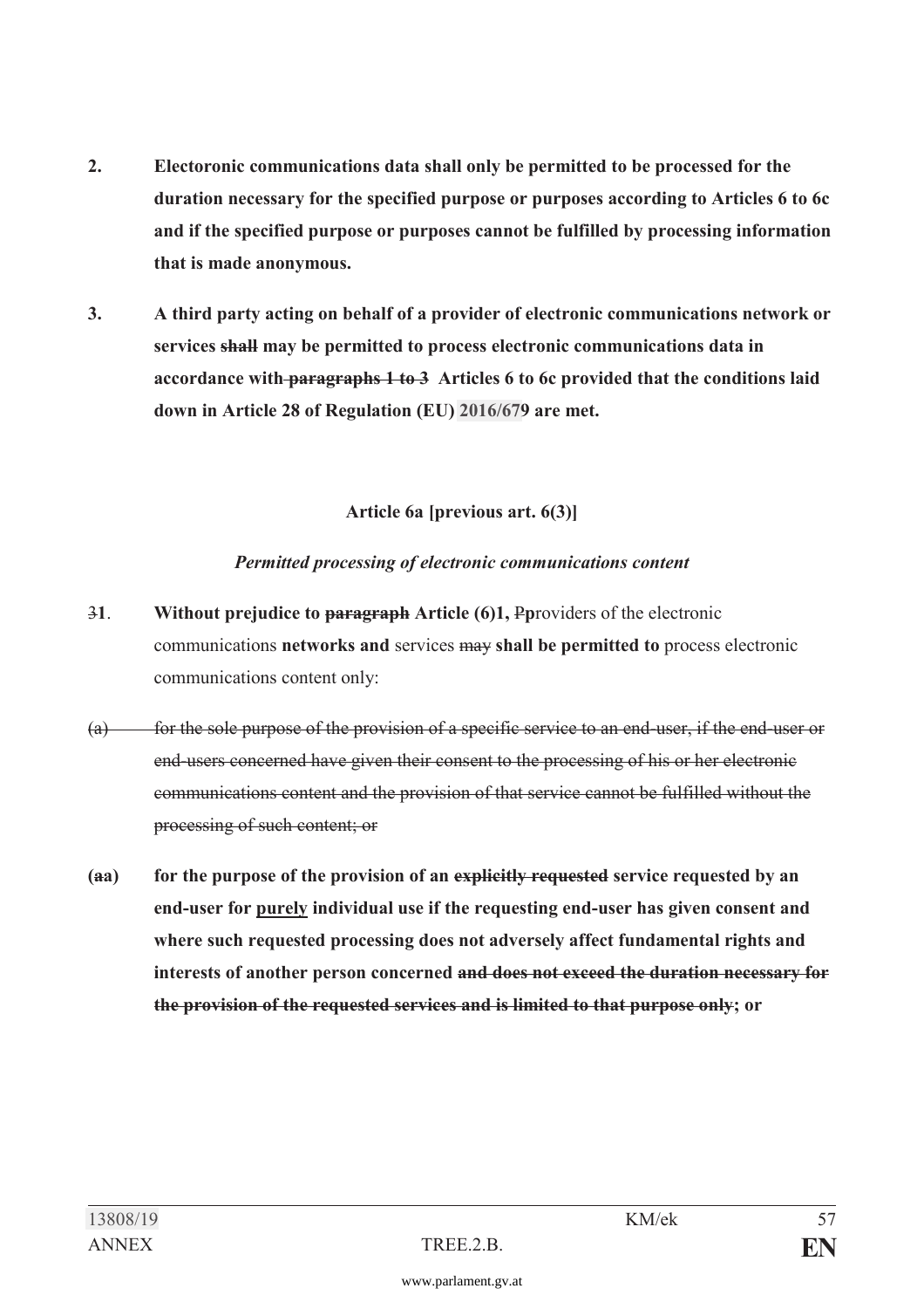**2. Electoronic communications data shall only be permitted to be processed for the duration necessary for the specified purpose or purposes according to Articles 6 to 6c and if the specified purpose or purposes cannot be fulfilled by processing information that is made anonymous.**

**3. A third party acting on behalf of a provider of electronic communications network or services ~~shall~~ may be permitted to process electronic communications data in accordance with ~~paragraphs 1 to 3~~ Articles 6 to 6c provided that the conditions laid down in Article 28 of Regulation (EU) 2016/679 are met.**

**Article 6a [previous art. 6(3)]**

***Permitted processing of electronic communications content***

~~3~~**1**. **Without prejudice to ~~paragraph~~ Article (6)1, ~~P~~p**roviders of the electronic communications **networks and** services ~~may~~ **shall be permitted to** process electronic communications content only:

~~(a) for the sole purpose of the provision of a specific service to an end-user, if the end-user or end-users concerned have given their consent to the processing of his or her electronic communications content and the provision of that service cannot be fulfilled without the processing of such content; or~~

**(~~a~~a) for the purpose of the provision of an ~~explicitly requested~~ service requested by an end-user for <u>purely</u> individual use if the requesting end-user has given consent and where such requested processing does not adversely affect fundamental rights and interests of another person concerned ~~and does not exceed the duration necessary for the provision of the requested services and is limited to that purpose only~~; or**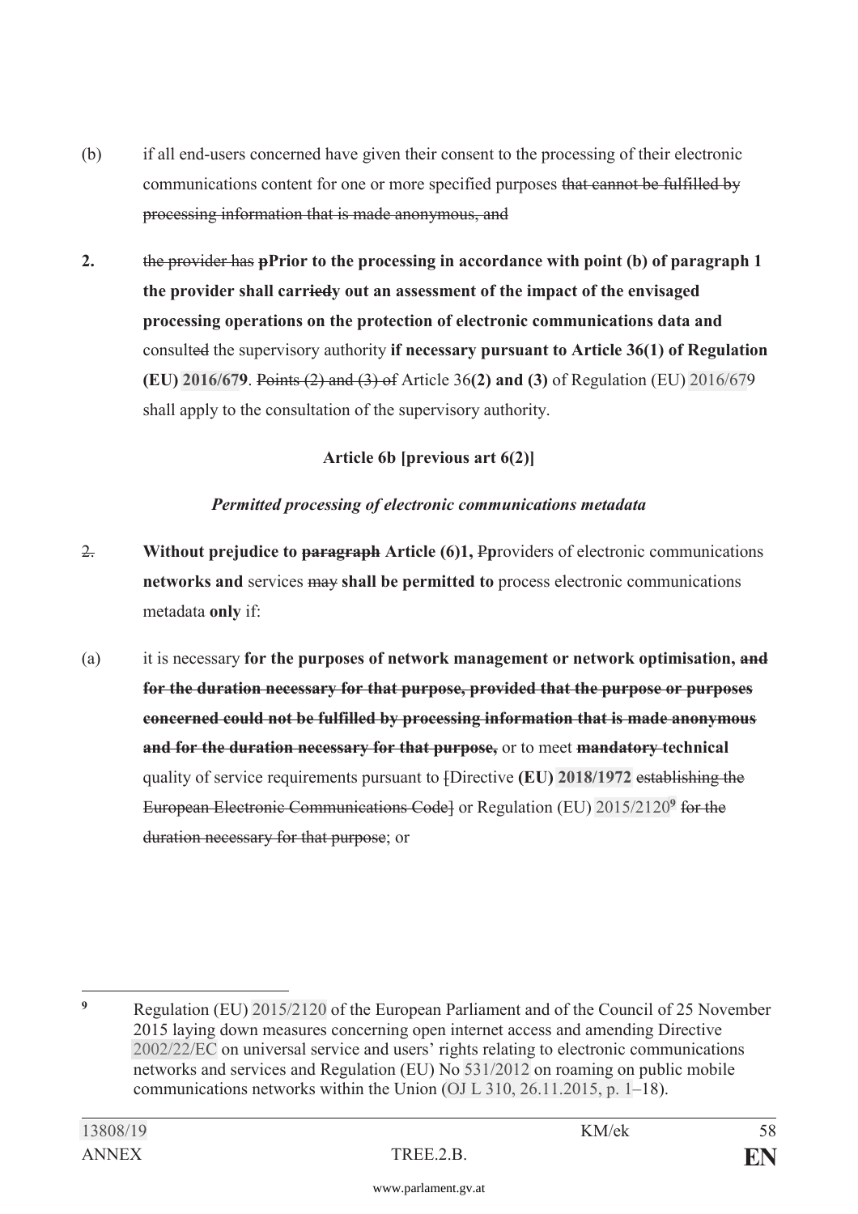(b) if all end-users concerned have given their consent to the processing of their electronic communications content for one or more specified purposes ~~that cannot be fulfilled by processing information that is made anonymous, and~~

**2.** ~~the provider has p~~**Prior to the processing in accordance with point (b) of paragraph 1 the provider shall carr**~~ied~~**y out an assessment of the impact of the envisaged processing operations on the protection of electronic communications data and** consult~~ed~~ the supervisory authority **if necessary pursuant to Article 36(1) of Regulation (EU) 2016/679**. ~~Points (2) and (3) of~~ Article 36**(2) and (3)** of Regulation (EU) 2016/679 shall apply to the consultation of the supervisory authority.

**Article 6b [previous art 6(2)]**

***Permitted processing of electronic communications metadata***

~~2.~~ **Without prejudice to** ~~**paragraph**~~ **Article (6)1,** ~~P~~**p**roviders of electronic communications **networks and** services ~~may~~ **shall be permitted to** process electronic communications metadata **only** if:

(a) it is necessary **for the purposes of network management or network optimisation,** ~~**and for the duration necessary for that purpose, provided that the purpose or purposes concerned could not be fulfilled by processing information that is made anonymous and for the duration necessary for that purpose,**~~ or to meet ~~**mandatory**~~ **technical** quality of service requirements pursuant to ~~[~~Directive **(EU) 2018/1972** ~~establishing the European Electronic Communications Code]~~ or Regulation (EU) 2015/2120[9] ~~for the duration necessary for that purpose~~; or

---

[9] Regulation (EU) 2015/2120 of the European Parliament and of the Council of 25 November 2015 laying down measures concerning open internet access and amending Directive 2002/22/EC on universal service and users' rights relating to electronic communications networks and services and Regulation (EU) No 531/2012 on roaming on public mobile communications networks within the Union (OJ L 310, 26.11.2015, p. 1–18).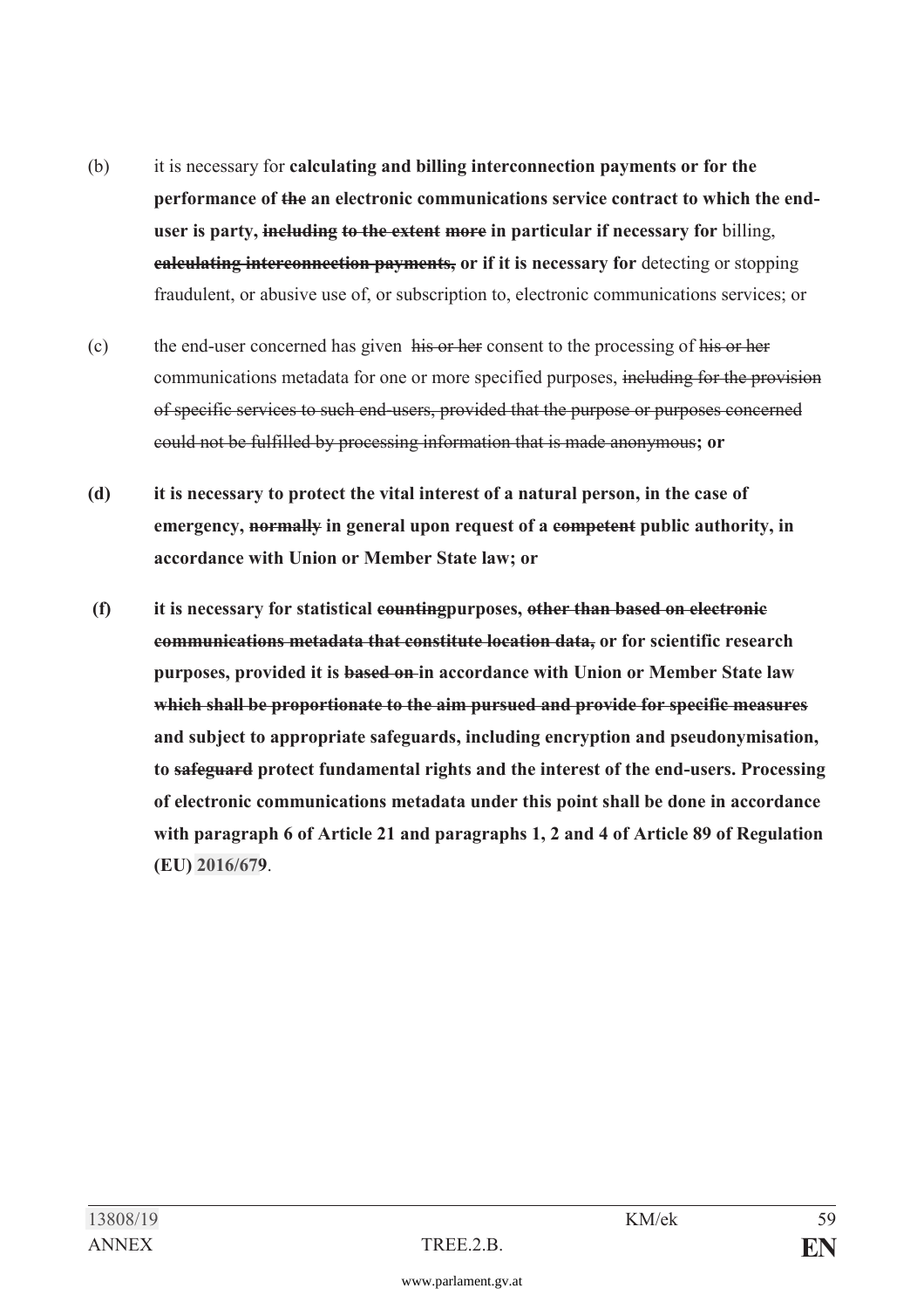(b) it is necessary for **calculating and billing interconnection payments or for the performance of ~~the~~ an electronic communications service contract to which the end-user is party, ~~including to the extent~~ ~~more~~ in particular if necessary for** billing, **~~calculating interconnection payments,~~ or if it is necessary for** detecting or stopping fraudulent, or abusive use of, or subscription to, electronic communications services; or

(c) the end-user concerned has given ~~his or her~~ consent to the processing of ~~his or her~~ communications metadata for one or more specified purposes, ~~including for the provision of specific services to such end-users, provided that the purpose or purposes concerned could not be fulfilled by processing information that is made anonymous~~**; or**

**(d) it is necessary to protect the vital interest of a natural person, in the case of emergency, ~~normally~~ in general upon request of a ~~competent~~ public authority, in accordance with Union or Member State law; or**

**(f) it is necessary for statistical ~~counting~~purposes, ~~other than based on electronic communications metadata that constitute location data,~~ or for scientific research purposes, provided it is ~~based on~~ in accordance with Union or Member State law ~~which shall be proportionate to the aim pursued and provide for specific measures~~ and subject to appropriate safeguards, including encryption and pseudonymisation, to ~~safeguard~~ protect fundamental rights and the interest of the end-users. Processing of electronic communications metadata under this point shall be done in accordance with paragraph 6 of Article 21 and paragraphs 1, 2 and 4 of Article 89 of Regulation (EU) 2016/679**.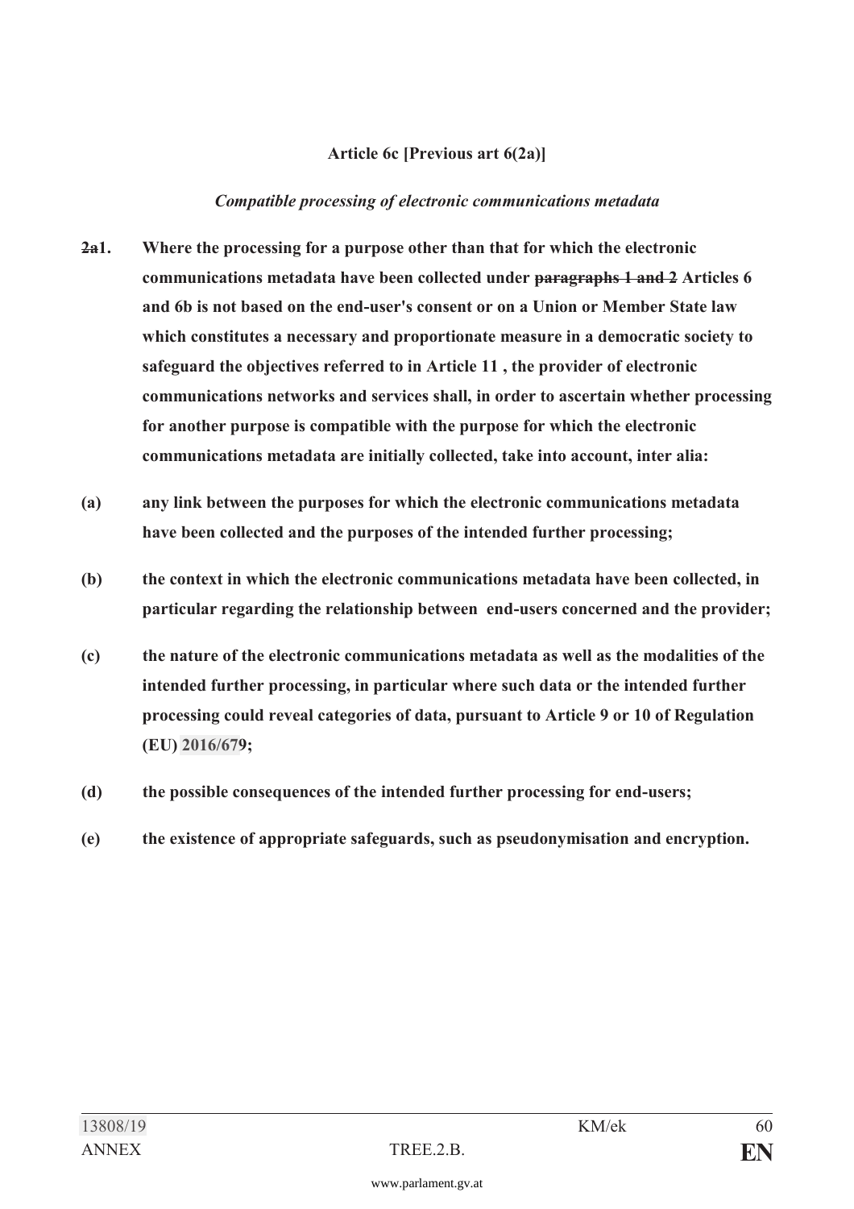**Article 6c [Previous art 6(2a)]**

***Compatible processing of electronic communications metadata***

**~~2a~~1. Where the processing for a purpose other than that for which the electronic communications metadata have been collected under ~~paragraphs 1 and 2~~ Articles 6 and 6b is not based on the end-user's consent or on a Union or Member State law which constitutes a necessary and proportionate measure in a democratic society to safeguard the objectives referred to in Article 11 , the provider of electronic communications networks and services shall, in order to ascertain whether processing for another purpose is compatible with the purpose for which the electronic communications metadata are initially collected, take into account, inter alia:**

**(a) any link between the purposes for which the electronic communications metadata have been collected and the purposes of the intended further processing;**

**(b) the context in which the electronic communications metadata have been collected, in particular regarding the relationship between end-users concerned and the provider;**

**(c) the nature of the electronic communications metadata as well as the modalities of the intended further processing, in particular where such data or the intended further processing could reveal categories of data, pursuant to Article 9 or 10 of Regulation (EU) 2016/679;**

**(d) the possible consequences of the intended further processing for end-users;**

**(e) the existence of appropriate safeguards, such as pseudonymisation and encryption.**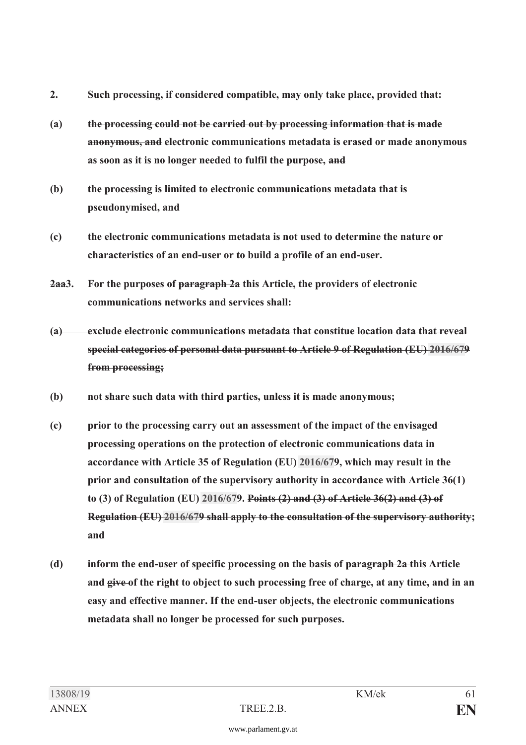**2. Such processing, if considered compatible, may only take place, provided that:**

**(a) ~~the processing could not be carried out by processing information that is made anonymous, and~~ electronic communications metadata is erased or made anonymous as soon as it is no longer needed to fulfil the purpose, ~~and~~**

**(b) the processing is limited to electronic communications metadata that is pseudonymised, and**

**(c) the electronic communications metadata is not used to determine the nature or characteristics of an end-user or to build a profile of an end-user.**

**~~2aa~~3. For the purposes of ~~paragraph 2a~~ this Article, the providers of electronic communications networks and services shall:**

**~~(a) exclude electronic communications metadata that constitue location data that reveal special categories of personal data pursuant to Article 9 of Regulation (EU) 2016/679 from processing;~~**

**(b) not share such data with third parties, unless it is made anonymous;**

**(c) prior to the processing carry out an assessment of the impact of the envisaged processing operations on the protection of electronic communications data in accordance with Article 35 of Regulation (EU) 2016/679, which may result in the prior ~~and~~ consultation of the supervisory authority in accordance with Article 36(1) to (3) of Regulation (EU) 2016/679. ~~Points (2) and (3) of Article 36(2) and (3) of Regulation (EU) 2016/679 shall apply to the consultation of the supervisory authority~~; and**

**(d) inform the end-user of specific processing on the basis of ~~paragraph 2a~~ this Article and ~~give~~ of the right to object to such processing free of charge, at any time, and in an easy and effective manner. If the end-user objects, the electronic communications metadata shall no longer be processed for such purposes.**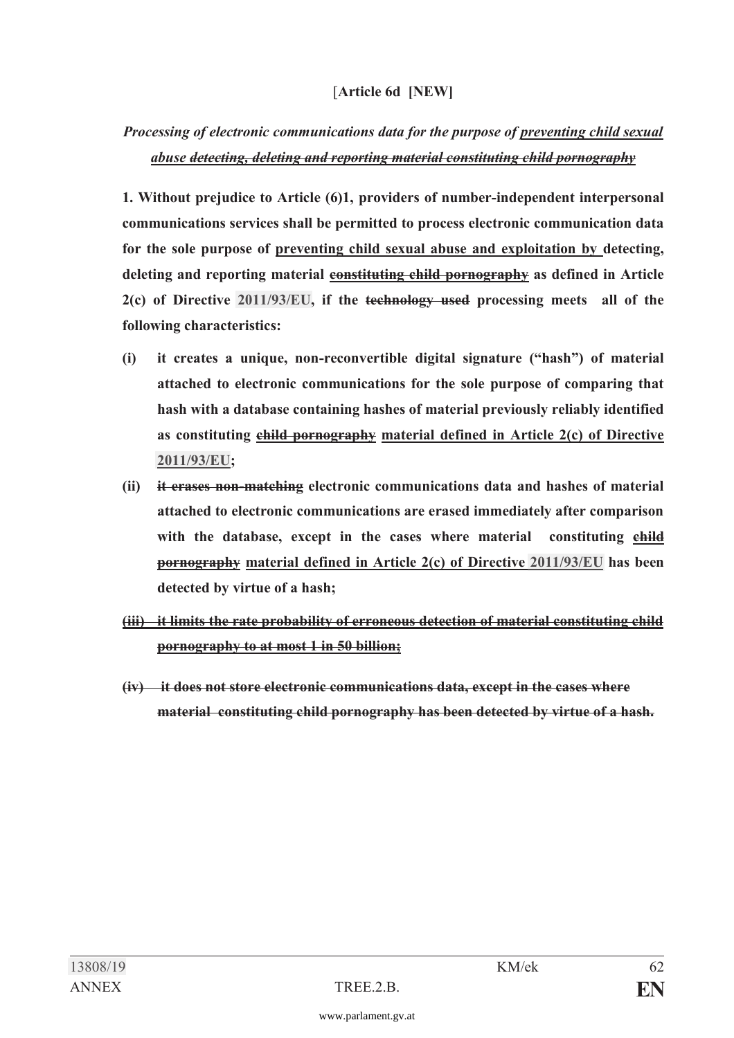[**Article 6d [NEW]**

***Processing of electronic communications data for the purpose of <u>preventing child sexual abuse</u> ~~detecting, deleting and reporting material constituting child pornography~~***

**1. Without prejudice to Article (6)1, providers of number-independent interpersonal communications services shall be permitted to process electronic communication data for the sole purpose of <u>preventing child sexual abuse and exploitation by</u> detecting, deleting and reporting material ~~constituting child pornography~~ as defined in Article 2(c) of Directive 2011/93/EU, if the ~~technology used~~ processing meets all of the following characteristics:**

- **(i) it creates a unique, non-reconvertible digital signature ("hash") of material attached to electronic communications for the sole purpose of comparing that hash with a database containing hashes of material previously reliably identified as constituting ~~child pornography~~ <u>material defined in Article 2(c) of Directive 2011/93/EU</u>;**
- **(ii) ~~it erases non-matching~~ electronic communications data and hashes of material attached to electronic communications are erased immediately after comparison with the database, except in the cases where material constituting ~~child pornography~~ <u>material defined in Article 2(c) of Directive 2011/93/EU</u> has been detected by virtue of a hash;**
- **~~(iii) it limits the rate probability of erroneous detection of material constituting child pornography to at most 1 in 50 billion;~~**
- **~~(iv) it does not store electronic communications data, except in the cases where material constituting child pornography has been detected by virtue of a hash.~~**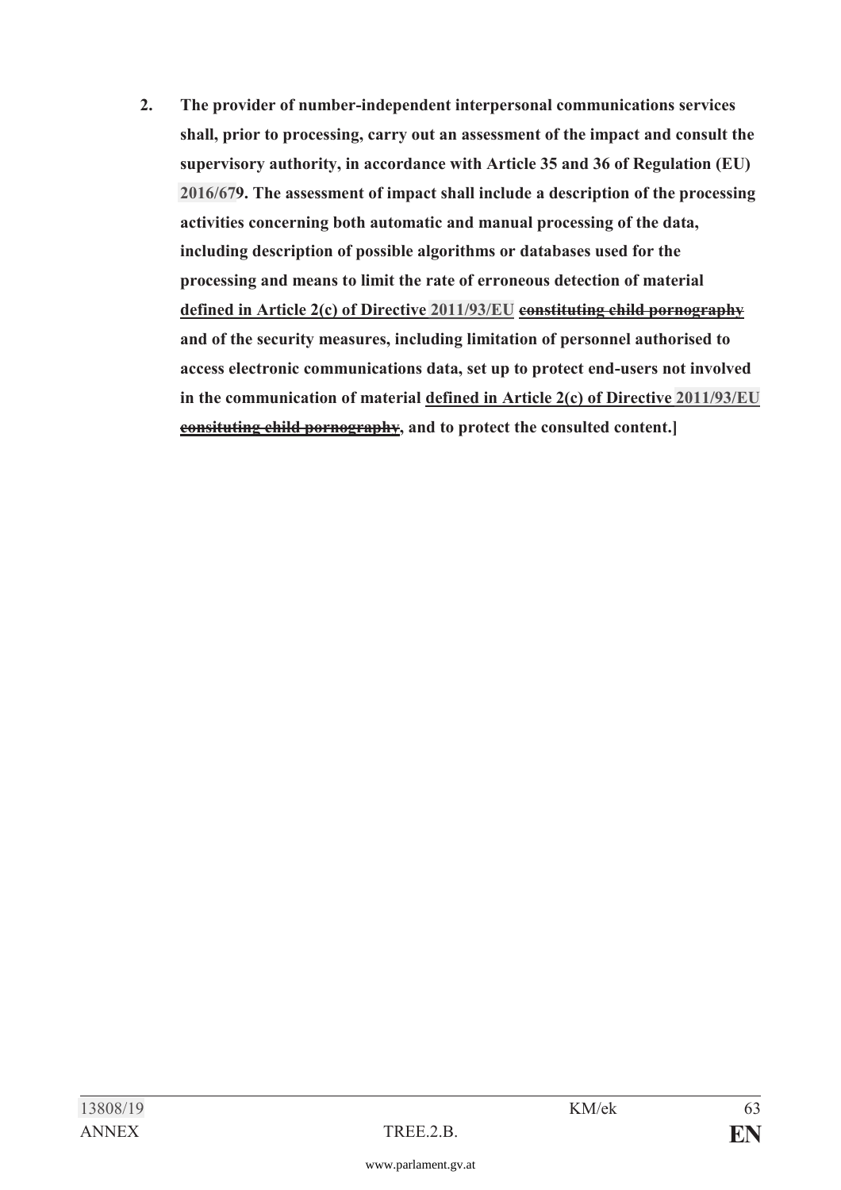**2. The provider of number-independent interpersonal communications services shall, prior to processing, carry out an assessment of the impact and consult the supervisory authority, in accordance with Article 35 and 36 of Regulation (EU) 2016/679. The assessment of impact shall include a description of the processing activities concerning both automatic and manual processing of the data, including description of possible algorithms or databases used for the processing and means to limit the rate of erroneous detection of material <u>defined in Article 2(c) of Directive 2011/93/EU</u> ~~constituting child pornography~~ and of the security measures, including limitation of personnel authorised to access electronic communications data, set up to protect end-users not involved in the communication of material <u>defined in Article 2(c) of Directive 2011/93/EU</u> ~~consituting child pornography~~, and to protect the consulted content.]**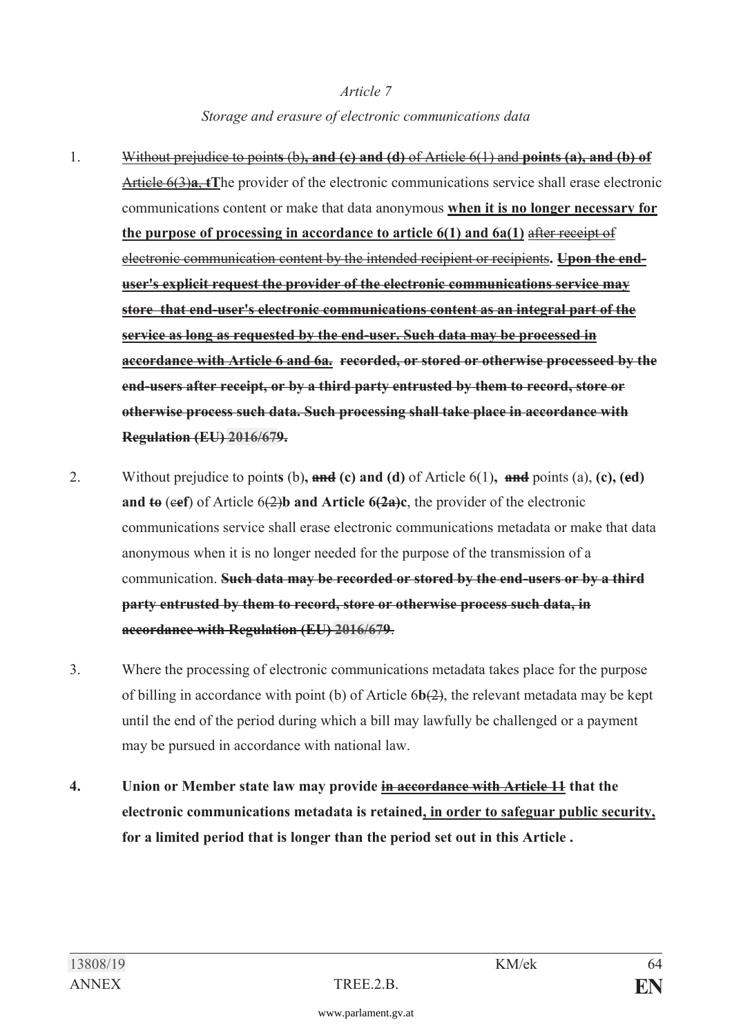*Article 7*

*Storage and erasure of electronic communications data*

1. ~~Without prejudice to point~~**~~s~~** ~~(b)~~**~~, and (c) and (d)~~** ~~of Article 6(1) and~~ **~~points (a), and (b) of~~** ~~Article 6(3)~~**~~a~~**, **~~t~~T**he provider of the electronic communications service shall erase electronic communications content or make that data anonymous **<u>when it is no longer necessary for the purpose of processing in accordance to article 6(1) and 6a(1)</u>** ~~after receipt of electronic communication content by the intended recipient or recipients~~**.** **<u>~~Upon the end-user's explicit request the provider of the electronic communications service may store that end-user's electronic communications content as an integral part of the service as long as requested by the end-user. Such data may be processed in accordance with Article 6 and 6a.~~</u>** **~~recorded, or stored or otherwise processeed by the end-users after receipt, or by a third party entrusted by them to record, store or otherwise process such data. Such processing shall take place in accordance with Regulation (EU) 2016/679~~.**

2. Without prejudice to point**s** (b)**,** **~~and~~ (c) and (d)** of Article 6(1)**,** **~~and~~** points (a), **(c), (ed) and ~~to~~** (**~~c~~ef**) of Article 6~~(2)~~**b and Article 6~~(2a)~~c**, the provider of the electronic communications service shall erase electronic communications metadata or make that data anonymous when it is no longer needed for the purpose of the transmission of a communication. **~~Such data may be recorded or stored by the end-users or by a third party entrusted by them to record, store or otherwise process such data, in accordance with Regulation (EU) 2016/679~~**.

3. Where the processing of electronic communications metadata takes place for the purpose of billing in accordance with point (b) of Article 6**b**~~(2)~~, the relevant metadata may be kept until the end of the period during which a bill may lawfully be challenged or a payment may be pursued in accordance with national law.

**4. Union or Member state law may provide <u>~~in accordance with Article 11~~</u> that the electronic communications metadata is retained<u>, in order to safeguar public security,</u> for a limited period that is longer than the period set out in this Article .**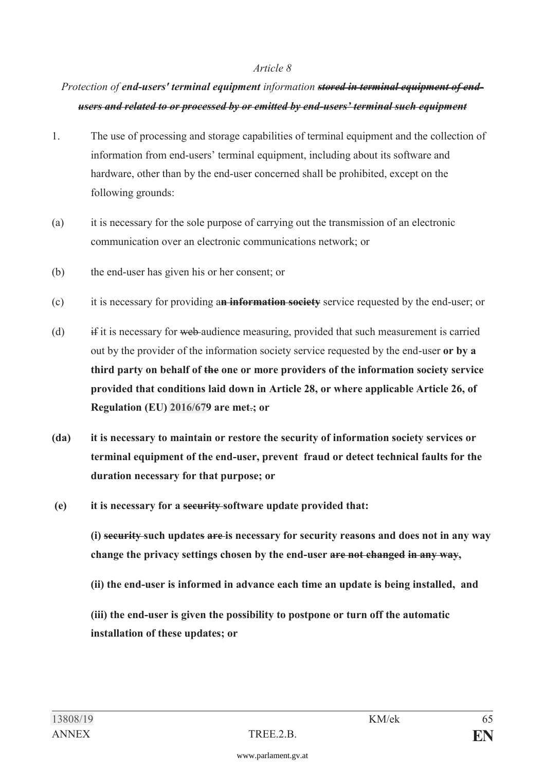*Article 8*

*Protection of **end-users' terminal equipment** information ~~**stored in terminal equipment of end-users and related to or processed by or emitted by end-users' terminal such equipment**~~*

1. The use of processing and storage capabilities of terminal equipment and the collection of information from end-users' terminal equipment, including about its software and hardware, other than by the end-user concerned shall be prohibited, except on the following grounds:

(a) it is necessary for the sole purpose of carrying out the transmission of an electronic communication over an electronic communications network; or

(b) the end-user has given his or her consent; or

(c) it is necessary for providing a~~**n information society**~~ service requested by the end-user; or

(d) ~~if~~ it is necessary for ~~web~~ audience measuring, provided that such measurement is carried out by the provider of the information society service requested by the end-user **or by a third party on behalf of ~~the~~ one or more providers of the information society service provided that conditions laid down in Article 28, or where applicable Article 26, of Regulation (EU) 2016/679 are met~~.~~; or**

**(da) it is necessary to maintain or restore the security of information society services or terminal equipment of the end-user, prevent fraud or detect technical faults for the duration necessary for that purpose; or**

**(e) it is necessary for a ~~security~~ software update provided that:**

**(i) ~~security~~ such updates ~~are~~ is necessary for security reasons and does not in any way change the privacy settings chosen by the end-user ~~are not changed in any way~~,**

**(ii) the end-user is informed in advance each time an update is being installed, and**

**(iii) the end-user is given the possibility to postpone or turn off the automatic installation of these updates; or**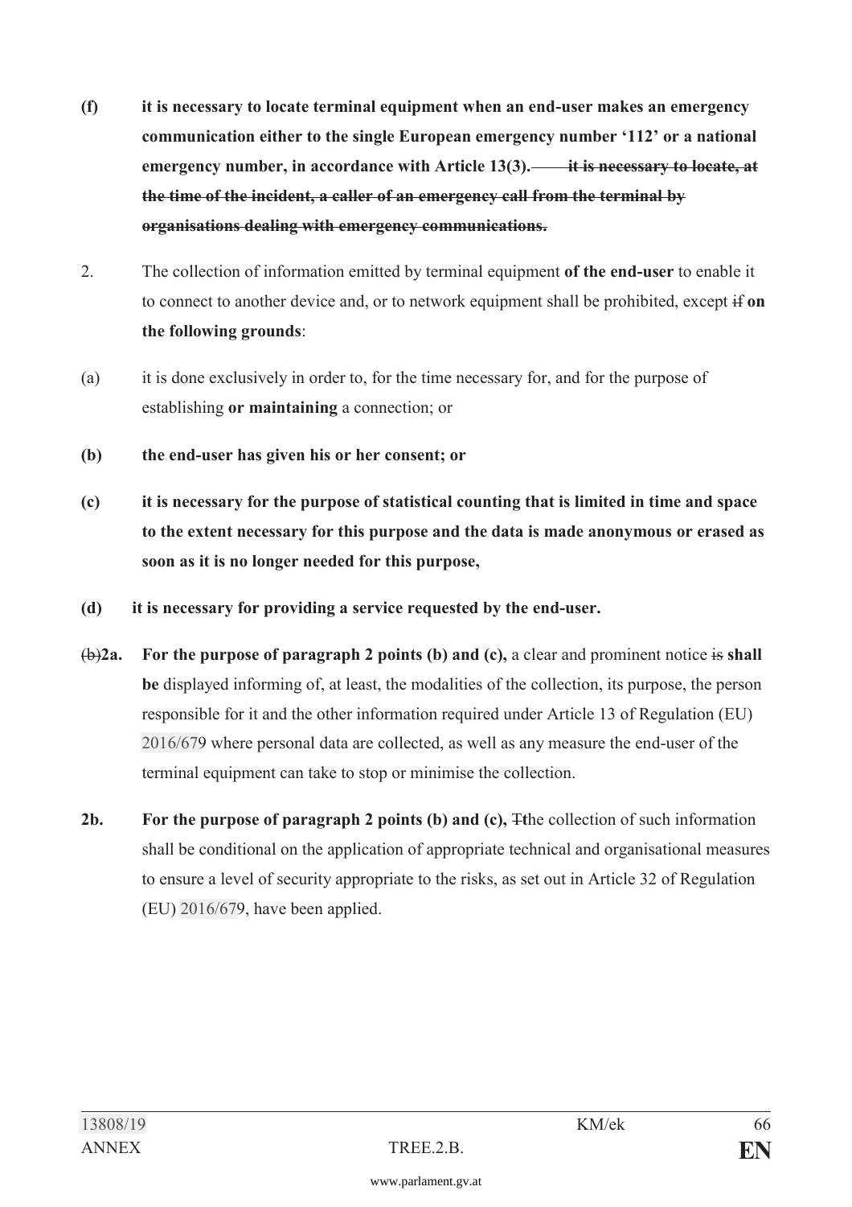**(f) it is necessary to locate terminal equipment when an end-user makes an emergency communication either to the single European emergency number '112' or a national emergency number, in accordance with Article 13(3).** ~~**it is necessary to locate, at the time of the incident, a caller of an emergency call from the terminal by organisations dealing with emergency communications.**~~

2. The collection of information emitted by terminal equipment **of the end-user** to enable it to connect to another device and, or to network equipment shall be prohibited, except ~~if~~ **on the following grounds**:

(a) it is done exclusively in order to, for the time necessary for, and for the purpose of establishing **or maintaining** a connection; or

**(b) the end-user has given his or her consent; or**

**(c) it is necessary for the purpose of statistical counting that is limited in time and space to the extent necessary for this purpose and the data is made anonymous or erased as soon as it is no longer needed for this purpose,**

**(d) it is necessary for providing a service requested by the end-user.**

~~(b)~~**2a. For the purpose of paragraph 2 points (b) and (c),** a clear and prominent notice ~~is~~ **shall be** displayed informing of, at least, the modalities of the collection, its purpose, the person responsible for it and the other information required under Article 13 of Regulation (EU) 2016/679 where personal data are collected, as well as any measure the end-user of the terminal equipment can take to stop or minimise the collection.

**2b. For the purpose of paragraph 2 points (b) and (c),** ~~T~~**t**he collection of such information shall be conditional on the application of appropriate technical and organisational measures to ensure a level of security appropriate to the risks, as set out in Article 32 of Regulation (EU) 2016/679, have been applied.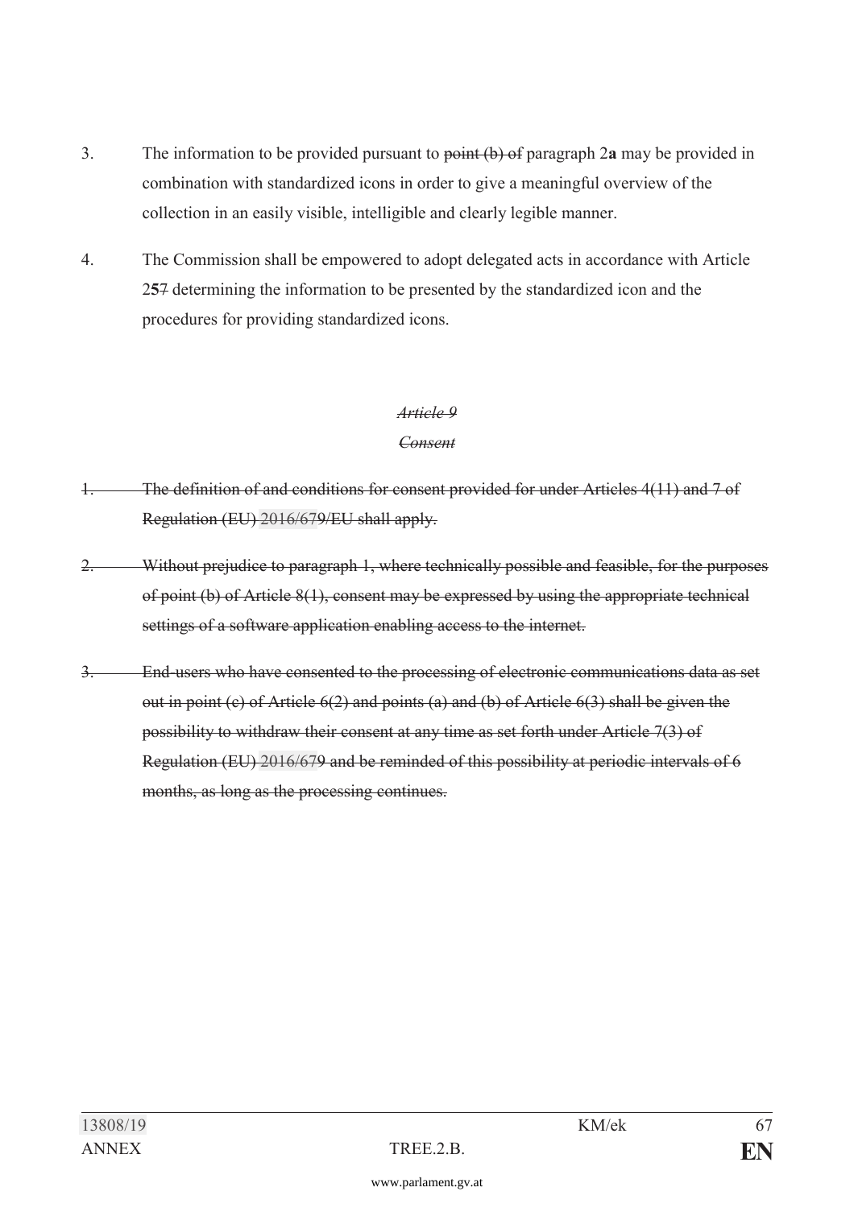3. The information to be provided pursuant to ~~point (b) of~~ paragraph 2**a** may be provided in combination with standardized icons in order to give a meaningful overview of the collection in an easily visible, intelligible and clearly legible manner.

4. The Commission shall be empowered to adopt delegated acts in accordance with Article 2**5**~~7~~ determining the information to be presented by the standardized icon and the procedures for providing standardized icons.

*~~Article 9~~*

*~~Consent~~*

~~1. The definition of and conditions for consent provided for under Articles 4(11) and 7 of Regulation (EU) 2016/679/EU shall apply.~~

~~2. Without prejudice to paragraph 1, where technically possible and feasible, for the purposes of point (b) of Article 8(1), consent may be expressed by using the appropriate technical settings of a software application enabling access to the internet.~~

~~3. End-users who have consented to the processing of electronic communications data as set out in point (c) of Article 6(2) and points (a) and (b) of Article 6(3) shall be given the possibility to withdraw their consent at any time as set forth under Article 7(3) of Regulation (EU) 2016/679 and be reminded of this possibility at periodic intervals of 6 months, as long as the processing continues.~~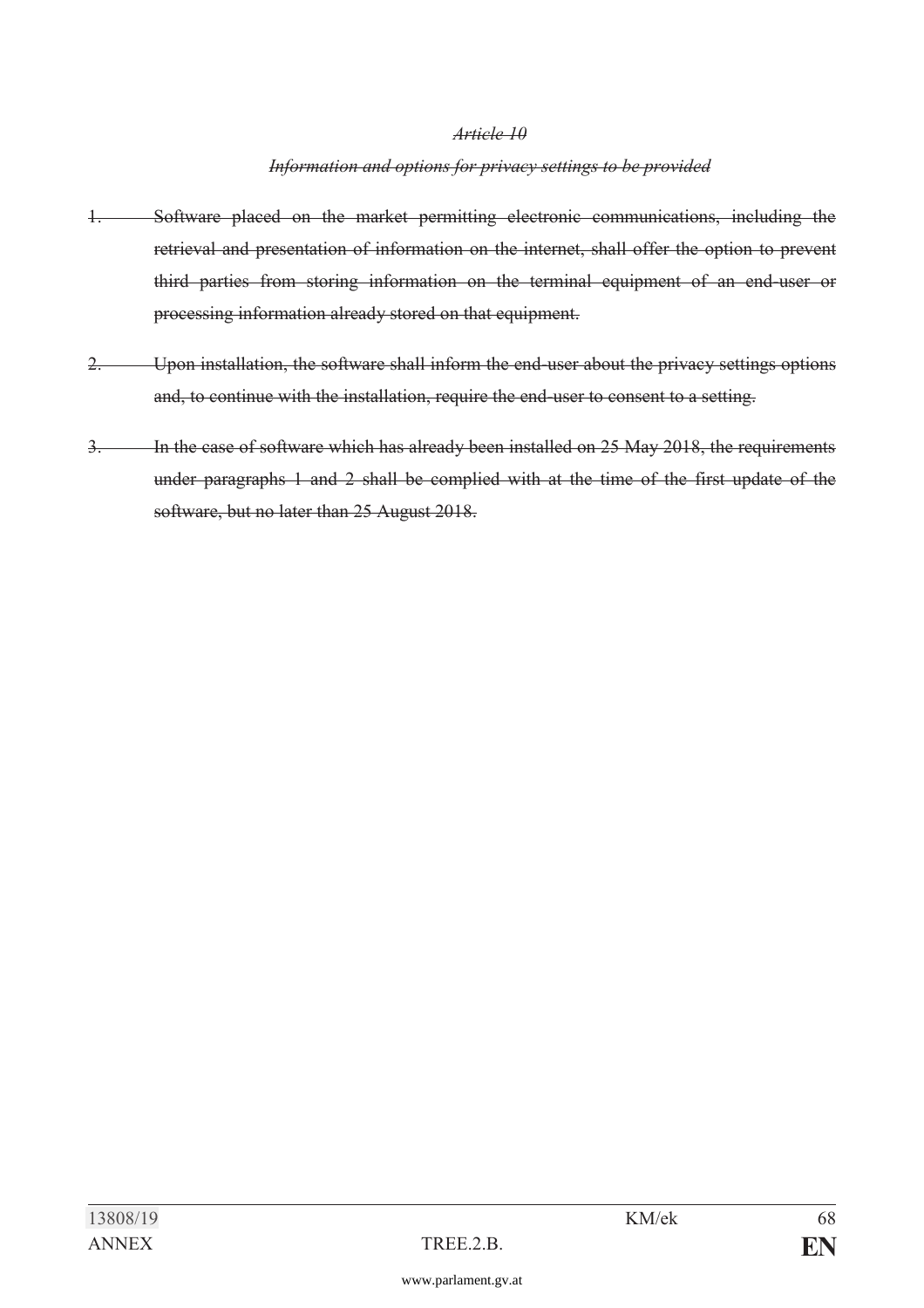~~*Article 10*~~

~~*Information and options for privacy settings to be provided*~~

~~1. Software placed on the market permitting electronic communications, including the retrieval and presentation of information on the internet, shall offer the option to prevent third parties from storing information on the terminal equipment of an end-user or processing information already stored on that equipment.~~

~~2. Upon installation, the software shall inform the end-user about the privacy settings options and, to continue with the installation, require the end-user to consent to a setting.~~

~~3. In the case of software which has already been installed on 25 May 2018, the requirements under paragraphs 1 and 2 shall be complied with at the time of the first update of the software, but no later than 25 August 2018.~~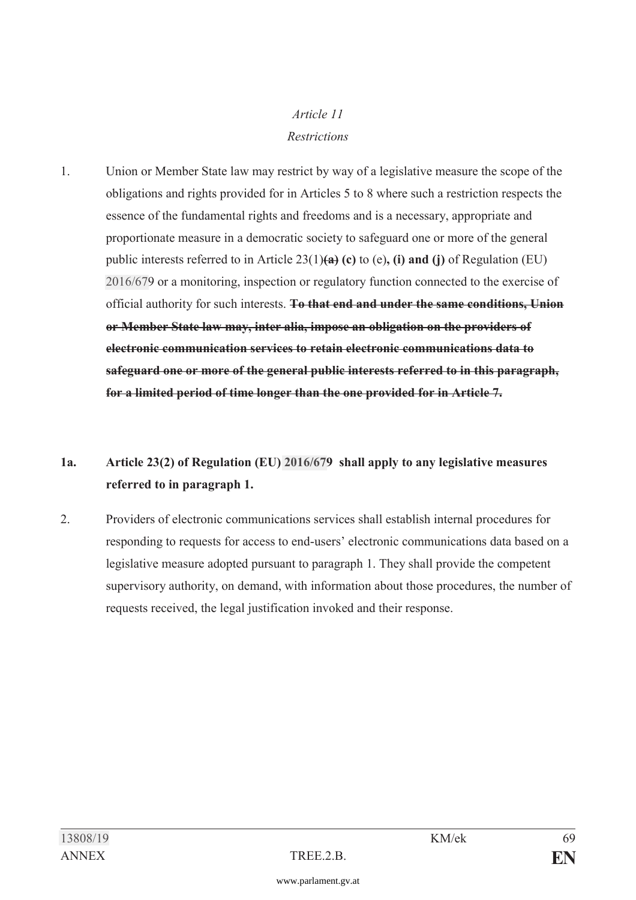*Article 11*

*Restrictions*

1. Union or Member State law may restrict by way of a legislative measure the scope of the obligations and rights provided for in Articles 5 to 8 where such a restriction respects the essence of the fundamental rights and freedoms and is a necessary, appropriate and proportionate measure in a democratic society to safeguard one or more of the general public interests referred to in Article 23(1)~~**(a)**~~ **(c)** to (e)**, (i) and (j)** of Regulation (EU) 2016/679 or a monitoring, inspection or regulatory function connected to the exercise of official authority for such interests. ~~**To that end and under the same conditions, Union or Member State law may, inter alia, impose an obligation on the providers of electronic communication services to retain electronic communications data to safeguard one or more of the general public interests referred to in this paragraph, for a limited period of time longer than the one provided for in Article 7.**~~

**1a. Article 23(2) of Regulation (EU) 2016/679 shall apply to any legislative measures referred to in paragraph 1.**

2. Providers of electronic communications services shall establish internal procedures for responding to requests for access to end-users' electronic communications data based on a legislative measure adopted pursuant to paragraph 1. They shall provide the competent supervisory authority, on demand, with information about those procedures, the number of requests received, the legal justification invoked and their response.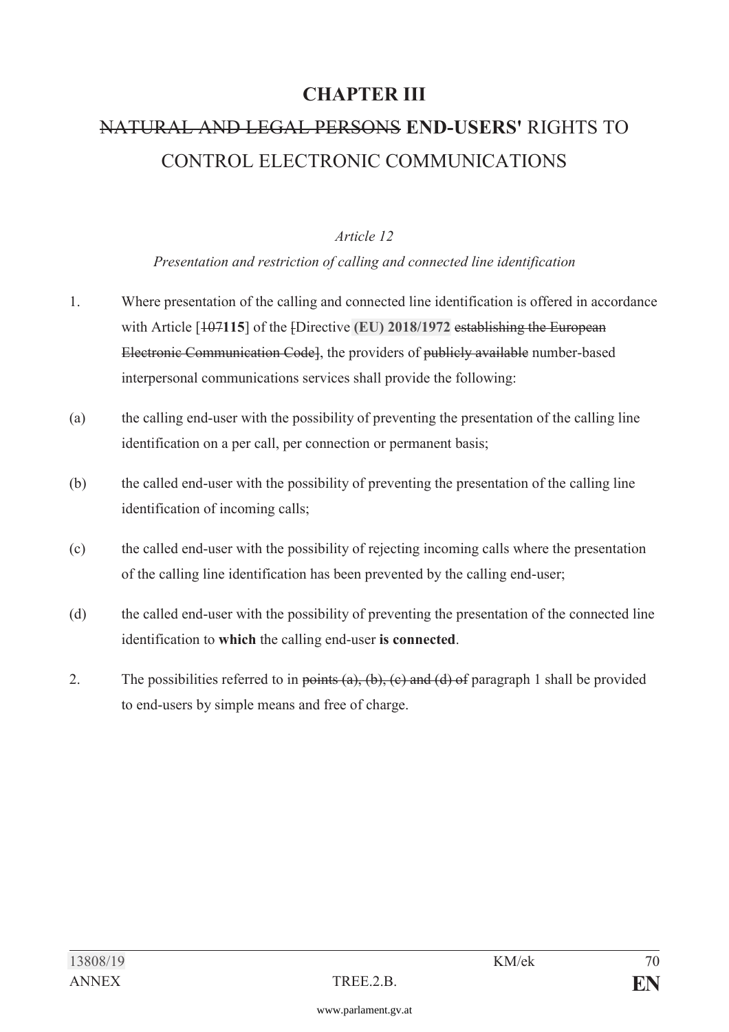# CHAPTER III

## ~~NATURAL AND LEGAL PERSONS~~ **END-USERS'** RIGHTS TO CONTROL ELECTRONIC COMMUNICATIONS

*Article 12*

*Presentation and restriction of calling and connected line identification*

1. Where presentation of the calling and connected line identification is offered in accordance with Article [~~107~~**115**] of the ~~[~~Directive **(EU) 2018/1972** ~~establishing the European Electronic Communication Code]~~, the providers of ~~publicly available~~ number-based interpersonal communications services shall provide the following:

(a) the calling end-user with the possibility of preventing the presentation of the calling line identification on a per call, per connection or permanent basis;

(b) the called end-user with the possibility of preventing the presentation of the calling line identification of incoming calls;

(c) the called end-user with the possibility of rejecting incoming calls where the presentation of the calling line identification has been prevented by the calling end-user;

(d) the called end-user with the possibility of preventing the presentation of the connected line identification to **which** the calling end-user **is connected**.

2. The possibilities referred to in ~~points (a), (b), (c) and (d) of~~ paragraph 1 shall be provided to end-users by simple means and free of charge.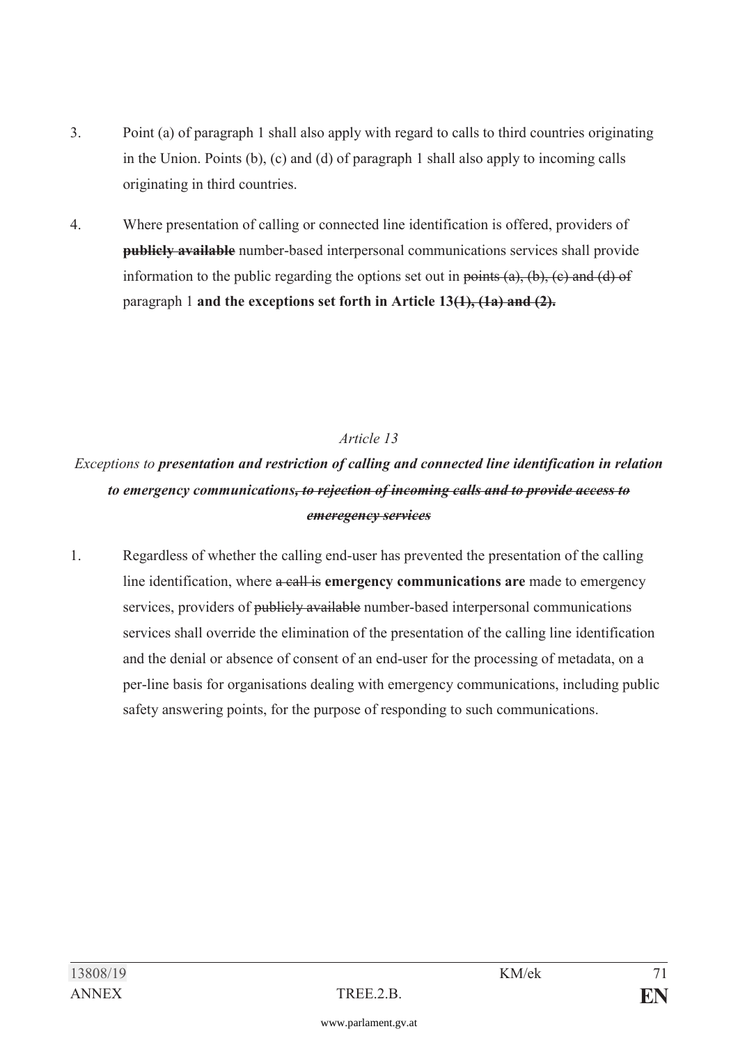3. Point (a) of paragraph 1 shall also apply with regard to calls to third countries originating in the Union. Points (b), (c) and (d) of paragraph 1 shall also apply to incoming calls originating in third countries.

4. Where presentation of calling or connected line identification is offered, providers of ~~**publicly available**~~ number-based interpersonal communications services shall provide information to the public regarding the options set out in ~~points (a), (b), (c) and (d) of~~ paragraph 1 **and the exceptions set forth in Article 13~~(1), (1a) and (2).~~**

*Article 13*

*Exceptions to* ***presentation and restriction of calling and connected line identification in relation to emergency communications~~, to rejection of incoming calls and to provide access to emeregency services~~***

1. Regardless of whether the calling end-user has prevented the presentation of the calling line identification, where ~~a call is~~ **emergency communications are** made to emergency services, providers of ~~publicly available~~ number-based interpersonal communications services shall override the elimination of the presentation of the calling line identification and the denial or absence of consent of an end-user for the processing of metadata, on a per-line basis for organisations dealing with emergency communications, including public safety answering points, for the purpose of responding to such communications.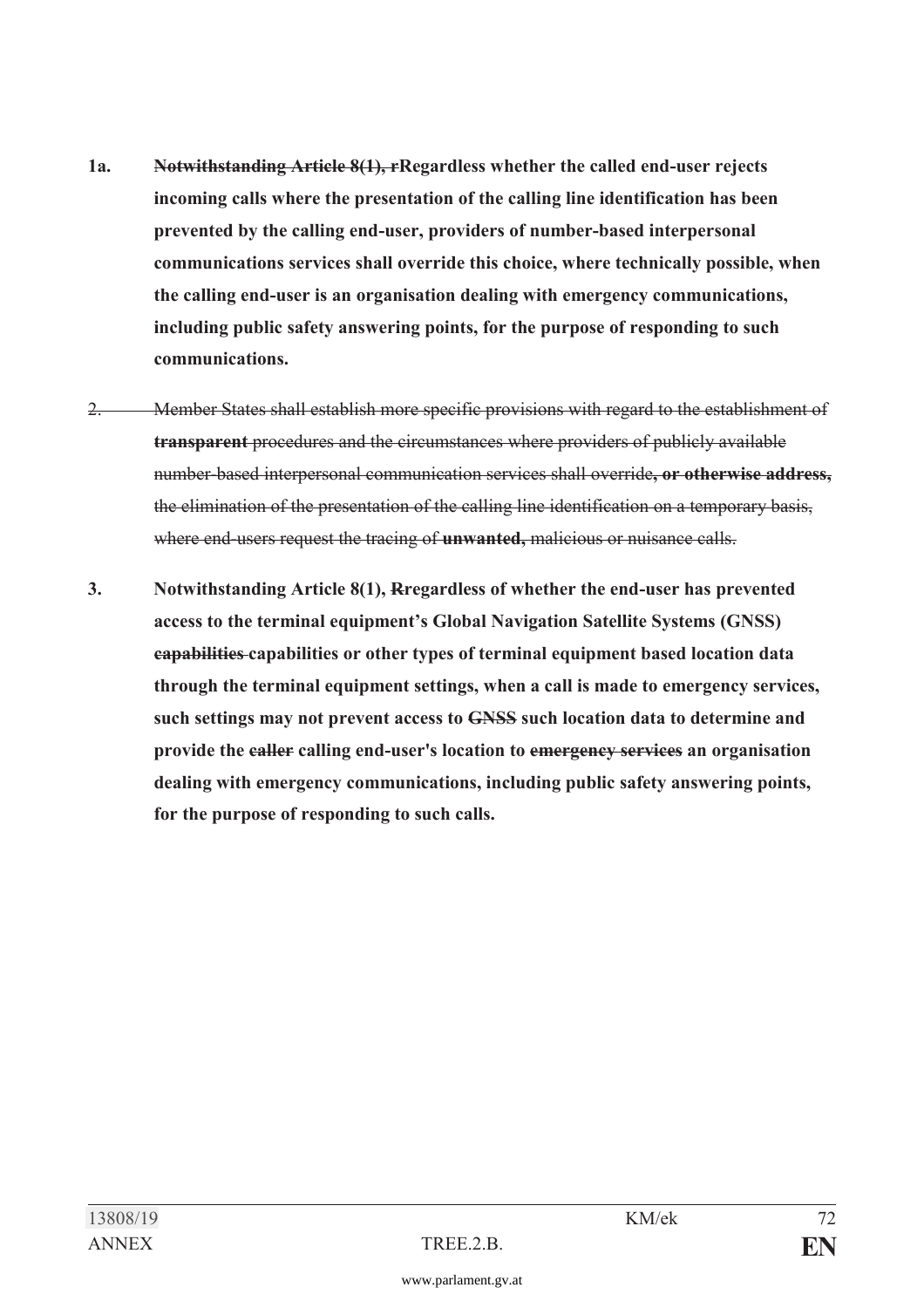**1a.** ~~**Notwithstanding Article 8(1), r**~~**Regardless whether the called end-user rejects incoming calls where the presentation of the calling line identification has been prevented by the calling end-user, providers of number-based interpersonal communications services shall override this choice, where technically possible, when the calling end-user is an organisation dealing with emergency communications, including public safety answering points, for the purpose of responding to such communications.**

~~2. Member States shall establish more specific provisions with regard to the establishment of **transparent** procedures and the circumstances where providers of publicly available number-based interpersonal communication services shall override**, or otherwise address,** the elimination of the presentation of the calling line identification on a temporary basis, where end-users request the tracing of **unwanted,** malicious or nuisance calls.~~

**3. Notwithstanding Article 8(1), ~~R~~regardless of whether the end-user has prevented access to the terminal equipment's Global Navigation Satellite Systems (GNSS) ~~capabilities~~ capabilities or other types of terminal equipment based location data through the terminal equipment settings, when a call is made to emergency services, such settings may not prevent access to ~~GNSS~~ such location data to determine and provide the ~~caller~~ calling end-user's location to ~~emergency services~~ an organisation dealing with emergency communications, including public safety answering points, for the purpose of responding to such calls.**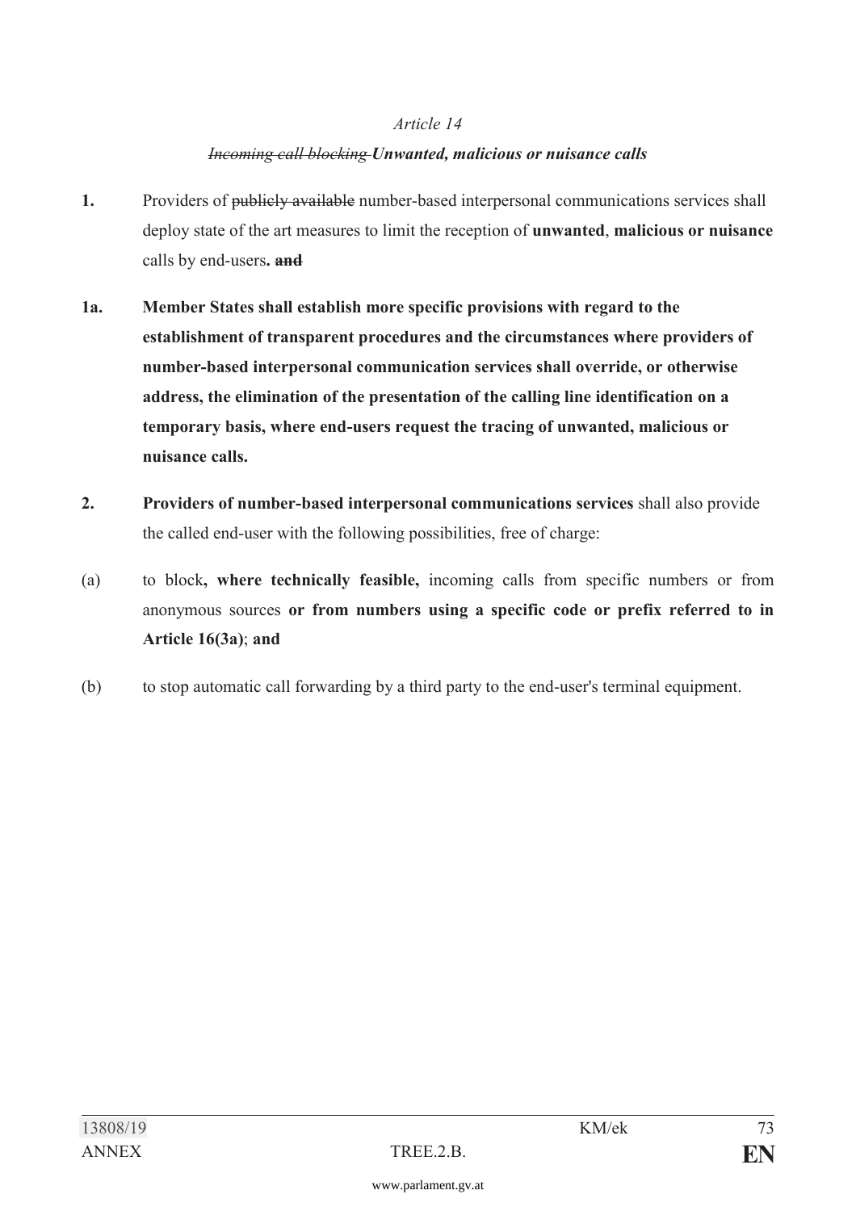*Article 14*

*~~Incoming call blocking~~* ***Unwanted, malicious or nuisance calls***

**1.** Providers of ~~publicly available~~ number-based interpersonal communications services shall deploy state of the art measures to limit the reception of **unwanted**, **malicious or nuisance** calls by end-users**.** ~~**and**~~

**1a. Member States shall establish more specific provisions with regard to the establishment of transparent procedures and the circumstances where providers of number-based interpersonal communication services shall override, or otherwise address, the elimination of the presentation of the calling line identification on a temporary basis, where end-users request the tracing of unwanted, malicious or nuisance calls.**

**2. Providers of number-based interpersonal communications services** shall also provide the called end-user with the following possibilities, free of charge:

(a) to block**, where technically feasible,** incoming calls from specific numbers or from anonymous sources **or from numbers using a specific code or prefix referred to in Article 16(3a)**; **and**

(b) to stop automatic call forwarding by a third party to the end-user's terminal equipment.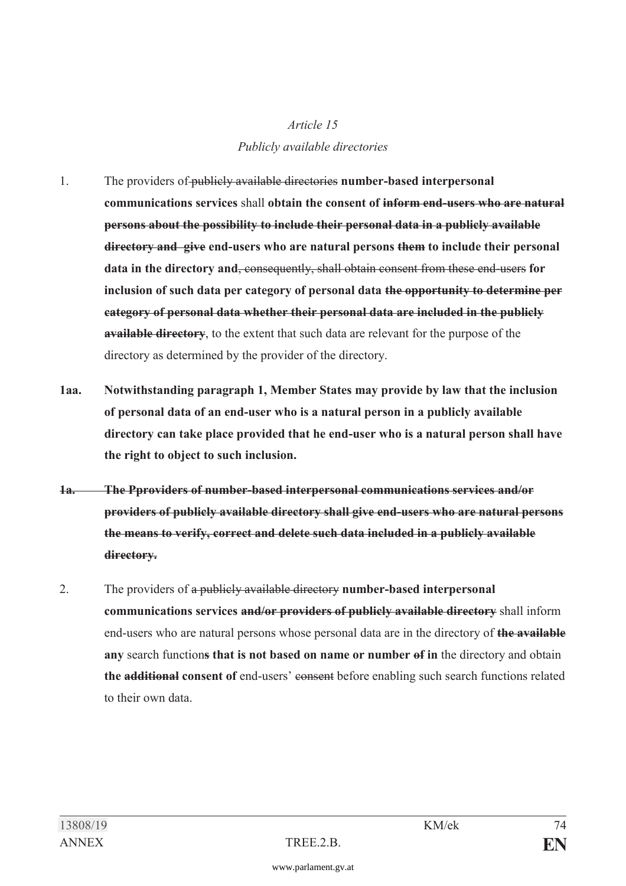*Article 15*

*Publicly available directories*

1. The providers of ~~publicly available directories~~ **number-based interpersonal communications services** shall **obtain the consent of ~~inform end-users who are natural persons about the possibility to include their personal data in a publicly available directory and give~~ end-users who are natural persons ~~them~~ to include their personal data in the directory and**~~, consequently, shall obtain consent from these end-users~~ **for inclusion of such data per category of personal data ~~the opportunity to determine per category of personal data whether their personal data are included in the publicly available directory~~**, to the extent that such data are relevant for the purpose of the directory as determined by the provider of the directory.

**1aa. Notwithstanding paragraph 1, Member States may provide by law that the inclusion of personal data of an end-user who is a natural person in a publicly available directory can take place provided that he end-user who is a natural person shall have the right to object to such inclusion.**

~~**1a. The Pproviders of number-based interpersonal communications services and/or providers of publicly available directory shall give end-users who are natural persons the means to verify, correct and delete such data included in a publicly available directory.**~~

2. The providers of ~~a publicly available directory~~ **number-based interpersonal communications services ~~and/or providers of publicly available directory~~** shall inform end-users who are natural persons whose personal data are in the directory of **~~the available~~ any** search function~~s~~ **that is not based on name or number ~~of~~ in** the directory and obtain **the ~~additional~~ consent of** end-users' ~~consent~~ before enabling such search functions related to their own data.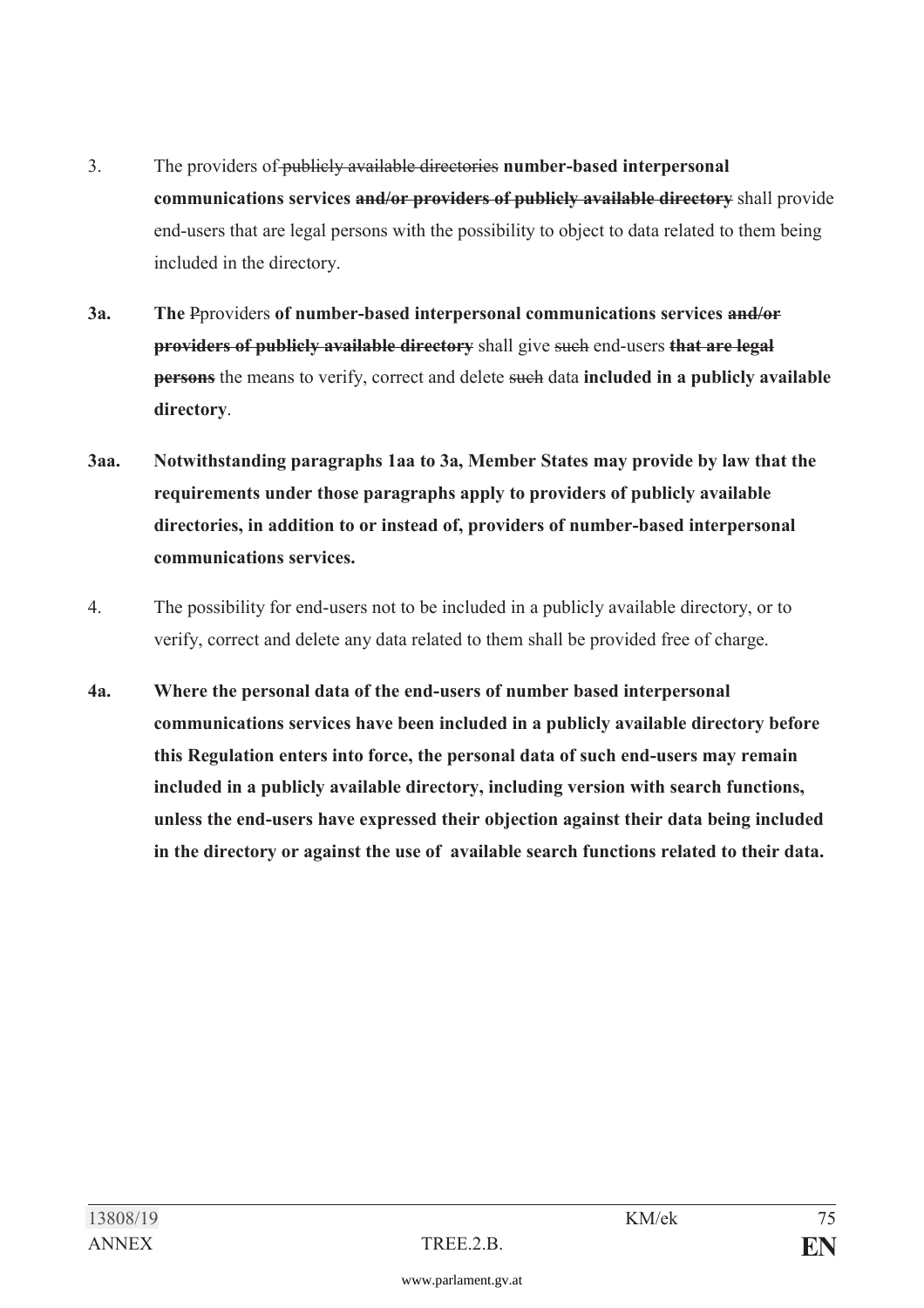3. The providers of ~~publicly available directories~~ **number-based interpersonal communications services ~~and/or providers of publicly available directory~~** shall provide end-users that are legal persons with the possibility to object to data related to them being included in the directory.

**3a.** **The** ~~P~~providers **of number-based interpersonal communications services ~~and/or providers of publicly available directory~~** shall give ~~such~~ end-users **~~that are legal persons~~** the means to verify, correct and delete ~~such~~ data **included in a publicly available directory**.

**3aa.** **Notwithstanding paragraphs 1aa to 3a, Member States may provide by law that the requirements under those paragraphs apply to providers of publicly available directories, in addition to or instead of, providers of number-based interpersonal communications services.**

4. The possibility for end-users not to be included in a publicly available directory, or to verify, correct and delete any data related to them shall be provided free of charge.

**4a.** **Where the personal data of the end-users of number based interpersonal communications services have been included in a publicly available directory before this Regulation enters into force, the personal data of such end-users may remain included in a publicly available directory, including version with search functions, unless the end-users have expressed their objection against their data being included in the directory or against the use of available search functions related to their data.**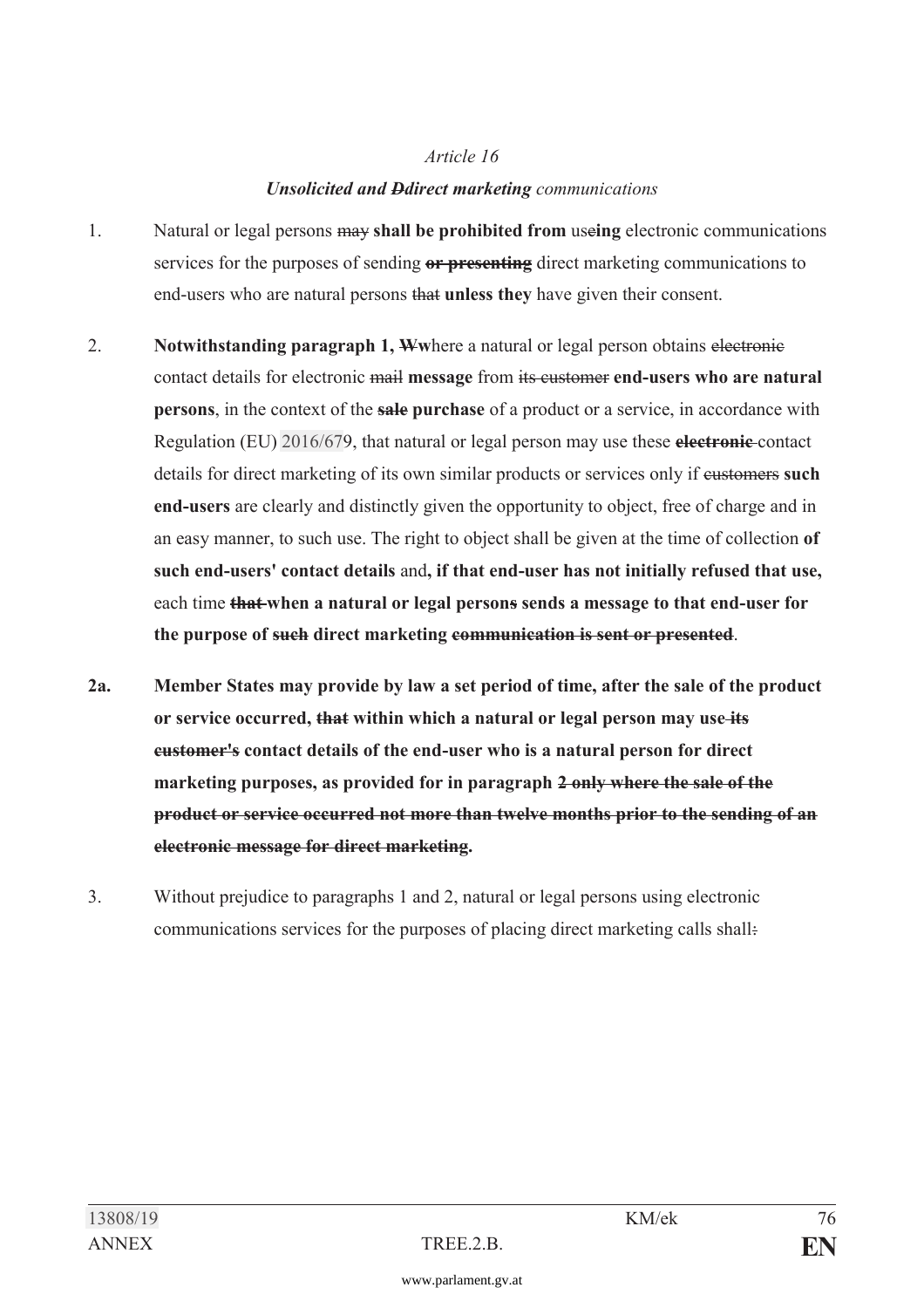*Article 16*

***Unsolicited and ~~D~~direct marketing** communications*

1. Natural or legal persons ~~may~~ **shall be prohibited from** use**ing** electronic communications services for the purposes of sending **~~or presenting~~** direct marketing communications to end-users who are natural persons ~~that~~ **unless they** have given their consent.

2. **Notwithstanding paragraph 1, ~~W~~w**here a natural or legal person obtains ~~electronic~~ contact details for electronic ~~mail~~ **message** from ~~its customer~~ **end-users who are natural persons**, in the context of the **~~sale~~ purchase** of a product or a service, in accordance with Regulation (EU) 2016/679, that natural or legal person may use these **~~electronic~~** contact details for direct marketing of its own similar products or services only if ~~customers~~ **such end-users** are clearly and distinctly given the opportunity to object, free of charge and in an easy manner, to such use. The right to object shall be given at the time of collection **of such end-users' contact details** and**, if that end-user has not initially refused that use,** each time **~~that~~ when a natural or legal person~~s~~ sends a message to that end-user for the purpose of ~~such~~ direct marketing ~~communication is sent or presented~~**.

**2a. Member States may provide by law a set period of time, after the sale of the product or service occurred, ~~that~~ within which a natural or legal person may use ~~its customer's~~ contact details of the end-user who is a natural person for direct marketing purposes, as provided for in paragraph ~~2 only where the sale of the product or service occurred not more than twelve months prior to the sending of an electronic message for direct marketing~~.**

3. Without prejudice to paragraphs 1 and 2, natural or legal persons using electronic communications services for the purposes of placing direct marketing calls shall~~:~~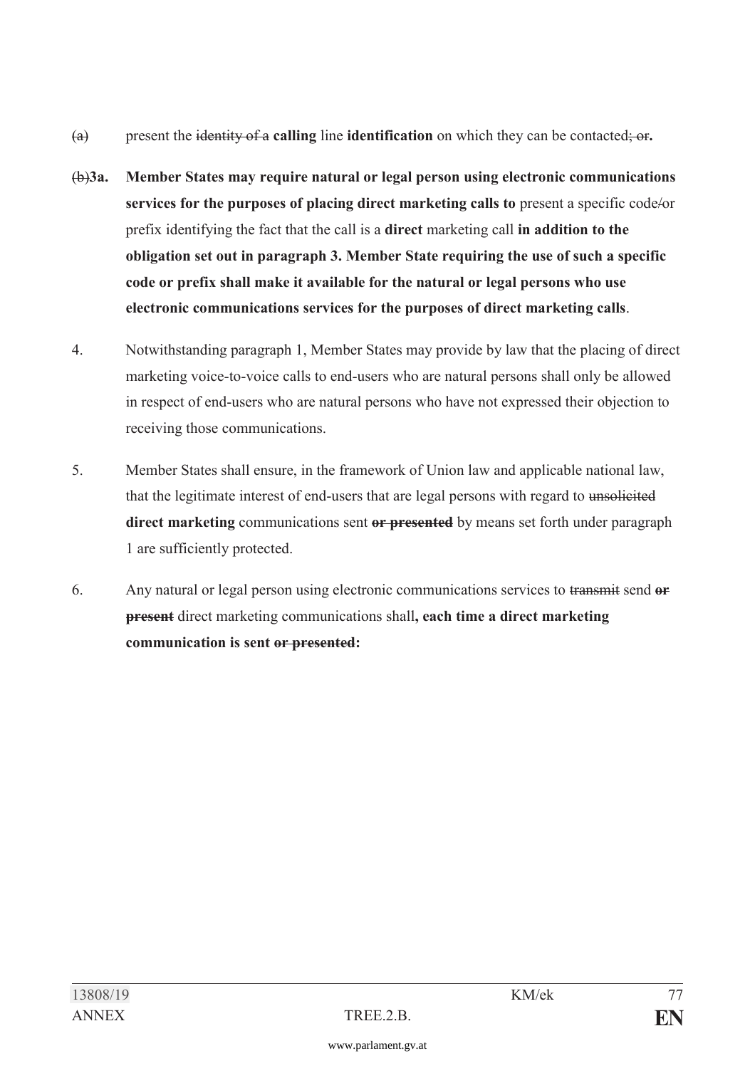~~(a)~~ present the ~~identity of a~~ **calling** line **identification** on which they can be contacted~~; or~~**.**

~~(b)~~**3a. Member States may require natural or legal person using electronic communications services for the purposes of placing direct marketing calls to** present a specific code~~/~~or prefix identifying the fact that the call is a **direct** marketing call **in addition to the obligation set out in paragraph 3. Member State requiring the use of such a specific code or prefix shall make it available for the natural or legal persons who use electronic communications services for the purposes of direct marketing calls**.

4. Notwithstanding paragraph 1, Member States may provide by law that the placing of direct marketing voice-to-voice calls to end-users who are natural persons shall only be allowed in respect of end-users who are natural persons who have not expressed their objection to receiving those communications.

5. Member States shall ensure, in the framework of Union law and applicable national law, that the legitimate interest of end-users that are legal persons with regard to ~~unsolicited~~ **direct marketing** communications sent ~~**or presented**~~ by means set forth under paragraph 1 are sufficiently protected.

6. Any natural or legal person using electronic communications services to ~~transmit~~ send ~~**or present**~~ direct marketing communications shall**, each time a direct marketing communication is sent** ~~**or presented**~~**:**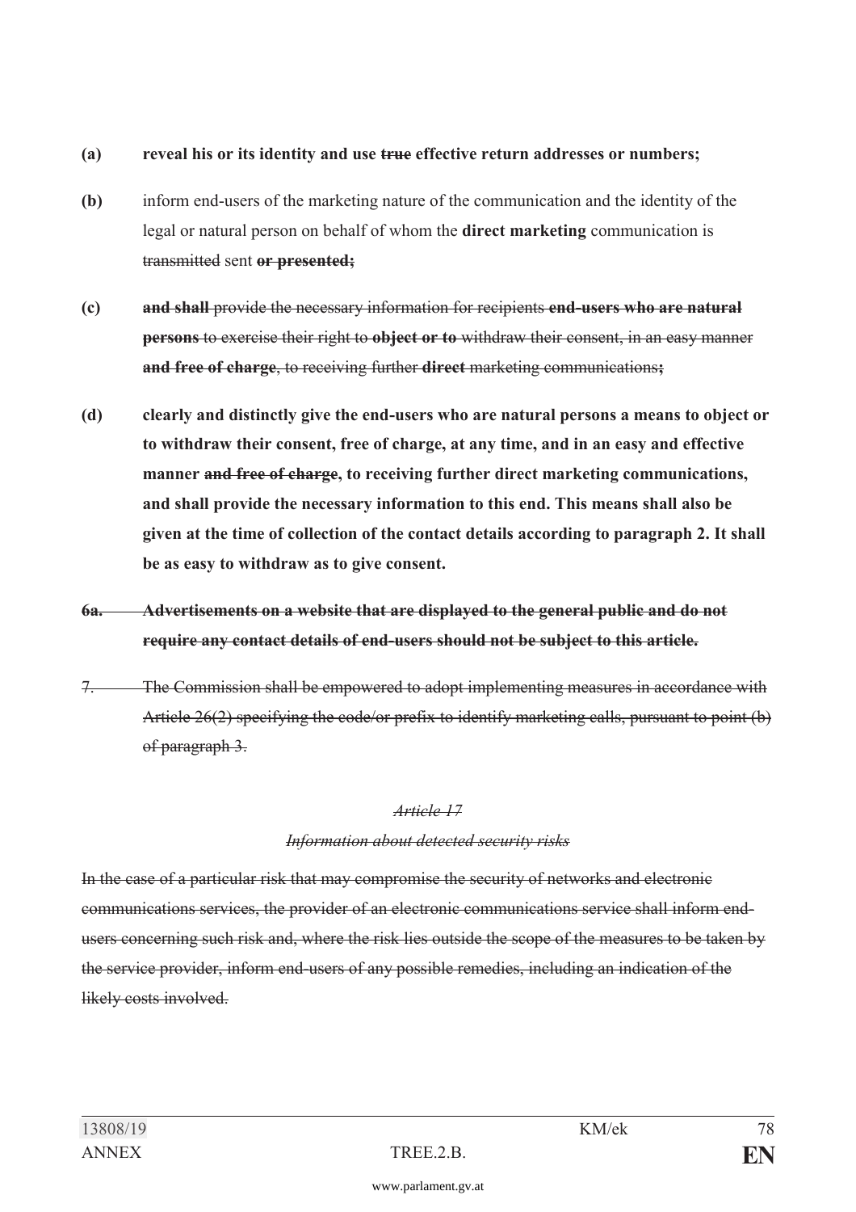**(a)** **reveal his or its identity and use ~~true~~ effective return addresses or numbers;**

**(b)** inform end-users of the marketing nature of the communication and the identity of the legal or natural person on behalf of whom the **direct marketing** communication is ~~transmitted~~ sent ~~**or presented;**~~

**(c)** ~~**and shall** provide the necessary information for recipients **end-users who are natural persons** to exercise their right to **object or to** withdraw their consent, in an easy manner **and free of charge**, to receiving further **direct** marketing communications**;**~~

**(d)** **clearly and distinctly give the end-users who are natural persons a means to object or to withdraw their consent, free of charge, at any time, and in an easy and effective manner ~~and free of charge~~, to receiving further direct marketing communications, and shall provide the necessary information to this end. This means shall also be given at the time of collection of the contact details according to paragraph 2. It shall be as easy to withdraw as to give consent.**

~~**6a.** **Advertisements on a website that are displayed to the general public and do not require any contact details of end-users should not be subject to this article.**~~

~~7. The Commission shall be empowered to adopt implementing measures in accordance with Article 26(2) specifying the code/or prefix to identify marketing calls, pursuant to point (b) of paragraph 3.~~

~~*Article 17*~~

~~*Information about detected security risks*~~

~~In the case of a particular risk that may compromise the security of networks and electronic communications services, the provider of an electronic communications service shall inform end-users concerning such risk and, where the risk lies outside the scope of the measures to be taken by the service provider, inform end-users of any possible remedies, including an indication of the likely costs involved.~~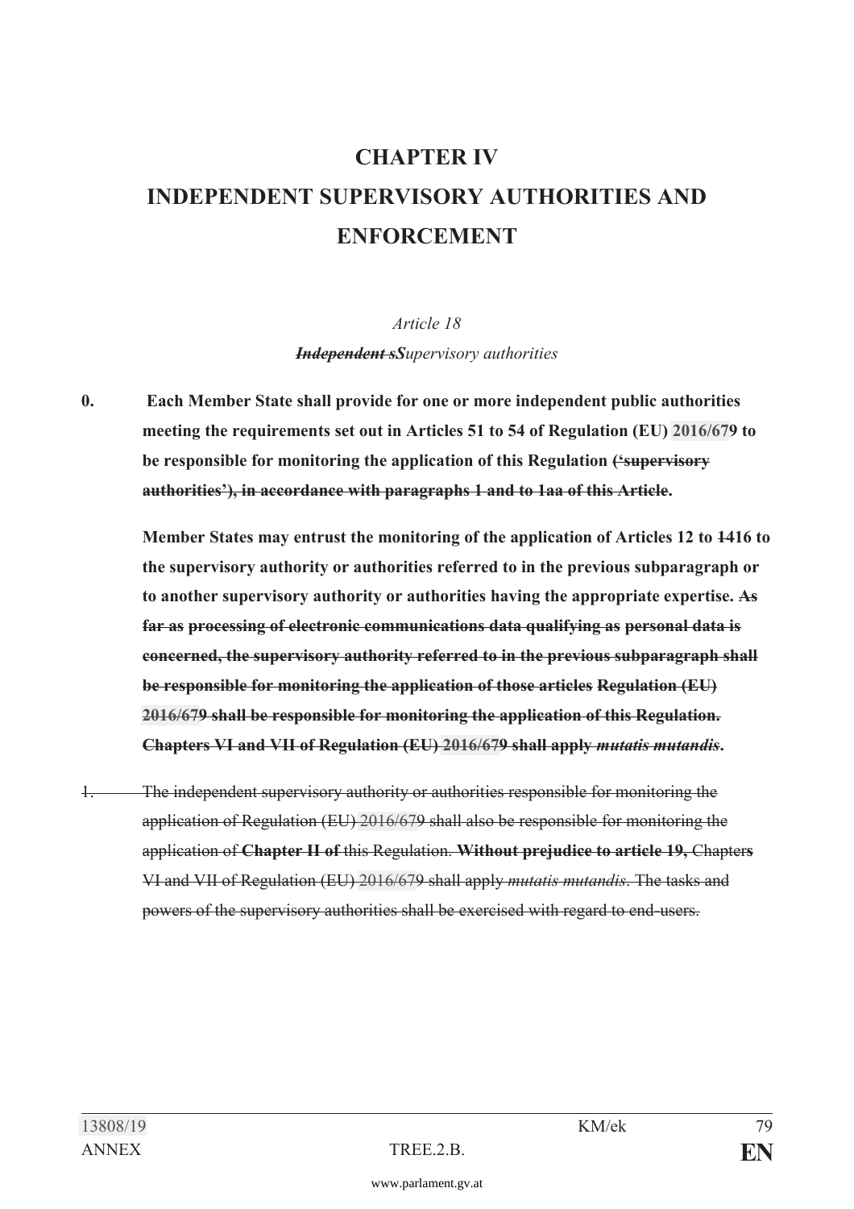# CHAPTER IV

# INDEPENDENT SUPERVISORY AUTHORITIES AND ENFORCEMENT

*Article 18*

***~~Independent s~~S****upervisory authorities*

**0. Each Member State shall provide for one or more independent public authorities meeting the requirements set out in Articles 51 to 54 of Regulation (EU) 2016/679 to be responsible for monitoring the application of this Regulation ~~('supervisory authorities'), in accordance with paragraphs 1 and to 1aa of this Article~~.**

**Member States may entrust the monitoring of the application of Articles 12 to ~~14~~16 to the supervisory authority or authorities referred to in the previous subparagraph or to another supervisory authority or authorities having the appropriate expertise. ~~As far as processing of electronic communications data qualifying as personal data is concerned, the supervisory authority referred to in the previous subparagraph shall be responsible for monitoring the application of those articles Regulation (EU) 2016/679 shall be responsible for monitoring the application of this Regulation. Chapters VI and VII of Regulation (EU) 2016/679 shall apply *mutatis mutandis*~~.**

~~1. The independent supervisory authority or authorities responsible for monitoring the application of Regulation (EU) 2016/679 shall also be responsible for monitoring the application of **Chapter II of** this Regulation. **Without prejudice to article 19,** Chapter**s** VI and VII of Regulation (EU) 2016/679 shall apply *mutatis mutandis*. The tasks and powers of the supervisory authorities shall be exercised with regard to end-users.~~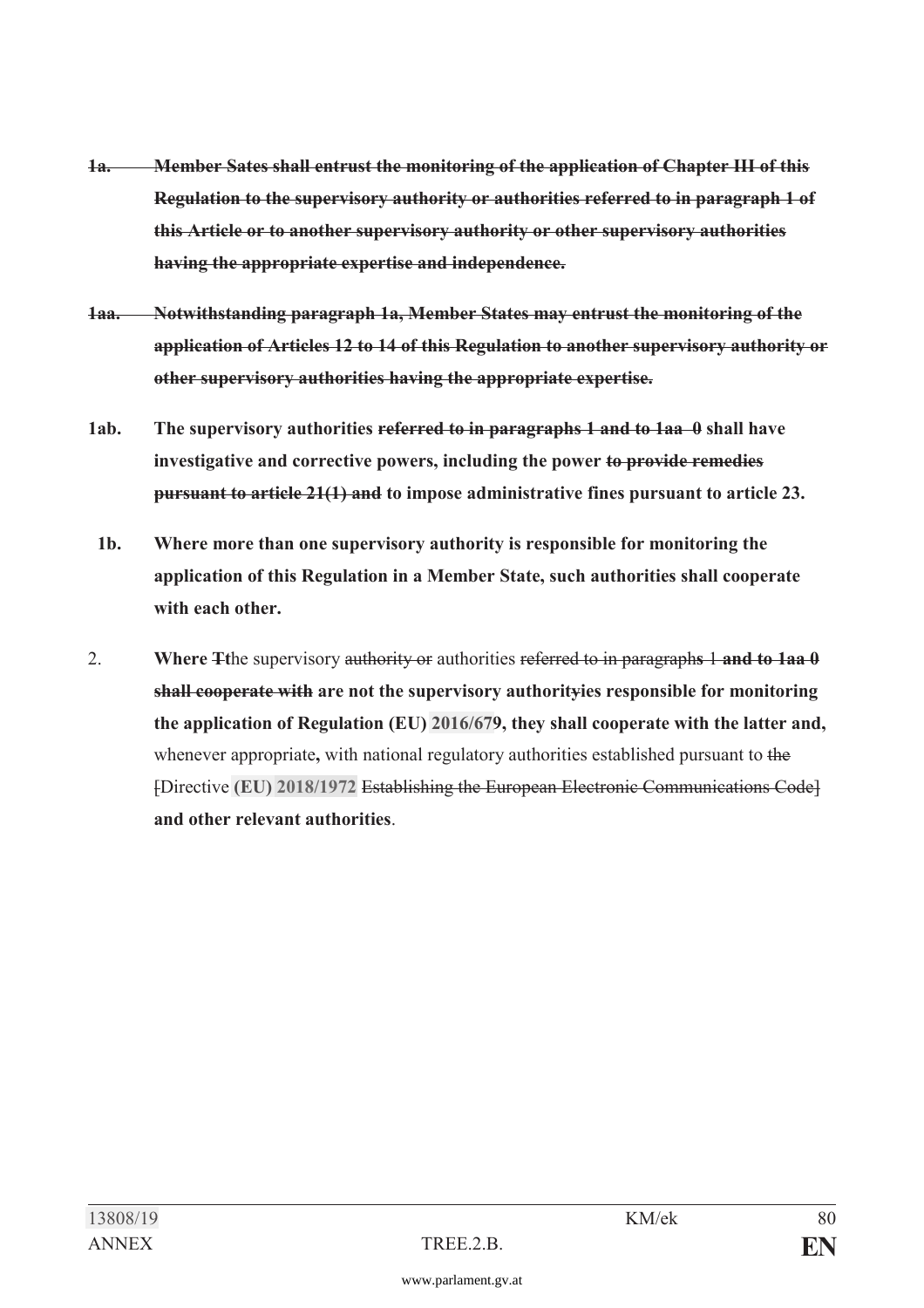~~**1a. Member Sates shall entrust the monitoring of the application of Chapter III of this Regulation to the supervisory authority or authorities referred to in paragraph 1 of this Article or to another supervisory authority or other supervisory authorities having the appropriate expertise and independence.**~~

~~**1aa. Notwithstanding paragraph 1a, Member States may entrust the monitoring of the application of Articles 12 to 14 of this Regulation to another supervisory authority or other supervisory authorities having the appropriate expertise.**~~

**1ab. The supervisory authorities ~~referred to in paragraphs 1 and to 1aa 0~~ shall have investigative and corrective powers, including the power ~~to provide remedies pursuant to article 21(1) and~~ to impose administrative fines pursuant to article 23.**

**1b. Where more than one supervisory authority is responsible for monitoring the application of this Regulation in a Member State, such authorities shall cooperate with each other.**

2. **Where ~~T~~t**he supervisory ~~authority or~~ authorities ~~referred to in paragraphs 1~~ ~~**and to 1aa 0 shall cooperate with**~~ **are not the supervisory authority~~y~~ies responsible for monitoring the application of Regulation (EU) 2016/679, they shall cooperate with the latter and,** whenever appropriate**,** with national regulatory authorities established pursuant to ~~the~~ ~~[~~Directive **(EU) 2018/1972** ~~Establishing the European Electronic Communications Code]~~ **and other relevant authorities**.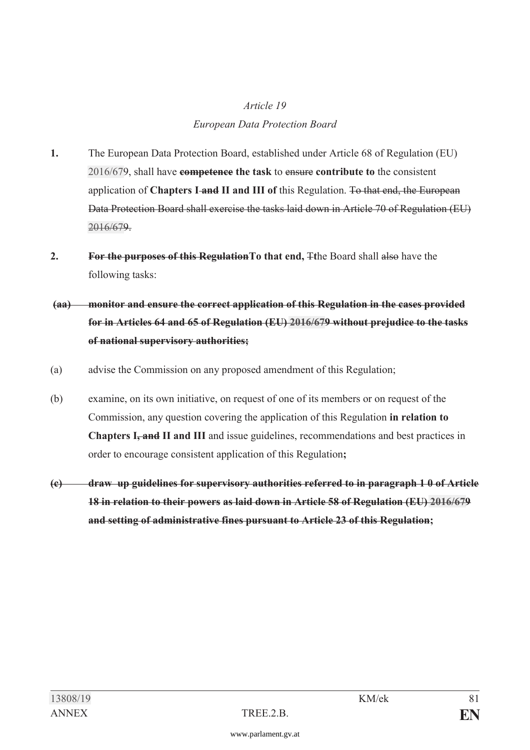*Article 19*

*European Data Protection Board*

**1.** The European Data Protection Board, established under Article 68 of Regulation (EU) 2016/679, shall have ~~**competence**~~ **the task** to ~~ensure~~ **contribute to** the consistent application of **Chapters I ~~and~~ II and III of** this Regulation. ~~To that end, the European Data Protection Board shall exercise the tasks laid down in Article 70 of Regulation (EU) 2016/679.~~

**2.** ~~**For the purposes of this Regulation**~~**To that end,** ~~T~~the Board shall ~~also~~ have the following tasks:

~~**(aa) monitor and ensure the correct application of this Regulation in the cases provided for in Articles 64 and 65 of Regulation (EU) 2016/679 without prejudice to the tasks of national supervisory authorities;**~~

(a) advise the Commission on any proposed amendment of this Regulation;

(b) examine, on its own initiative, on request of one of its members or on request of the Commission, any question covering the application of this Regulation **in relation to Chapters I~~, and~~ II and III** and issue guidelines, recommendations and best practices in order to encourage consistent application of this Regulation**;**

~~**(c) draw up guidelines for supervisory authorities referred to in paragraph 1 0 of Article 18 in relation to their powers as laid down in Article 58 of Regulation (EU) 2016/679 and setting of administrative fines pursuant to Article 23 of this Regulation**~~**;**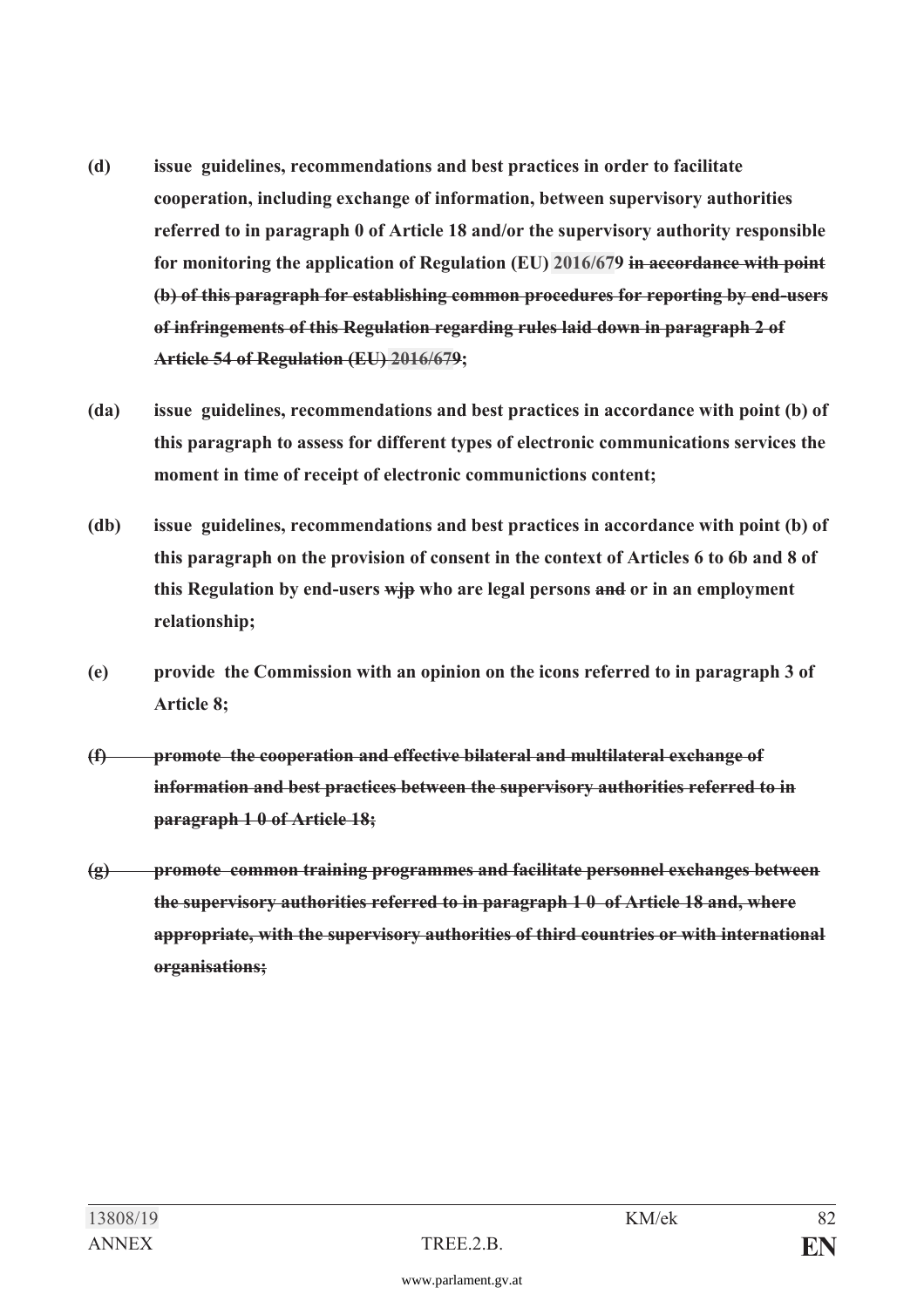**(d)** **issue guidelines, recommendations and best practices in order to facilitate cooperation, including exchange of information, between supervisory authorities referred to in paragraph 0 of Article 18 and/or the supervisory authority responsible for monitoring the application of Regulation (EU) 2016/679** ~~**in accordance with point (b) of this paragraph for establishing common procedures for reporting by end-users of infringements of this Regulation regarding rules laid down in paragraph 2 of Article 54 of Regulation (EU) 2016/679**~~**;**

**(da)** **issue guidelines, recommendations and best practices in accordance with point (b) of this paragraph to assess for different types of electronic communications services the moment in time of receipt of electronic communictions content;**

**(db)** **issue guidelines, recommendations and best practices in accordance with point (b) of this paragraph on the provision of consent in the context of Articles 6 to 6b and 8 of this Regulation by end-users** ~~**wjp**~~ **who are legal persons** ~~**and**~~ **or in an employment relationship;**

**(e)** **provide the Commission with an opinion on the icons referred to in paragraph 3 of Article 8;**

~~**(f)** **promote the cooperation and effective bilateral and multilateral exchange of information and best practices between the supervisory authorities referred to in paragraph 1 0 of Article 18;**~~

~~**(g)** **promote common training programmes and facilitate personnel exchanges between the supervisory authorities referred to in paragraph 1 0 of Article 18 and, where appropriate, with the supervisory authorities of third countries or with international organisations;**~~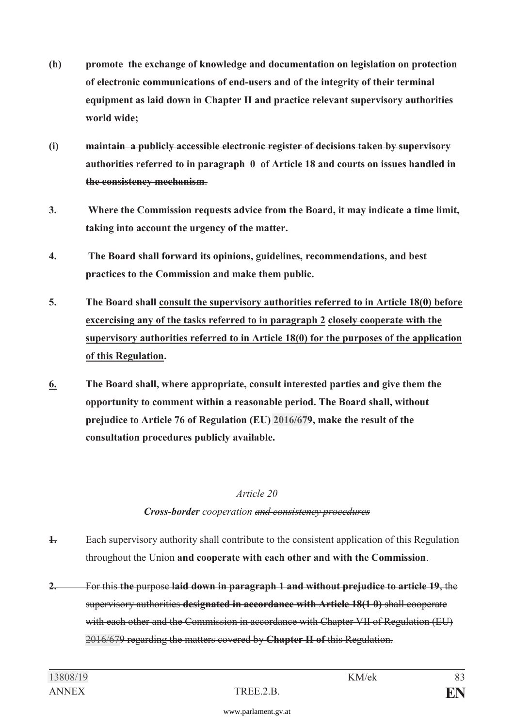**(h)** **promote the exchange of knowledge and documentation on legislation on protection of electronic communications of end-users and of the integrity of their terminal equipment as laid down in Chapter II and practice relevant supervisory authorities world wide;**

**(i)** ~~**maintain a publicly accessible electronic register of decisions taken by supervisory authorities referred to in paragraph 0 of Article 18 and courts on issues handled in the consistency mechanism**~~.

**3.** **Where the Commission requests advice from the Board, it may indicate a time limit, taking into account the urgency of the matter.**

**4.** **The Board shall forward its opinions, guidelines, recommendations, and best practices to the Commission and make them public.**

**5.** **The Board shall <u>consult the supervisory authorities referred to in Article 18(0) before excercising any of the tasks referred to in paragraph 2</u> ~~<u>closely cooperate with the supervisory authorities referred to in Article 18(0) for the purposes of the application of this Regulation</u>~~.**

**<u>6.</u>** **The Board shall, where appropriate, consult interested parties and give them the opportunity to comment within a reasonable period. The Board shall, without prejudice to Article 76 of Regulation (EU) 2016/679, make the result of the consultation procedures publicly available.**

*Article 20*

***Cross-border** cooperation ~~and consistency procedures~~*

~~**1.**~~ Each supervisory authority shall contribute to the consistent application of this Regulation throughout the Union **and cooperate with each other and with the Commission**.

~~**2.** For this **the** purpose **laid down in paragraph 1 and without prejudice to article 19**, the supervisory authorities **designated in accordance with Article 18(1 0)** shall cooperate with each other and the Commission in accordance with Chapter VII of Regulation (EU) 2016/679 regarding the matters covered by **Chapter II of** this Regulation.~~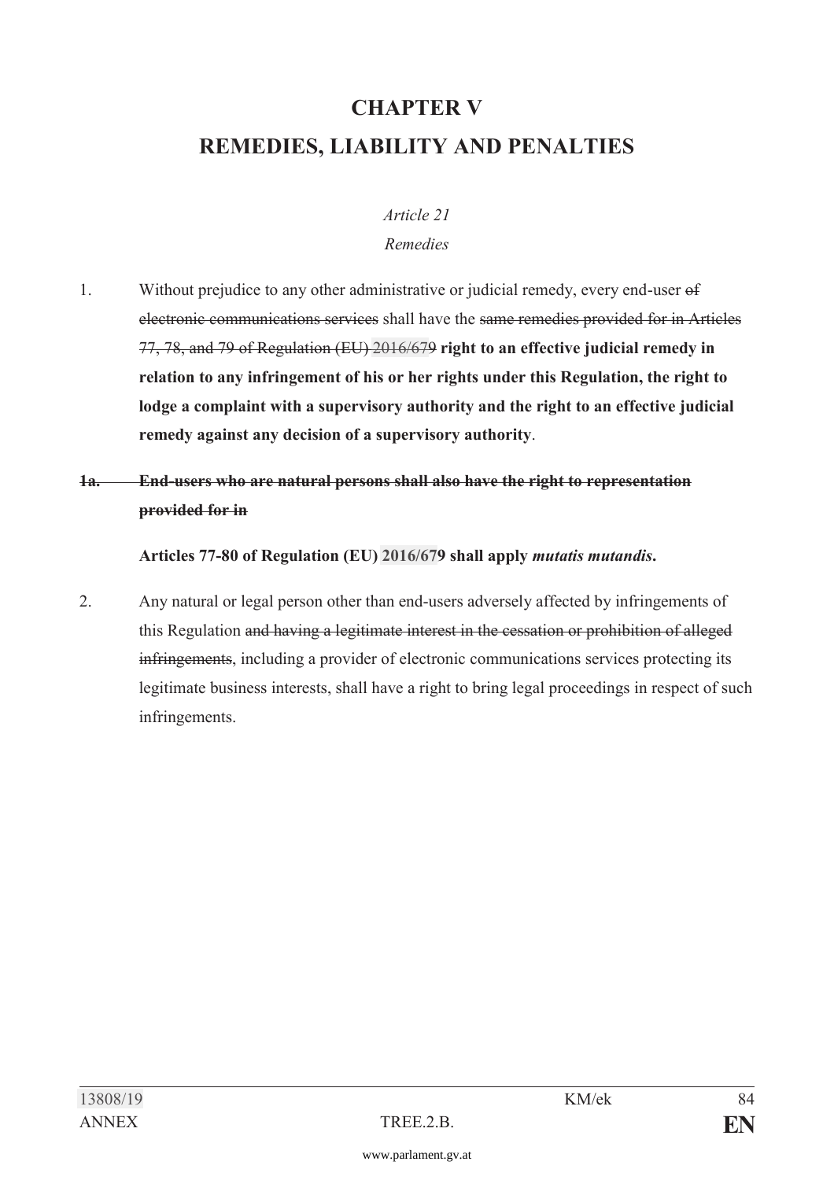# CHAPTER V

# REMEDIES, LIABILITY AND PENALTIES

*Article 21*

*Remedies*

1. Without prejudice to any other administrative or judicial remedy, every end-user ~~of electronic communications services~~ shall have the ~~same remedies provided for in Articles 77, 78, and 79 of Regulation (EU) 2016/679~~ **right to an effective judicial remedy in relation to any infringement of his or her rights under this Regulation, the right to lodge a complaint with a supervisory authority and the right to an effective judicial remedy against any decision of a supervisory authority**.

~~**1a. End-users who are natural persons shall also have the right to representation provided for in**~~

**Articles 77-80 of Regulation (EU) 2016/679 shall apply *mutatis mutandis*.**

2. Any natural or legal person other than end-users adversely affected by infringements of this Regulation ~~and having a legitimate interest in the cessation or prohibition of alleged infringements~~, including a provider of electronic communications services protecting its legitimate business interests, shall have a right to bring legal proceedings in respect of such infringements.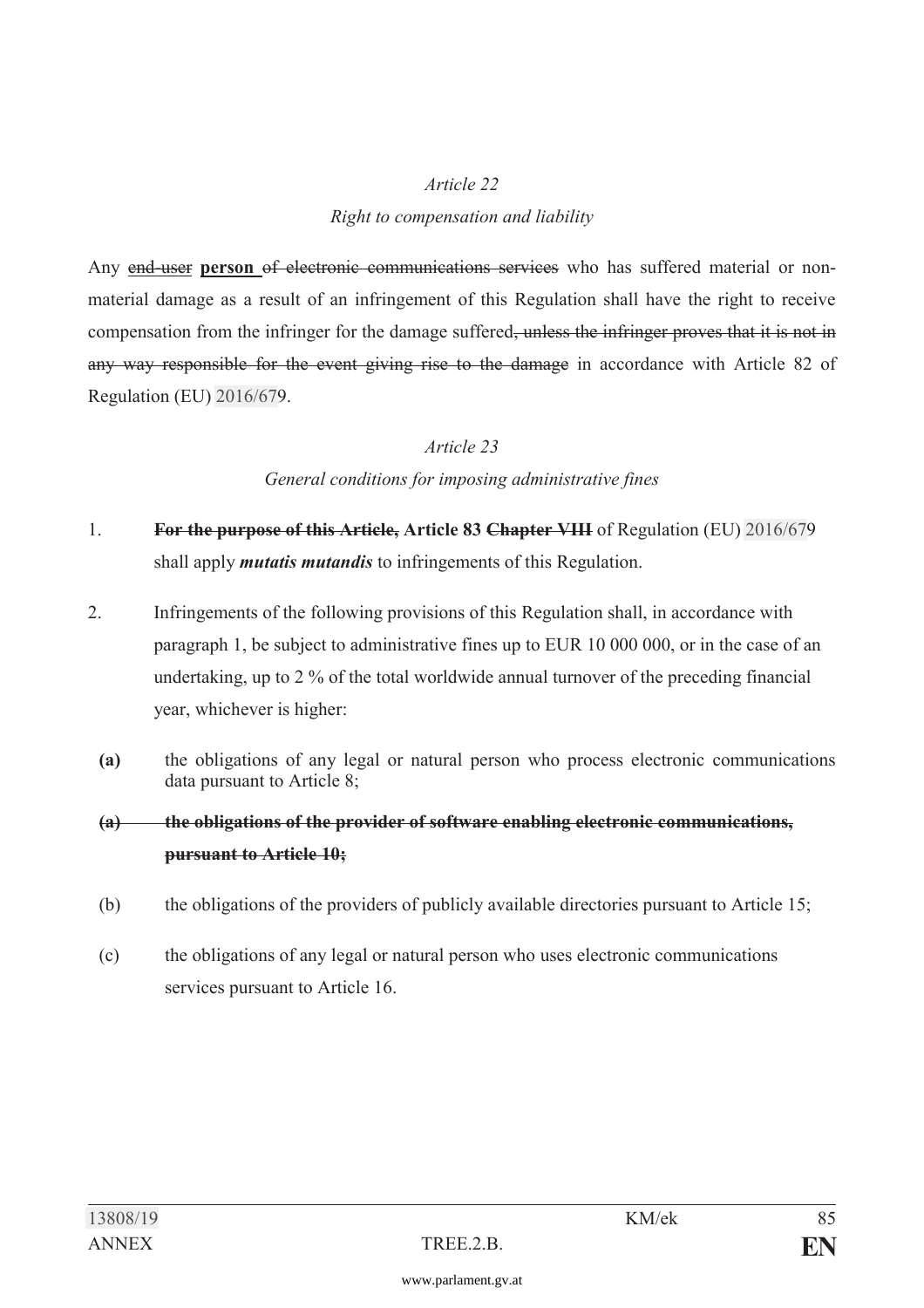*Article 22*

*Right to compensation and liability*

Any ~~end-user~~ **person** ~~of electronic communications services~~ who has suffered material or non-material damage as a result of an infringement of this Regulation shall have the right to receive compensation from the infringer for the damage suffered~~, unless the infringer proves that it is not in any way responsible for the event giving rise to the damage~~ in accordance with Article 82 of Regulation (EU) 2016/679.

*Article 23*

*General conditions for imposing administrative fines*

1. ~~**For the purpose of this Article,**~~ **Article 83** ~~**Chapter VIII**~~ of Regulation (EU) 2016/679 shall apply ***mutatis mutandis*** to infringements of this Regulation.

2. Infringements of the following provisions of this Regulation shall, in accordance with paragraph 1, be subject to administrative fines up to EUR 10 000 000, or in the case of an undertaking, up to 2 % of the total worldwide annual turnover of the preceding financial year, whichever is higher:

   **(a)** the obligations of any legal or natural person who process electronic communications data pursuant to Article 8;

   ~~**(a) the obligations of the provider of software enabling electronic communications, pursuant to Article 10;**~~

   (b) the obligations of the providers of publicly available directories pursuant to Article 15;

   (c) the obligations of any legal or natural person who uses electronic communications services pursuant to Article 16.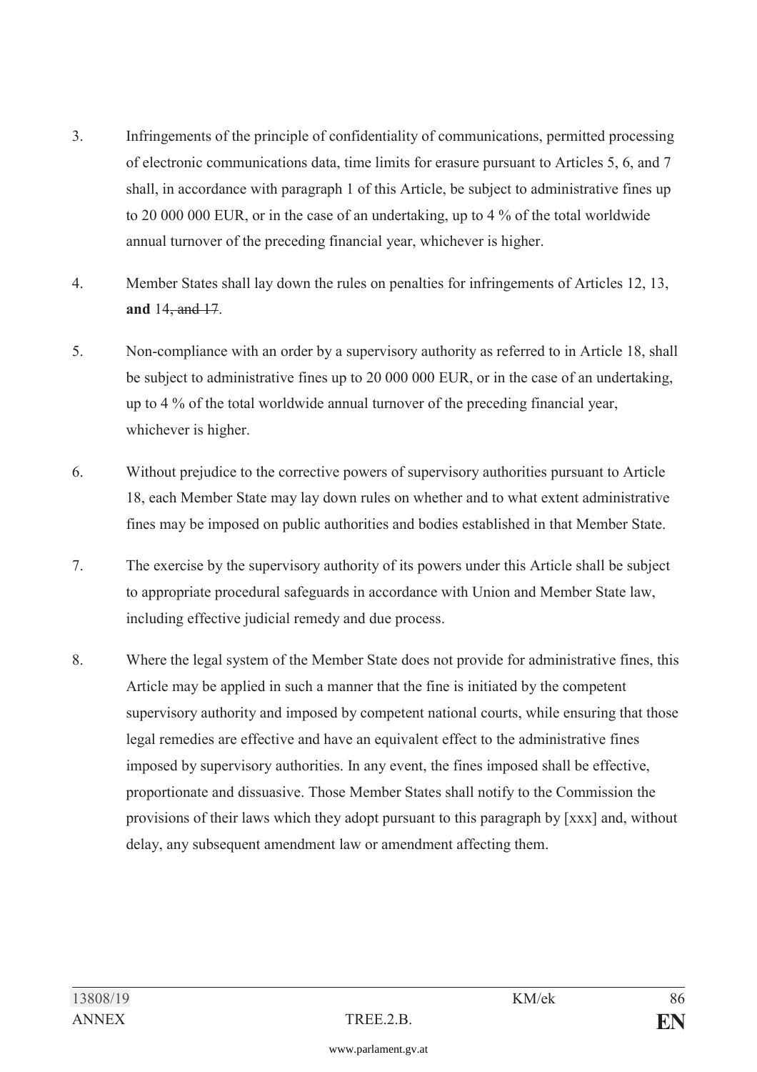3. Infringements of the principle of confidentiality of communications, permitted processing of electronic communications data, time limits for erasure pursuant to Articles 5, 6, and 7 shall, in accordance with paragraph 1 of this Article, be subject to administrative fines up to 20 000 000 EUR, or in the case of an undertaking, up to 4 % of the total worldwide annual turnover of the preceding financial year, whichever is higher.

4. Member States shall lay down the rules on penalties for infringements of Articles 12, 13, **and** 14~~, and 17~~.

5. Non-compliance with an order by a supervisory authority as referred to in Article 18, shall be subject to administrative fines up to 20 000 000 EUR, or in the case of an undertaking, up to 4 % of the total worldwide annual turnover of the preceding financial year, whichever is higher.

6. Without prejudice to the corrective powers of supervisory authorities pursuant to Article 18, each Member State may lay down rules on whether and to what extent administrative fines may be imposed on public authorities and bodies established in that Member State.

7. The exercise by the supervisory authority of its powers under this Article shall be subject to appropriate procedural safeguards in accordance with Union and Member State law, including effective judicial remedy and due process.

8. Where the legal system of the Member State does not provide for administrative fines, this Article may be applied in such a manner that the fine is initiated by the competent supervisory authority and imposed by competent national courts, while ensuring that those legal remedies are effective and have an equivalent effect to the administrative fines imposed by supervisory authorities. In any event, the fines imposed shall be effective, proportionate and dissuasive. Those Member States shall notify to the Commission the provisions of their laws which they adopt pursuant to this paragraph by [xxx] and, without delay, any subsequent amendment law or amendment affecting them.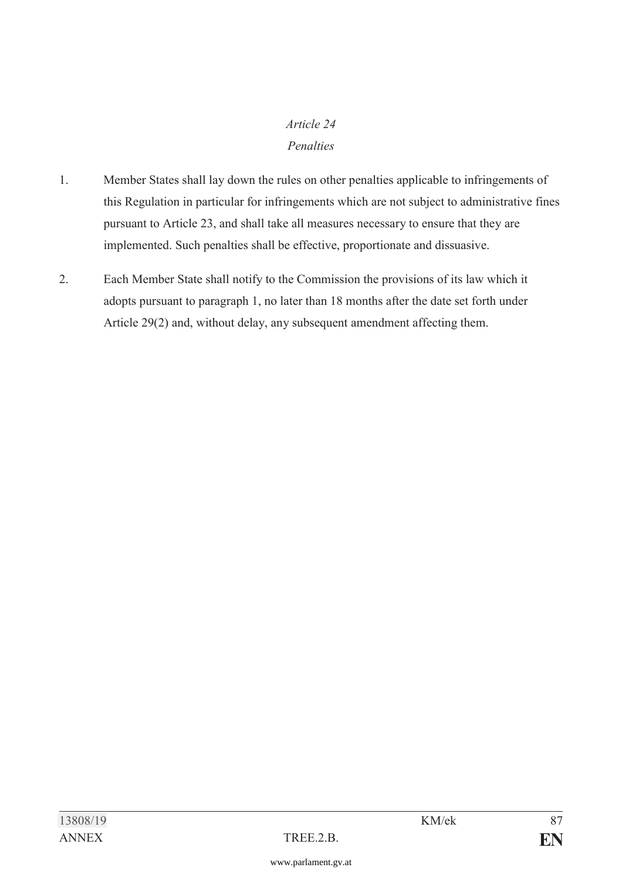*Article 24*

*Penalties*

1. Member States shall lay down the rules on other penalties applicable to infringements of this Regulation in particular for infringements which are not subject to administrative fines pursuant to Article 23, and shall take all measures necessary to ensure that they are implemented. Such penalties shall be effective, proportionate and dissuasive.

2. Each Member State shall notify to the Commission the provisions of its law which it adopts pursuant to paragraph 1, no later than 18 months after the date set forth under Article 29(2) and, without delay, any subsequent amendment affecting them.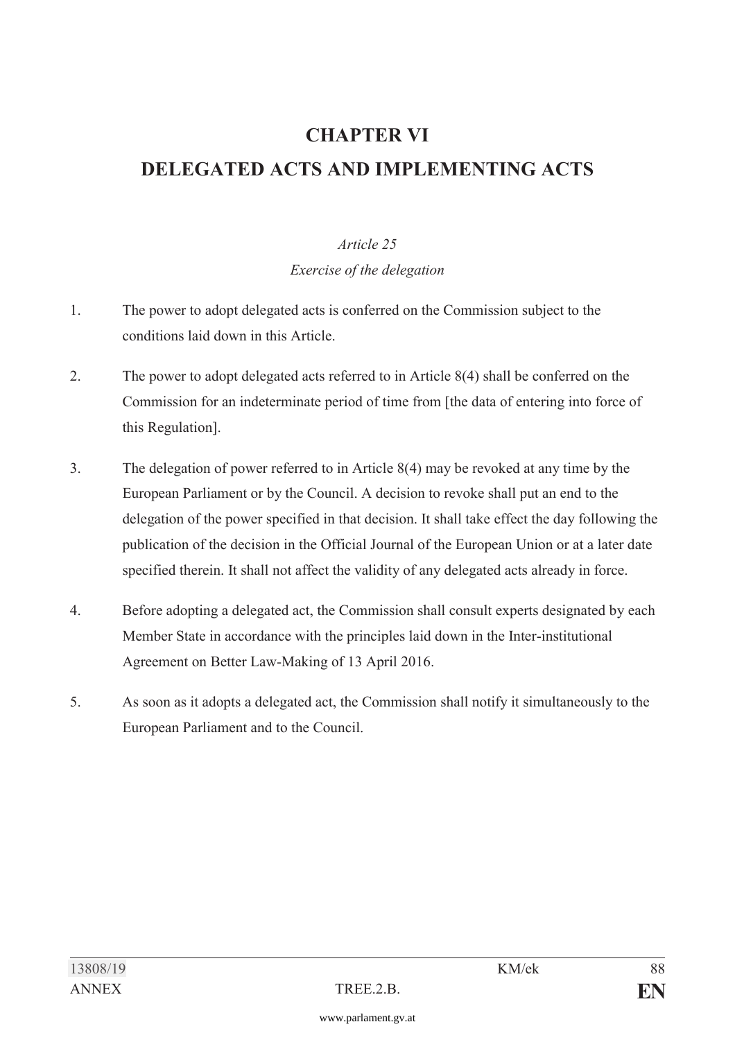# CHAPTER VI

# DELEGATED ACTS AND IMPLEMENTING ACTS

*Article 25*

*Exercise of the delegation*

1. The power to adopt delegated acts is conferred on the Commission subject to the conditions laid down in this Article.

2. The power to adopt delegated acts referred to in Article 8(4) shall be conferred on the Commission for an indeterminate period of time from [the data of entering into force of this Regulation].

3. The delegation of power referred to in Article 8(4) may be revoked at any time by the European Parliament or by the Council. A decision to revoke shall put an end to the delegation of the power specified in that decision. It shall take effect the day following the publication of the decision in the Official Journal of the European Union or at a later date specified therein. It shall not affect the validity of any delegated acts already in force.

4. Before adopting a delegated act, the Commission shall consult experts designated by each Member State in accordance with the principles laid down in the Inter-institutional Agreement on Better Law-Making of 13 April 2016.

5. As soon as it adopts a delegated act, the Commission shall notify it simultaneously to the European Parliament and to the Council.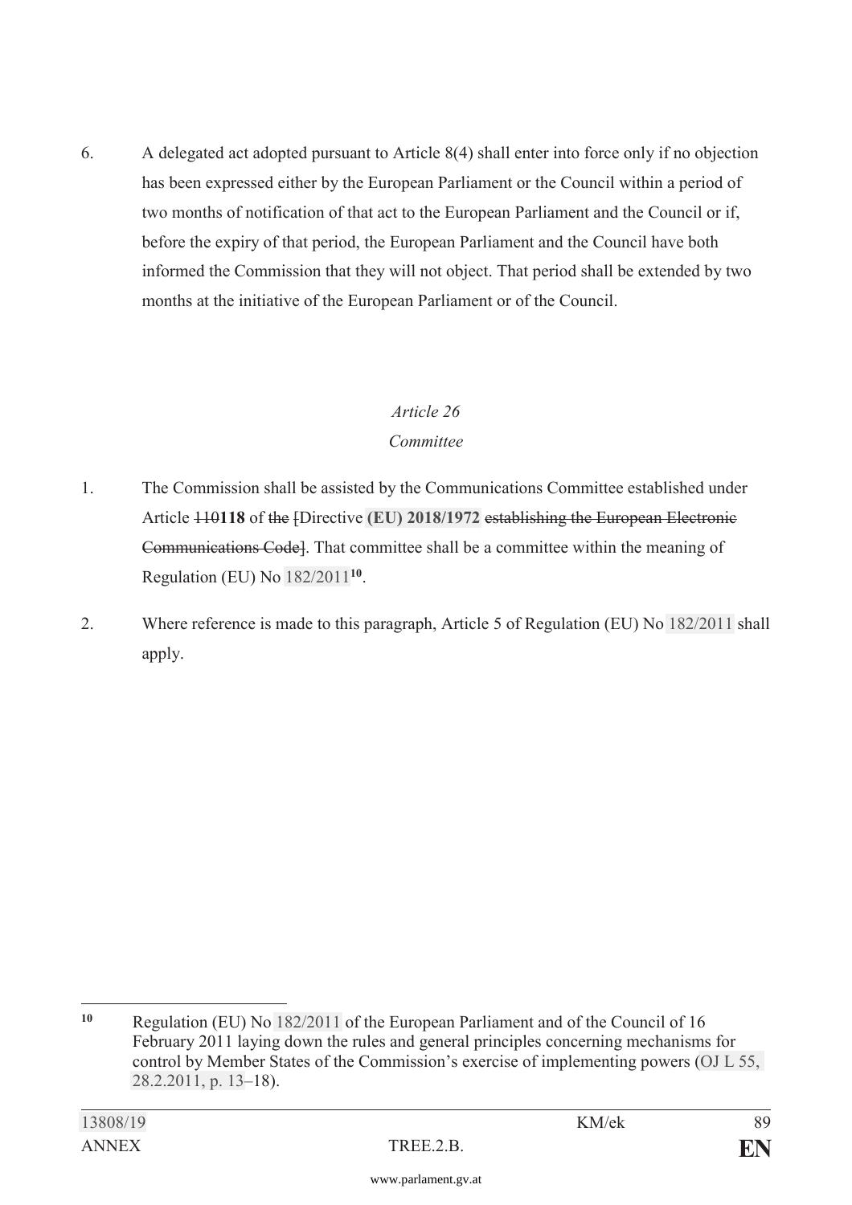6. A delegated act adopted pursuant to Article 8(4) shall enter into force only if no objection has been expressed either by the European Parliament or the Council within a period of two months of notification of that act to the European Parliament and the Council or if, before the expiry of that period, the European Parliament and the Council have both informed the Commission that they will not object. That period shall be extended by two months at the initiative of the European Parliament or of the Council.

*Article 26*

*Committee*

1. The Commission shall be assisted by the Communications Committee established under Article ~~110~~**118** of ~~the~~ ~~[~~Directive **(EU) 2018/1972** ~~establishing the European Electronic Communications Code]~~. That committee shall be a committee within the meaning of Regulation (EU) No 182/2011[10].

2. Where reference is made to this paragraph, Article 5 of Regulation (EU) No 182/2011 shall apply.

---

[10] Regulation (EU) No 182/2011 of the European Parliament and of the Council of 16 February 2011 laying down the rules and general principles concerning mechanisms for control by Member States of the Commission's exercise of implementing powers (OJ L 55, 28.2.2011, p. 13–18).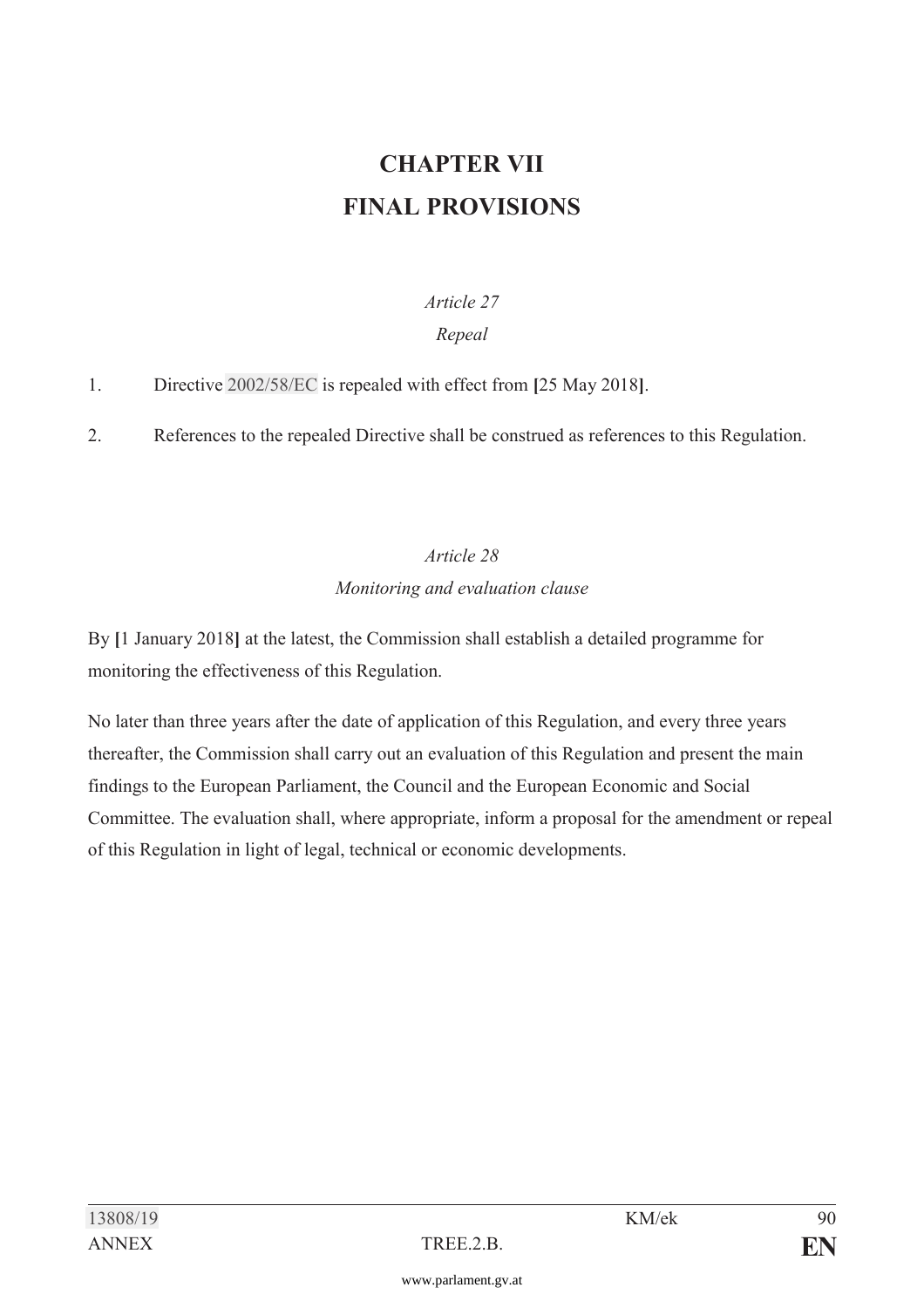# CHAPTER VII
# FINAL PROVISIONS

*Article 27*

*Repeal*

1. Directive 2002/58/EC is repealed with effect from **[**25 May 2018**]**.

2. References to the repealed Directive shall be construed as references to this Regulation.

*Article 28*

*Monitoring and evaluation clause*

By **[**1 January 2018**]** at the latest, the Commission shall establish a detailed programme for monitoring the effectiveness of this Regulation.

No later than three years after the date of application of this Regulation, and every three years thereafter, the Commission shall carry out an evaluation of this Regulation and present the main findings to the European Parliament, the Council and the European Economic and Social Committee. The evaluation shall, where appropriate, inform a proposal for the amendment or repeal of this Regulation in light of legal, technical or economic developments.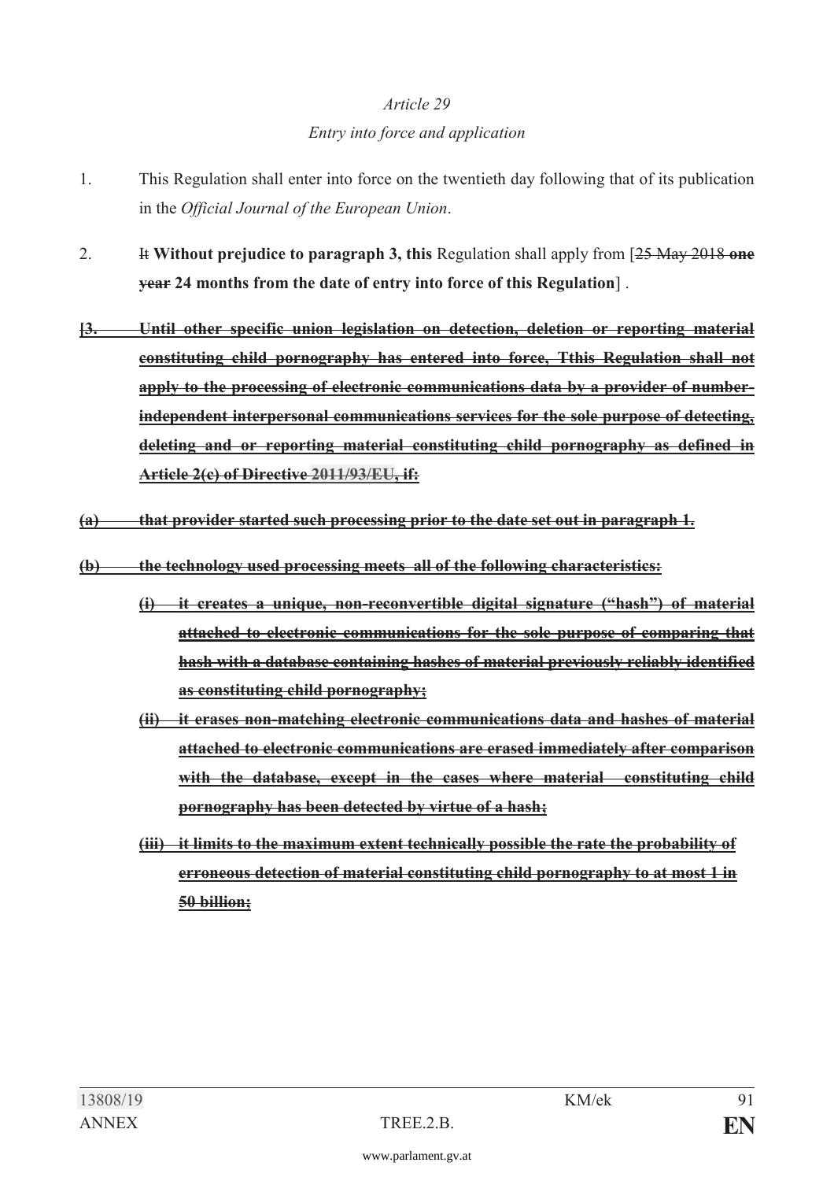*Article 29*

*Entry into force and application*

1. This Regulation shall enter into force on the twentieth day following that of its publication in the *Official Journal of the European Union*.

2. ~~It~~ **Without prejudice to paragraph 3, this** Regulation shall apply from [~~25 May 2018~~ ~~**one year**~~ **24 months from the date of entry into force of this Regulation**] .

~~**[3. Until other specific union legislation on detection, deletion or reporting material constituting child pornography has entered into force, Tthis Regulation shall not apply to the processing of electronic communications data by a provider of number-independent interpersonal communications services for the sole purpose of detecting, deleting and or reporting material constituting child pornography as defined in Article 2(c) of Directive 2011/93/EU, if:**~~

~~**(a) that provider started such processing prior to the date set out in paragraph 1.**~~

~~**(b) the technology used processing meets all of the following characteristics:**~~

~~**(i) it creates a unique, non-reconvertible digital signature ("hash") of material attached to electronic communications for the sole purpose of comparing that hash with a database containing hashes of material previously reliably identified as constituting child pornography;**~~

~~**(ii) it erases non-matching electronic communications data and hashes of material attached to electronic communications are erased immediately after comparison with the database, except in the cases where material constituting child pornography has been detected by virtue of a hash;**~~

~~**(iii) it limits to the maximum extent technically possible the rate the probability of erroneous detection of material constituting child pornography to at most 1 in 50 billion;**~~

13808/19 KM/ek
ANNEX TREE.2.B. **EN**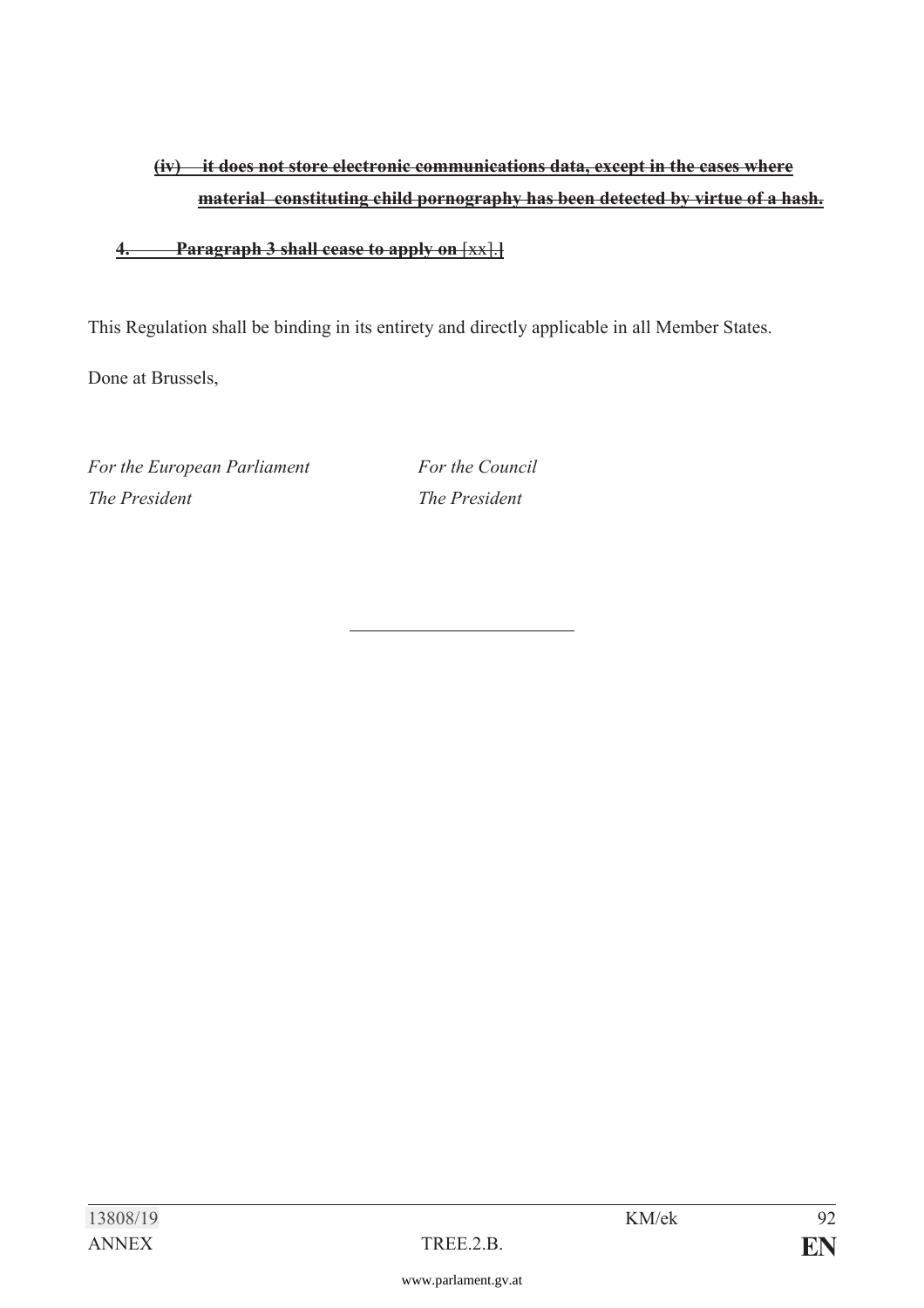~~**(iv) it does not store electronic communications data, except in the cases where material constituting child pornography has been detected by virtue of a hash.**~~

~~**4. Paragraph 3 shall cease to apply on** [xx].]~~

This Regulation shall be binding in its entirety and directly applicable in all Member States.

Done at Brussels,

*For the European Parliament* *For the Council*
*The President* *The President*